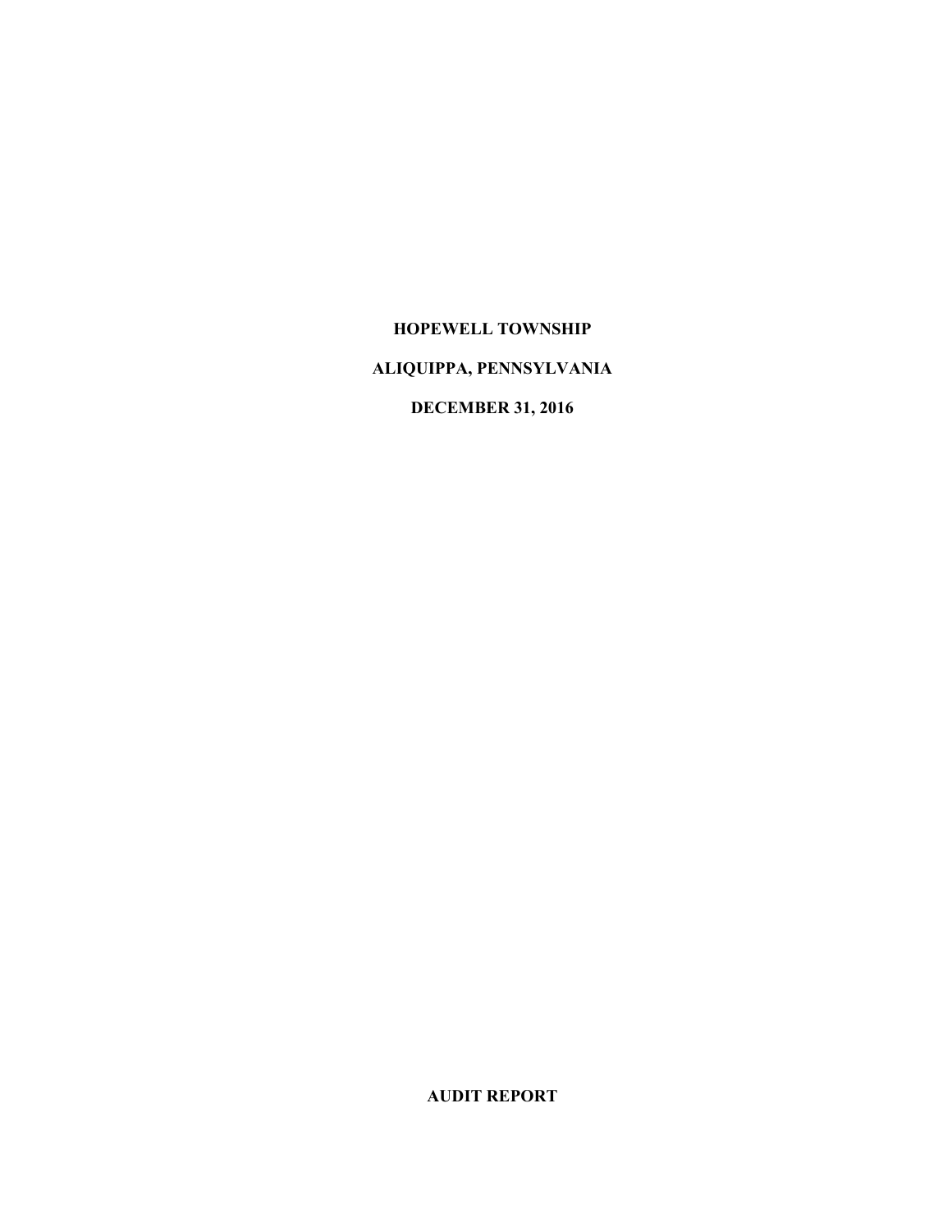# HOPEWELL TOWNSHIP

## ALIQUIPPA, PENNSYLVANIA

## DECEMBER 31, 2016

## AUDIT REPORT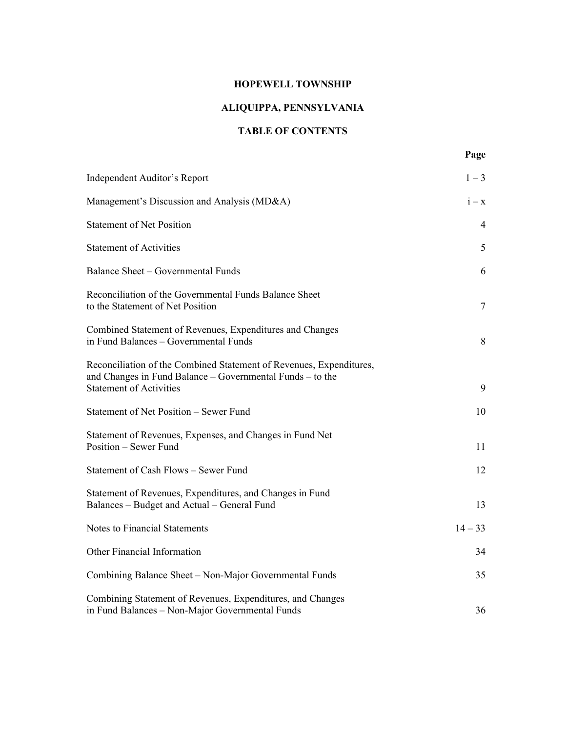# HOPEWELL TOWNSHIP

## ALIQUIPPA, PENNSYLVANIA

## TABLE OF CONTENTS

| | Page |
|---|---|
| Independent Auditor's Report | 1 – 3 |
| Management's Discussion and Analysis (MD&A) | i – x |
| Statement of Net Position | 4 |
| Statement of Activities | 5 |
| Balance Sheet – Governmental Funds | 6 |
| Reconciliation of the Governmental Funds Balance Sheet to the Statement of Net Position | 7 |
| Combined Statement of Revenues, Expenditures and Changes in Fund Balances – Governmental Funds | 8 |
| Reconciliation of the Combined Statement of Revenues, Expenditures, and Changes in Fund Balance – Governmental Funds – to the Statement of Activities | 9 |
| Statement of Net Position – Sewer Fund | 10 |
| Statement of Revenues, Expenses, and Changes in Fund Net Position – Sewer Fund | 11 |
| Statement of Cash Flows – Sewer Fund | 12 |
| Statement of Revenues, Expenditures, and Changes in Fund Balances – Budget and Actual – General Fund | 13 |
| Notes to Financial Statements | 14 – 33 |
| Other Financial Information | 34 |
| Combining Balance Sheet – Non-Major Governmental Funds | 35 |
| Combining Statement of Revenues, Expenditures, and Changes in Fund Balances – Non-Major Governmental Funds | 36 |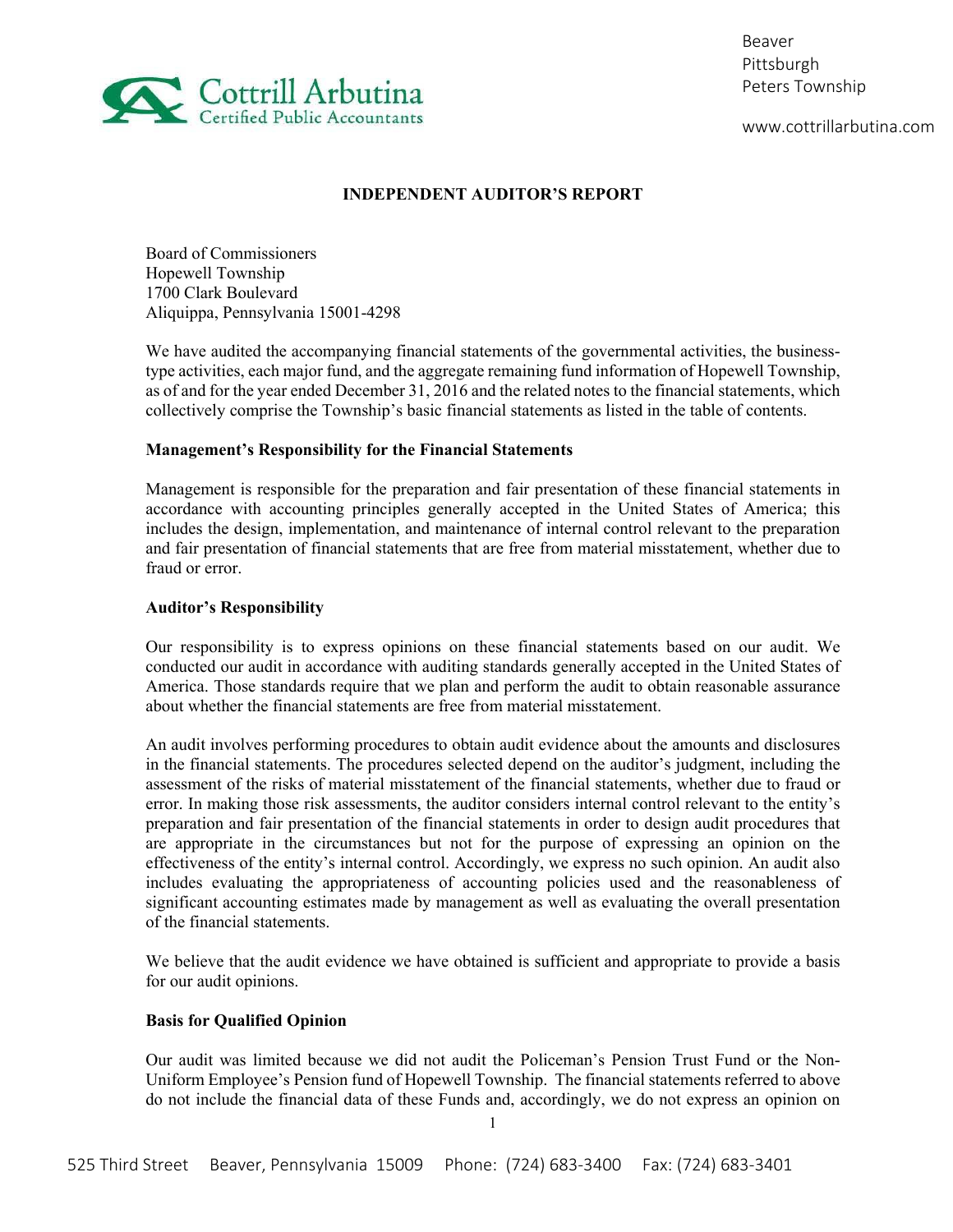# INDEPENDENT AUDITOR'S REPORT

Board of Commissioners
Hopewell Township
1700 Clark Boulevard
Aliquippa, Pennsylvania 15001-4298

We have audited the accompanying financial statements of the governmental activities, the business-type activities, each major fund, and the aggregate remaining fund information of Hopewell Township, as of and for the year ended December 31, 2016 and the related notes to the financial statements, which collectively comprise the Township's basic financial statements as listed in the table of contents.

**Management's Responsibility for the Financial Statements**

Management is responsible for the preparation and fair presentation of these financial statements in accordance with accounting principles generally accepted in the United States of America; this includes the design, implementation, and maintenance of internal control relevant to the preparation and fair presentation of financial statements that are free from material misstatement, whether due to fraud or error.

**Auditor's Responsibility**

Our responsibility is to express opinions on these financial statements based on our audit. We conducted our audit in accordance with auditing standards generally accepted in the United States of America. Those standards require that we plan and perform the audit to obtain reasonable assurance about whether the financial statements are free from material misstatement.

An audit involves performing procedures to obtain audit evidence about the amounts and disclosures in the financial statements. The procedures selected depend on the auditor's judgment, including the assessment of the risks of material misstatement of the financial statements, whether due to fraud or error. In making those risk assessments, the auditor considers internal control relevant to the entity's preparation and fair presentation of the financial statements in order to design audit procedures that are appropriate in the circumstances but not for the purpose of expressing an opinion on the effectiveness of the entity's internal control. Accordingly, we express no such opinion. An audit also includes evaluating the appropriateness of accounting policies used and the reasonableness of significant accounting estimates made by management as well as evaluating the overall presentation of the financial statements.

We believe that the audit evidence we have obtained is sufficient and appropriate to provide a basis for our audit opinions.

**Basis for Qualified Opinion**

Our audit was limited because we did not audit the Policeman's Pension Trust Fund or the Non-Uniform Employee's Pension fund of Hopewell Township. The financial statements referred to above do not include the financial data of these Funds and, accordingly, we do not express an opinion on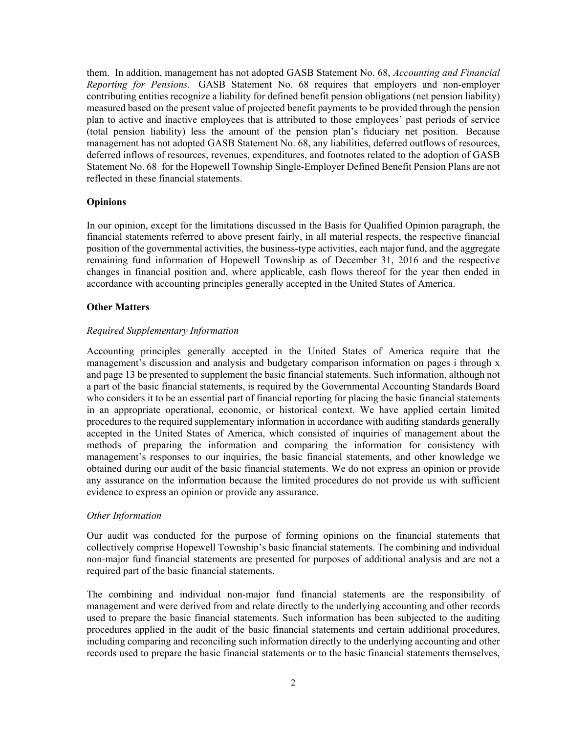them. In addition, management has not adopted GASB Statement No. 68, *Accounting and Financial Reporting for Pensions*. GASB Statement No. 68 requires that employers and non-employer contributing entities recognize a liability for defined benefit pension obligations (net pension liability) measured based on the present value of projected benefit payments to be provided through the pension plan to active and inactive employees that is attributed to those employees' past periods of service (total pension liability) less the amount of the pension plan's fiduciary net position. Because management has not adopted GASB Statement No. 68, any liabilities, deferred outflows of resources, deferred inflows of resources, revenues, expenditures, and footnotes related to the adoption of GASB Statement No. 68 for the Hopewell Township Single-Employer Defined Benefit Pension Plans are not reflected in these financial statements.

**Opinions**

In our opinion, except for the limitations discussed in the Basis for Qualified Opinion paragraph, the financial statements referred to above present fairly, in all material respects, the respective financial position of the governmental activities, the business-type activities, each major fund, and the aggregate remaining fund information of Hopewell Township as of December 31, 2016 and the respective changes in financial position and, where applicable, cash flows thereof for the year then ended in accordance with accounting principles generally accepted in the United States of America.

**Other Matters**

*Required Supplementary Information*

Accounting principles generally accepted in the United States of America require that the management's discussion and analysis and budgetary comparison information on pages i through x and page 13 be presented to supplement the basic financial statements. Such information, although not a part of the basic financial statements, is required by the Governmental Accounting Standards Board who considers it to be an essential part of financial reporting for placing the basic financial statements in an appropriate operational, economic, or historical context. We have applied certain limited procedures to the required supplementary information in accordance with auditing standards generally accepted in the United States of America, which consisted of inquiries of management about the methods of preparing the information and comparing the information for consistency with management's responses to our inquiries, the basic financial statements, and other knowledge we obtained during our audit of the basic financial statements. We do not express an opinion or provide any assurance on the information because the limited procedures do not provide us with sufficient evidence to express an opinion or provide any assurance.

*Other Information*

Our audit was conducted for the purpose of forming opinions on the financial statements that collectively comprise Hopewell Township's basic financial statements. The combining and individual non-major fund financial statements are presented for purposes of additional analysis and are not a required part of the basic financial statements.

The combining and individual non-major fund financial statements are the responsibility of management and were derived from and relate directly to the underlying accounting and other records used to prepare the basic financial statements. Such information has been subjected to the auditing procedures applied in the audit of the basic financial statements and certain additional procedures, including comparing and reconciling such information directly to the underlying accounting and other records used to prepare the basic financial statements or to the basic financial statements themselves,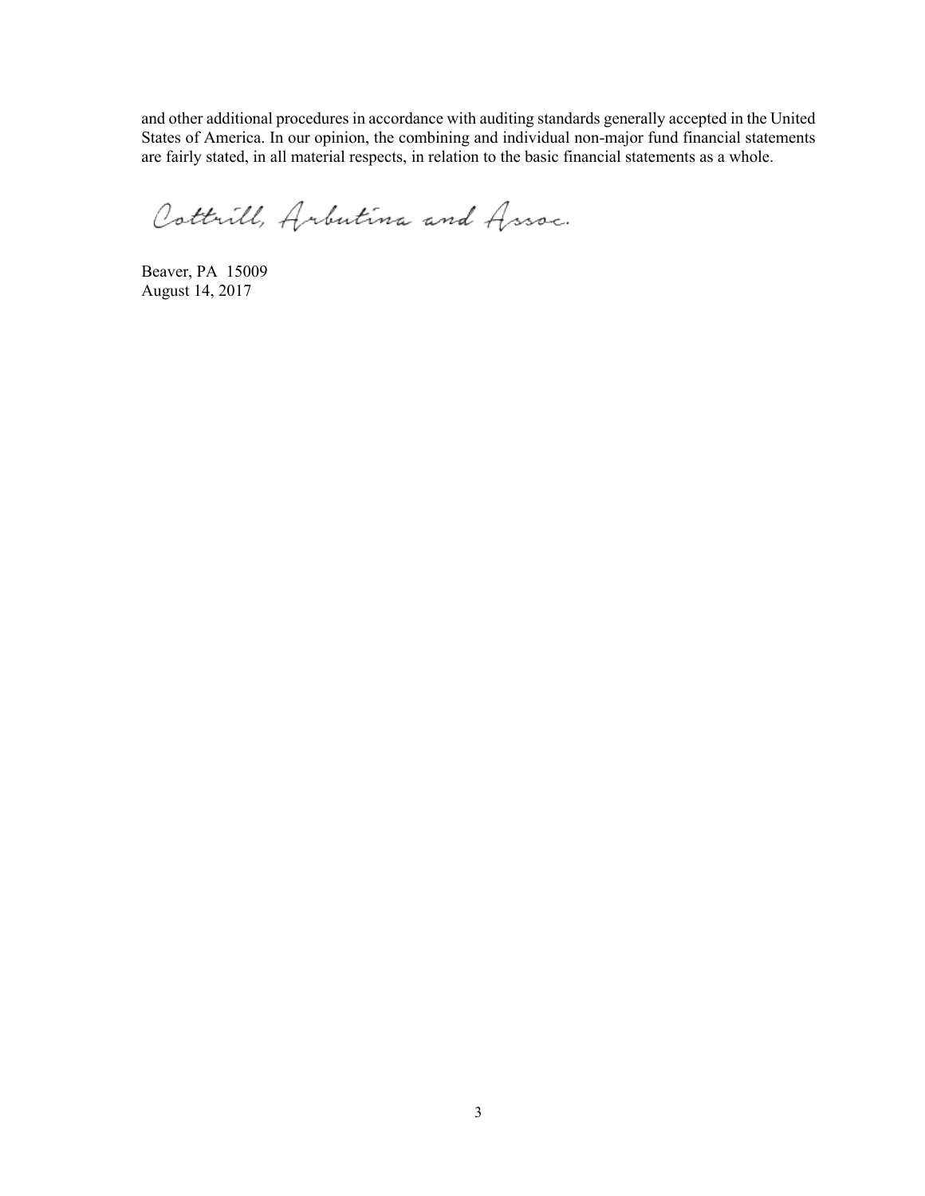and other additional procedures in accordance with auditing standards generally accepted in the United States of America. In our opinion, the combining and individual non-major fund financial statements are fairly stated, in all material respects, in relation to the basic financial statements as a whole.

Cottrill, Arbutina and Assoc.

Beaver, PA 15009
August 14, 2017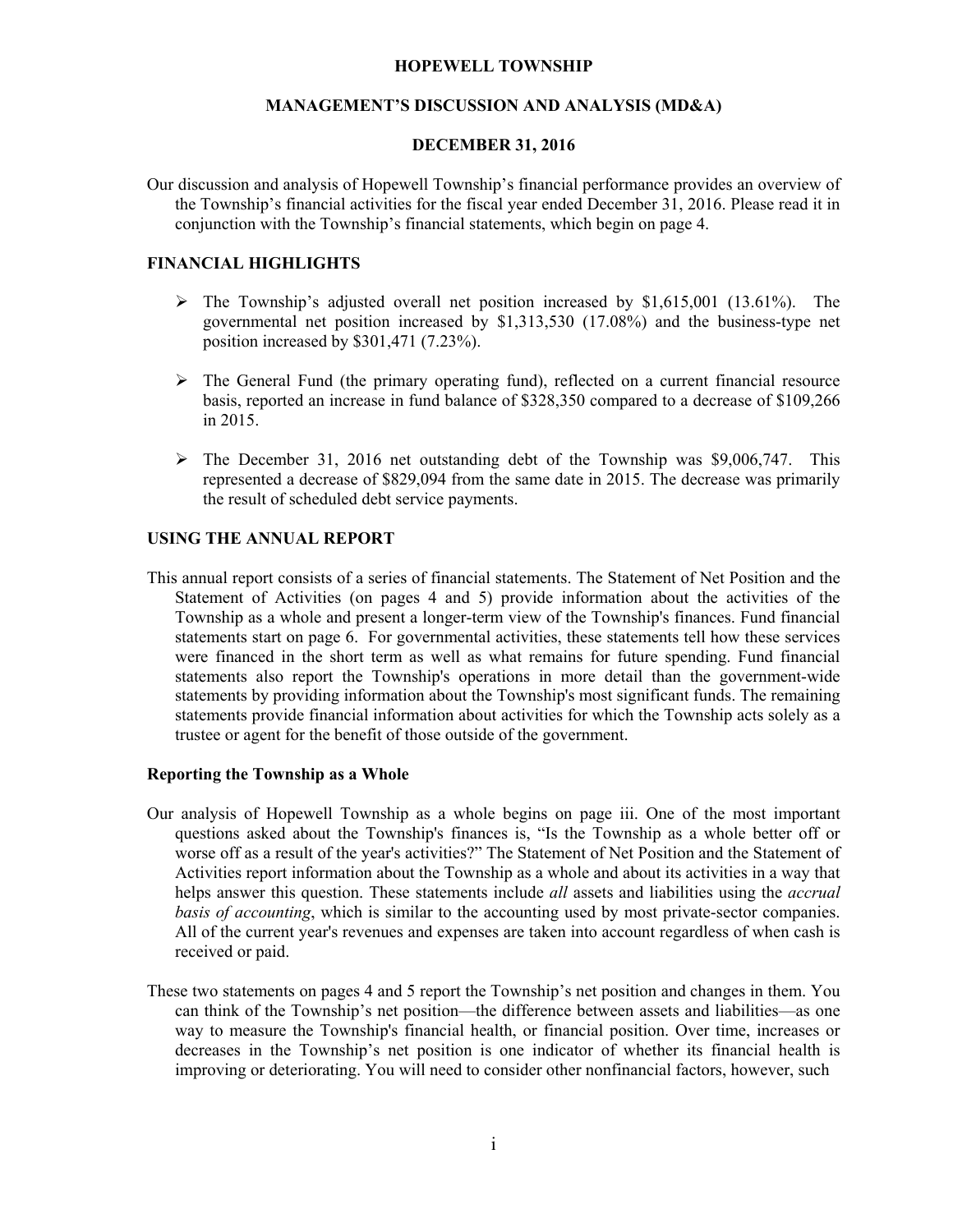# HOPEWELL TOWNSHIP

## MANAGEMENT'S DISCUSSION AND ANALYSIS (MD&A)

### DECEMBER 31, 2016

Our discussion and analysis of Hopewell Township's financial performance provides an overview of the Township's financial activities for the fiscal year ended December 31, 2016. Please read it in conjunction with the Township's financial statements, which begin on page 4.

## FINANCIAL HIGHLIGHTS

- The Township's adjusted overall net position increased by $1,615,001 (13.61%). The governmental net position increased by $1,313,530 (17.08%) and the business-type net position increased by $301,471 (7.23%).
- The General Fund (the primary operating fund), reflected on a current financial resource basis, reported an increase in fund balance of $328,350 compared to a decrease of $109,266 in 2015.
- The December 31, 2016 net outstanding debt of the Township was $9,006,747. This represented a decrease of $829,094 from the same date in 2015. The decrease was primarily the result of scheduled debt service payments.

## USING THE ANNUAL REPORT

This annual report consists of a series of financial statements. The Statement of Net Position and the Statement of Activities (on pages 4 and 5) provide information about the activities of the Township as a whole and present a longer-term view of the Township's finances. Fund financial statements start on page 6. For governmental activities, these statements tell how these services were financed in the short term as well as what remains for future spending. Fund financial statements also report the Township's operations in more detail than the government-wide statements by providing information about the Township's most significant funds. The remaining statements provide financial information about activities for which the Township acts solely as a trustee or agent for the benefit of those outside of the government.

### Reporting the Township as a Whole

Our analysis of Hopewell Township as a whole begins on page iii. One of the most important questions asked about the Township's finances is, "Is the Township as a whole better off or worse off as a result of the year's activities?" The Statement of Net Position and the Statement of Activities report information about the Township as a whole and about its activities in a way that helps answer this question. These statements include *all* assets and liabilities using the *accrual basis of accounting*, which is similar to the accounting used by most private-sector companies. All of the current year's revenues and expenses are taken into account regardless of when cash is received or paid.

These two statements on pages 4 and 5 report the Township's net position and changes in them. You can think of the Township's net position—the difference between assets and liabilities—as one way to measure the Township's financial health, or financial position. Over time, increases or decreases in the Township's net position is one indicator of whether its financial health is improving or deteriorating. You will need to consider other nonfinancial factors, however, such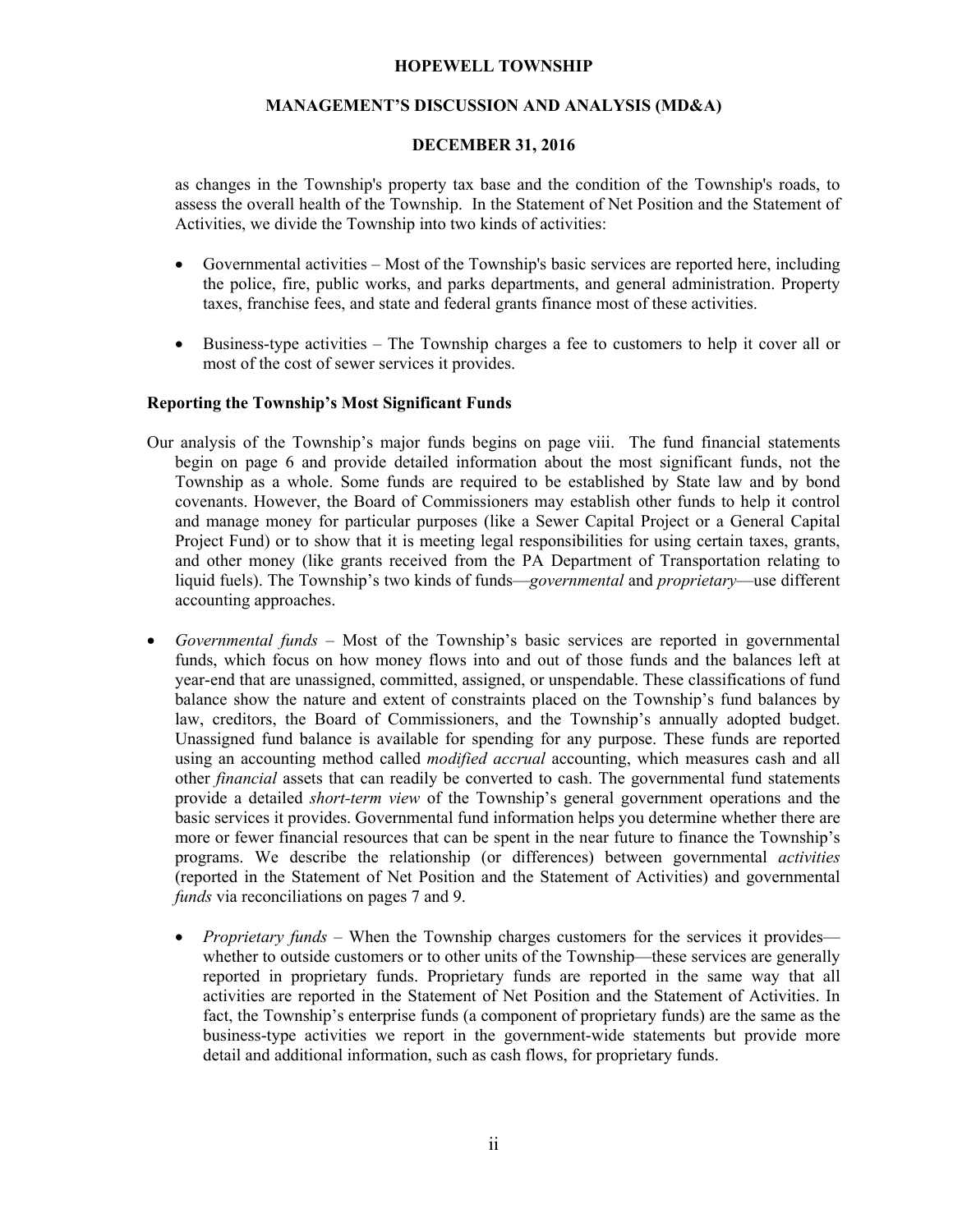as changes in the Township's property tax base and the condition of the Township's roads, to assess the overall health of the Township. In the Statement of Net Position and the Statement of Activities, we divide the Township into two kinds of activities:

- Governmental activities – Most of the Township's basic services are reported here, including the police, fire, public works, and parks departments, and general administration. Property taxes, franchise fees, and state and federal grants finance most of these activities.

- Business-type activities – The Township charges a fee to customers to help it cover all or most of the cost of sewer services it provides.

**Reporting the Township's Most Significant Funds**

Our analysis of the Township's major funds begins on page viii. The fund financial statements begin on page 6 and provide detailed information about the most significant funds, not the Township as a whole. Some funds are required to be established by State law and by bond covenants. However, the Board of Commissioners may establish other funds to help it control and manage money for particular purposes (like a Sewer Capital Project or a General Capital Project Fund) or to show that it is meeting legal responsibilities for using certain taxes, grants, and other money (like grants received from the PA Department of Transportation relating to liquid fuels). The Township's two kinds of funds—*governmental* and *proprietary*—use different accounting approaches.

- *Governmental funds* – Most of the Township's basic services are reported in governmental funds, which focus on how money flows into and out of those funds and the balances left at year-end that are unassigned, committed, assigned, or unspendable. These classifications of fund balance show the nature and extent of constraints placed on the Township's fund balances by law, creditors, the Board of Commissioners, and the Township's annually adopted budget. Unassigned fund balance is available for spending for any purpose. These funds are reported using an accounting method called *modified accrual* accounting, which measures cash and all other *financial* assets that can readily be converted to cash. The governmental fund statements provide a detailed *short-term view* of the Township's general government operations and the basic services it provides. Governmental fund information helps you determine whether there are more or fewer financial resources that can be spent in the near future to finance the Township's programs. We describe the relationship (or differences) between governmental *activities* (reported in the Statement of Net Position and the Statement of Activities) and governmental *funds* via reconciliations on pages 7 and 9.

  - *Proprietary funds* – When the Township charges customers for the services it provides—whether to outside customers or to other units of the Township—these services are generally reported in proprietary funds. Proprietary funds are reported in the same way that all activities are reported in the Statement of Net Position and the Statement of Activities. In fact, the Township's enterprise funds (a component of proprietary funds) are the same as the business-type activities we report in the government-wide statements but provide more detail and additional information, such as cash flows, for proprietary funds.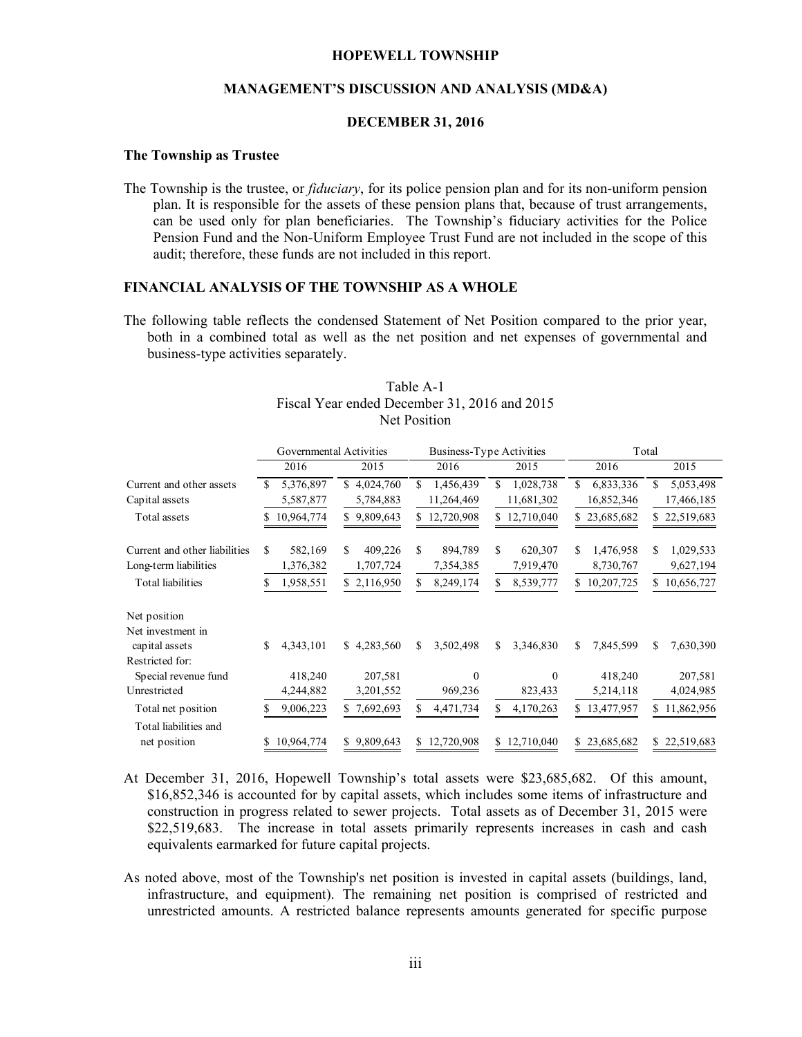HOPEWELL TOWNSHIP

MANAGEMENT'S DISCUSSION AND ANALYSIS (MD&A)

DECEMBER 31, 2016

### The Township as Trustee

The Township is the trustee, or *fiduciary*, for its police pension plan and for its non-uniform pension plan. It is responsible for the assets of these pension plans that, because of trust arrangements, can be used only for plan beneficiaries. The Township's fiduciary activities for the Police Pension Fund and the Non-Uniform Employee Trust Fund are not included in the scope of this audit; therefore, these funds are not included in this report.

## FINANCIAL ANALYSIS OF THE TOWNSHIP AS A WHOLE

The following table reflects the condensed Statement of Net Position compared to the prior year, both in a combined total as well as the net position and net expenses of governmental and business-type activities separately.

Table A-1
Fiscal Year ended December 31, 2016 and 2015
Net Position

| | Governmental Activities | | Business-Type Activities | | Total | |
|---|---|---|---|---|---|---|
| | 2016 | 2015 | 2016 | 2015 | 2016 | 2015 |
| Current and other assets | $ 5,376,897 | $ 4,024,760 | $ 1,456,439 | $ 1,028,738 | $ 6,833,336 | $ 5,053,498 |
| Capital assets | 5,587,877 | 5,784,883 | 11,264,469 | 11,681,302 | 16,852,346 | 17,466,185 |
| Total assets | $ 10,964,774 | $ 9,809,643 | $ 12,720,908 | $ 12,710,040 | $ 23,685,682 | $ 22,519,683 |
| Current and other liabilities | $ 582,169 | $ 409,226 | $ 894,789 | $ 620,307 | $ 1,476,958 | $ 1,029,533 |
| Long-term liabilities | 1,376,382 | 1,707,724 | 7,354,385 | 7,919,470 | 8,730,767 | 9,627,194 |
| Total liabilities | $ 1,958,551 | $ 2,116,950 | $ 8,249,174 | $ 8,539,777 | $ 10,207,725 | $ 10,656,727 |
| Net position | | | | | | |
| Net investment in capital assets | $ 4,343,101 | $ 4,283,560 | $ 3,502,498 | $ 3,346,830 | $ 7,845,599 | $ 7,630,390 |
| Restricted for: | | | | | | |
| Special revenue fund | 418,240 | 207,581 | 0 | 0 | 418,240 | 207,581 |
| Unrestricted | 4,244,882 | 3,201,552 | 969,236 | 823,433 | 5,214,118 | 4,024,985 |
| Total net position | $ 9,006,223 | $ 7,692,693 | $ 4,471,734 | $ 4,170,263 | $ 13,477,957 | $ 11,862,956 |
| Total liabilities and net position | $ 10,964,774 | $ 9,809,643 | $ 12,720,908 | $ 12,710,040 | $ 23,685,682 | $ 22,519,683 |

At December 31, 2016, Hopewell Township's total assets were $23,685,682. Of this amount, $16,852,346 is accounted for by capital assets, which includes some items of infrastructure and construction in progress related to sewer projects. Total assets as of December 31, 2015 were $22,519,683. The increase in total assets primarily represents increases in cash and cash equivalents earmarked for future capital projects.

As noted above, most of the Township's net position is invested in capital assets (buildings, land, infrastructure, and equipment). The remaining net position is comprised of restricted and unrestricted amounts. A restricted balance represents amounts generated for specific purpose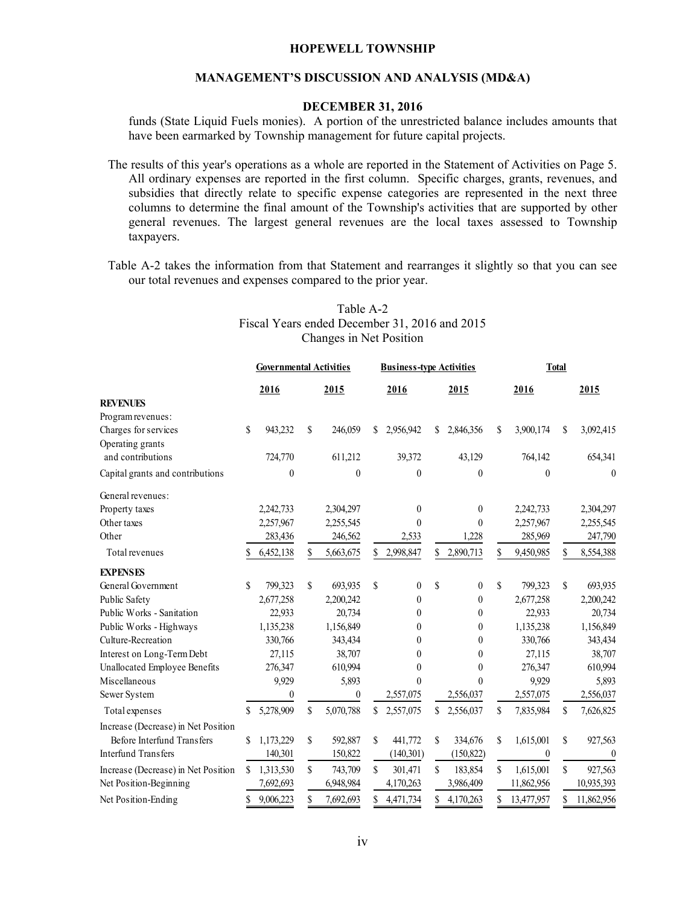funds (State Liquid Fuels monies). A portion of the unrestricted balance includes amounts that have been earmarked by Township management for future capital projects.

The results of this year's operations as a whole are reported in the Statement of Activities on Page 5. All ordinary expenses are reported in the first column. Specific charges, grants, revenues, and subsidies that directly relate to specific expense categories are represented in the next three columns to determine the final amount of the Township's activities that are supported by other general revenues. The largest general revenues are the local taxes assessed to Township taxpayers.

Table A-2 takes the information from that Statement and rearranges it slightly so that you can see our total revenues and expenses compared to the prior year.

Table A-2
Fiscal Years ended December 31, 2016 and 2015
Changes in Net Position

| | Governmental Activities | | Business-type Activities | | Total | |
|---|---|---|---|---|---|---|
| | 2016 | 2015 | 2016 | 2015 | 2016 | 2015 |
| **REVENUES** | | | | | | |
| Program revenues: | | | | | | |
| Charges for services | $ 943,232 | $ 246,059 | $ 2,956,942 | $ 2,846,356 | $ 3,900,174 | $ 3,092,415 |
| Operating grants and contributions | 724,770 | 611,212 | 39,372 | 43,129 | 764,142 | 654,341 |
| Capital grants and contributions | 0 | 0 | 0 | 0 | 0 | 0 |
| General revenues: | | | | | | |
| Property taxes | 2,242,733 | 2,304,297 | 0 | 0 | 2,242,733 | 2,304,297 |
| Other taxes | 2,257,967 | 2,255,545 | 0 | 0 | 2,257,967 | 2,255,545 |
| Other | 283,436 | 246,562 | 2,533 | 1,228 | 285,969 | 247,790 |
| Total revenues | $ 6,452,138 | $ 5,663,675 | $ 2,998,847 | $ 2,890,713 | $ 9,450,985 | $ 8,554,388 |
| **EXPENSES** | | | | | | |
| General Government | $ 799,323 | $ 693,935 | $ 0 | $ 0 | $ 799,323 | $ 693,935 |
| Public Safety | 2,677,258 | 2,200,242 | 0 | 0 | 2,677,258 | 2,200,242 |
| Public Works - Sanitation | 22,933 | 20,734 | 0 | 0 | 22,933 | 20,734 |
| Public Works - Highways | 1,135,238 | 1,156,849 | 0 | 0 | 1,135,238 | 1,156,849 |
| Culture-Recreation | 330,766 | 343,434 | 0 | 0 | 330,766 | 343,434 |
| Interest on Long-Term Debt | 27,115 | 38,707 | 0 | 0 | 27,115 | 38,707 |
| Unallocated Employee Benefits | 276,347 | 610,994 | 0 | 0 | 276,347 | 610,994 |
| Miscellaneous | 9,929 | 5,893 | 0 | 0 | 9,929 | 5,893 |
| Sewer System | 0 | 0 | 2,557,075 | 2,556,037 | 2,557,075 | 2,556,037 |
| Total expenses | $ 5,278,909 | $ 5,070,788 | $ 2,557,075 | $ 2,556,037 | $ 7,835,984 | $ 7,626,825 |
| Increase (Decrease) in Net Position Before Interfund Transfers | $ 1,173,229 | $ 592,887 | $ 441,772 | $ 334,676 | $ 1,615,001 | $ 927,563 |
| Interfund Transfers | 140,301 | 150,822 | (140,301) | (150,822) | 0 | 0 |
| Increase (Decrease) in Net Position | $ 1,313,530 | $ 743,709 | $ 301,471 | $ 183,854 | $ 1,615,001 | $ 927,563 |
| Net Position-Beginning | 7,692,693 | 6,948,984 | 4,170,263 | 3,986,409 | 11,862,956 | 10,935,393 |
| Net Position-Ending | $ 9,006,223 | $ 7,692,693 | $ 4,471,734 | $ 4,170,263 | $ 13,477,957 | $ 11,862,956 |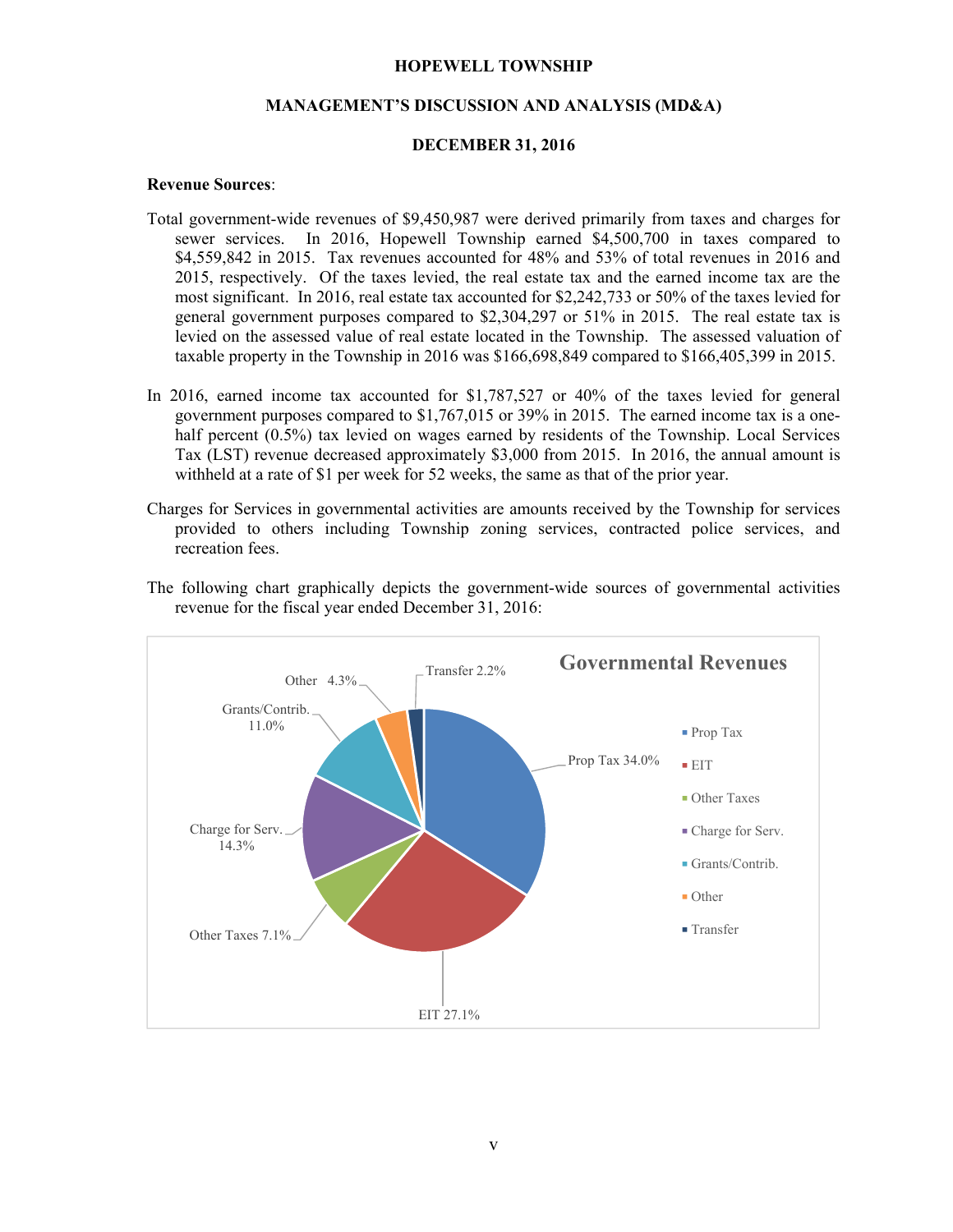# HOPEWELL TOWNSHIP

## MANAGEMENT'S DISCUSSION AND ANALYSIS (MD&A)

### DECEMBER 31, 2016

**Revenue Sources**:

Total government-wide revenues of $9,450,987 were derived primarily from taxes and charges for sewer services. In 2016, Hopewell Township earned $4,500,700 in taxes compared to $4,559,842 in 2015. Tax revenues accounted for 48% and 53% of total revenues in 2016 and 2015, respectively. Of the taxes levied, the real estate tax and the earned income tax are the most significant. In 2016, real estate tax accounted for $2,242,733 or 50% of the taxes levied for general government purposes compared to $2,304,297 or 51% in 2015. The real estate tax is levied on the assessed value of real estate located in the Township. The assessed valuation of taxable property in the Township in 2016 was $166,698,849 compared to $166,405,399 in 2015.

In 2016, earned income tax accounted for $1,787,527 or 40% of the taxes levied for general government purposes compared to $1,767,015 or 39% in 2015. The earned income tax is a one-half percent (0.5%) tax levied on wages earned by residents of the Township. Local Services Tax (LST) revenue decreased approximately $3,000 from 2015. In 2016, the annual amount is withheld at a rate of $1 per week for 52 weeks, the same as that of the prior year.

Charges for Services in governmental activities are amounts received by the Township for services provided to others including Township zoning services, contracted police services, and recreation fees.

The following chart graphically depicts the government-wide sources of governmental activities revenue for the fiscal year ended December 31, 2016:

**Governmental Revenues**

| Source | Percentage |
| --- | --- |
| Prop Tax | 34.0% |
| EIT | 27.1% |
| Other Taxes | 7.1% |
| Charge for Serv. | 14.3% |
| Grants/Contrib. | 11.0% |
| Other | 4.3% |
| Transfer | 2.2% |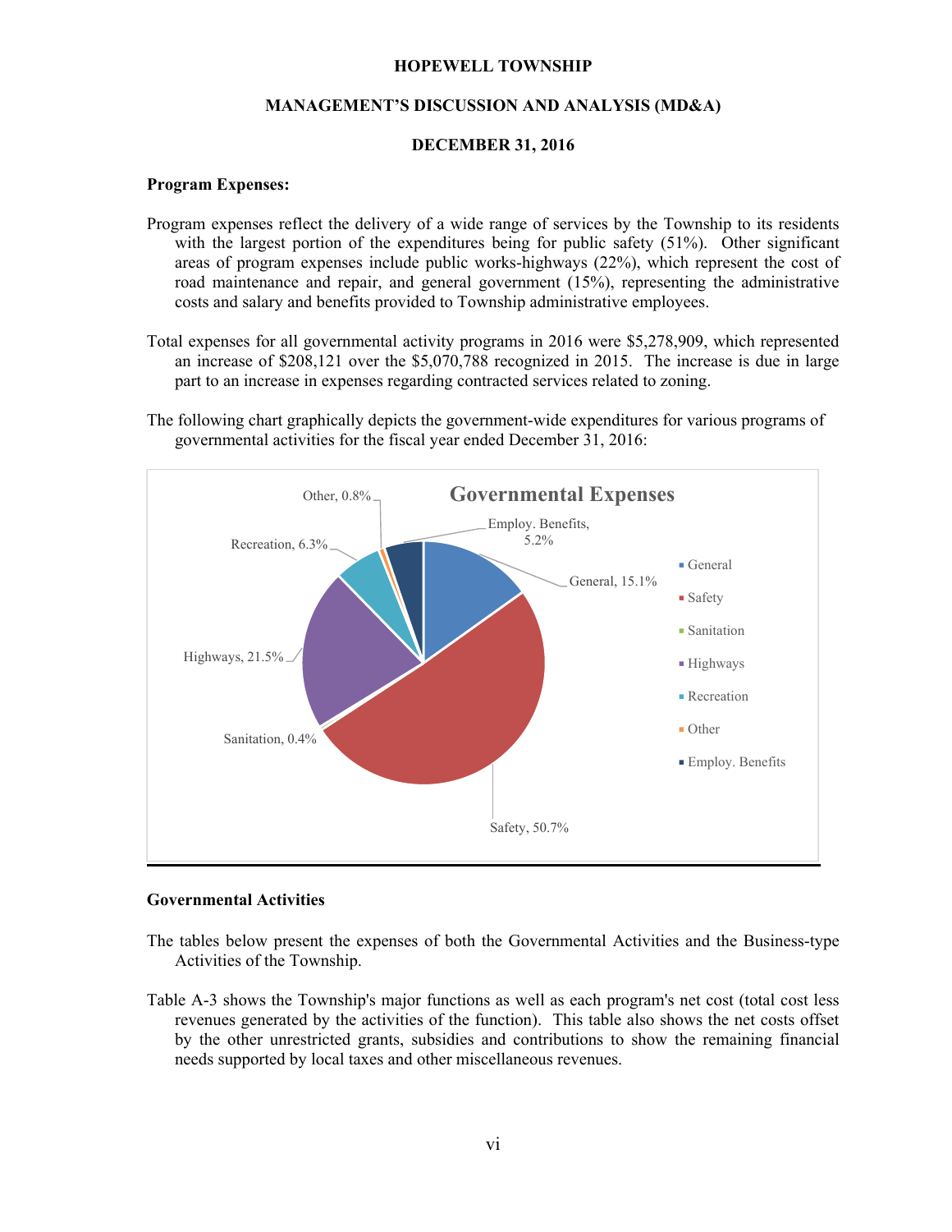### Program Expenses:

Program expenses reflect the delivery of a wide range of services by the Township to its residents with the largest portion of the expenditures being for public safety (51%). Other significant areas of program expenses include public works-highways (22%), which represent the cost of road maintenance and repair, and general government (15%), representing the administrative costs and salary and benefits provided to Township administrative employees.

Total expenses for all governmental activity programs in 2016 were $5,278,909, which represented an increase of $208,121 over the $5,070,788 recognized in 2015. The increase is due in large part to an increase in expenses regarding contracted services related to zoning.

The following chart graphically depicts the government-wide expenditures for various programs of governmental activities for the fiscal year ended December 31, 2016:

**Governmental Expenses**

| Category | Percentage |
|---|---|
| General | 15.1% |
| Safety | 50.7% |
| Sanitation | 0.4% |
| Highways | 21.5% |
| Recreation | 6.3% |
| Other | 0.8% |
| Employ. Benefits | 5.2% |

### Governmental Activities

The tables below present the expenses of both the Governmental Activities and the Business-type Activities of the Township.

Table A-3 shows the Township's major functions as well as each program's net cost (total cost less revenues generated by the activities of the function). This table also shows the net costs offset by the other unrestricted grants, subsidies and contributions to show the remaining financial needs supported by local taxes and other miscellaneous revenues.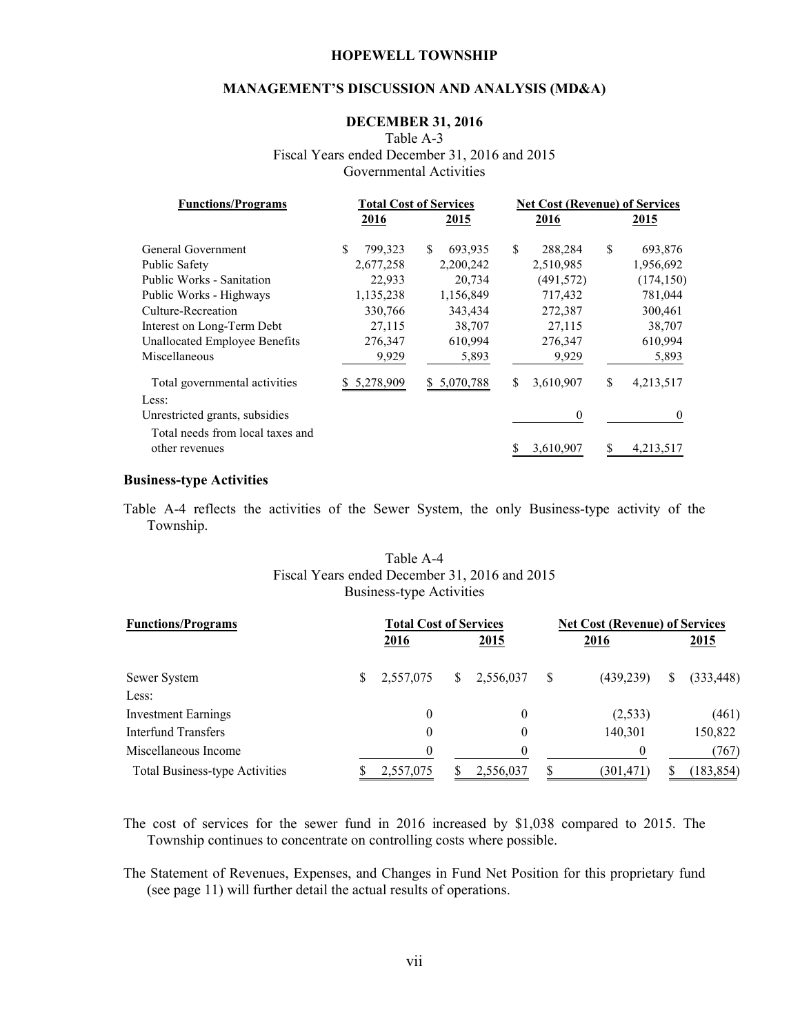# HOPEWELL TOWNSHIP

## MANAGEMENT'S DISCUSSION AND ANALYSIS (MD&A)

### DECEMBER 31, 2016

Table A-3
Fiscal Years ended December 31, 2016 and 2015
Governmental Activities

| Functions/Programs | Total Cost of Services 2016 | Total Cost of Services 2015 | Net Cost (Revenue) of Services 2016 | Net Cost (Revenue) of Services 2015 |
|---|---|---|---|---|
| General Government | $ 799,323 | $ 693,935 | $ 288,284 | $ 693,876 |
| Public Safety | 2,677,258 | 2,200,242 | 2,510,985 | 1,956,692 |
| Public Works - Sanitation | 22,933 | 20,734 | (491,572) | (174,150) |
| Public Works - Highways | 1,135,238 | 1,156,849 | 717,432 | 781,044 |
| Culture-Recreation | 330,766 | 343,434 | 272,387 | 300,461 |
| Interest on Long-Term Debt | 27,115 | 38,707 | 27,115 | 38,707 |
| Unallocated Employee Benefits | 276,347 | 610,994 | 276,347 | 610,994 |
| Miscellaneous | 9,929 | 5,893 | 9,929 | 5,893 |
| Total governmental activities | $ 5,278,909 | $ 5,070,788 | $ 3,610,907 | $ 4,213,517 |
| Less: | | | | |
| Unrestricted grants, subsidies | | | 0 | 0 |
| Total needs from local taxes and other revenues | | | $ 3,610,907 | $ 4,213,517 |

**Business-type Activities**

Table A-4 reflects the activities of the Sewer System, the only Business-type activity of the Township.

Table A-4
Fiscal Years ended December 31, 2016 and 2015
Business-type Activities

| Functions/Programs | Total Cost of Services 2016 | Total Cost of Services 2015 | Net Cost (Revenue) of Services 2016 | Net Cost (Revenue) of Services 2015 |
|---|---|---|---|---|
| Sewer System | $ 2,557,075 | $ 2,556,037 | $ (439,239) | $ (333,448) |
| Less: | | | | |
| Investment Earnings | 0 | 0 | (2,533) | (461) |
| Interfund Transfers | 0 | 0 | 140,301 | 150,822 |
| Miscellaneous Income | 0 | 0 | 0 | (767) |
| Total Business-type Activities | $ 2,557,075 | $ 2,556,037 | $ (301,471) | $ (183,854) |

The cost of services for the sewer fund in 2016 increased by $1,038 compared to 2015. The Township continues to concentrate on controlling costs where possible.

The Statement of Revenues, Expenses, and Changes in Fund Net Position for this proprietary fund (see page 11) will further detail the actual results of operations.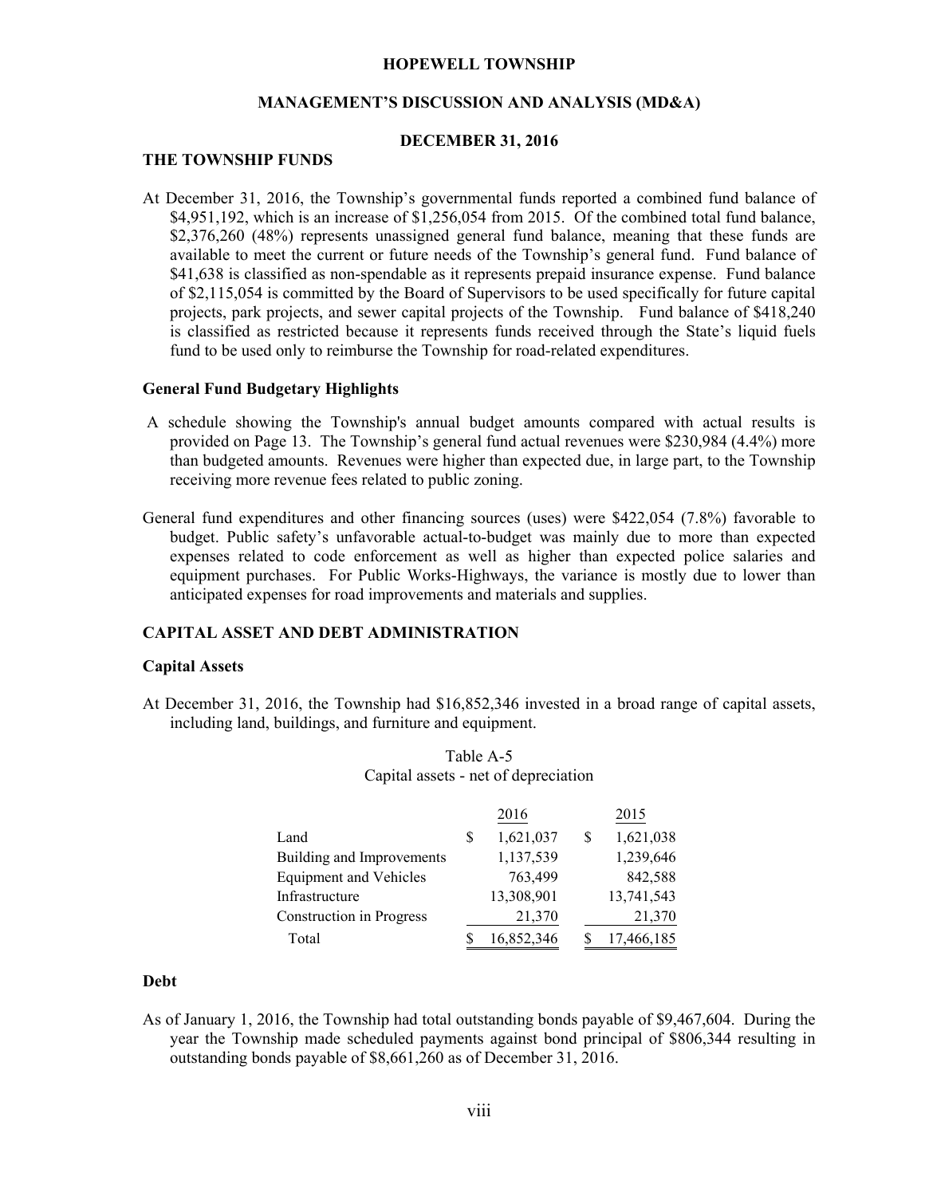# HOPEWELL TOWNSHIP

## MANAGEMENT'S DISCUSSION AND ANALYSIS (MD&A)

### DECEMBER 31, 2016

## THE TOWNSHIP FUNDS

At December 31, 2016, the Township's governmental funds reported a combined fund balance of $4,951,192, which is an increase of $1,256,054 from 2015. Of the combined total fund balance, $2,376,260 (48%) represents unassigned general fund balance, meaning that these funds are available to meet the current or future needs of the Township's general fund. Fund balance of $41,638 is classified as non-spendable as it represents prepaid insurance expense. Fund balance of $2,115,054 is committed by the Board of Supervisors to be used specifically for future capital projects, park projects, and sewer capital projects of the Township. Fund balance of $418,240 is classified as restricted because it represents funds received through the State's liquid fuels fund to be used only to reimburse the Township for road-related expenditures.

### General Fund Budgetary Highlights

A schedule showing the Township's annual budget amounts compared with actual results is provided on Page 13. The Township's general fund actual revenues were $230,984 (4.4%) more than budgeted amounts. Revenues were higher than expected due, in large part, to the Township receiving more revenue fees related to public zoning.

General fund expenditures and other financing sources (uses) were $422,054 (7.8%) favorable to budget. Public safety's unfavorable actual-to-budget was mainly due to more than expected expenses related to code enforcement as well as higher than expected police salaries and equipment purchases. For Public Works-Highways, the variance is mostly due to lower than anticipated expenses for road improvements and materials and supplies.

## CAPITAL ASSET AND DEBT ADMINISTRATION

### Capital Assets

At December 31, 2016, the Township had $16,852,346 invested in a broad range of capital assets, including land, buildings, and furniture and equipment.

Table A-5
Capital assets - net of depreciation

| | 2016 | 2015 |
|---|---|---|
| Land | $ 1,621,037 | $ 1,621,038 |
| Building and Improvements | 1,137,539 | 1,239,646 |
| Equipment and Vehicles | 763,499 | 842,588 |
| Infrastructure | 13,308,901 | 13,741,543 |
| Construction in Progress | 21,370 | 21,370 |
| Total | $ 16,852,346 | $ 17,466,185 |

### Debt

As of January 1, 2016, the Township had total outstanding bonds payable of $9,467,604. During the year the Township made scheduled payments against bond principal of $806,344 resulting in outstanding bonds payable of $8,661,260 as of December 31, 2016.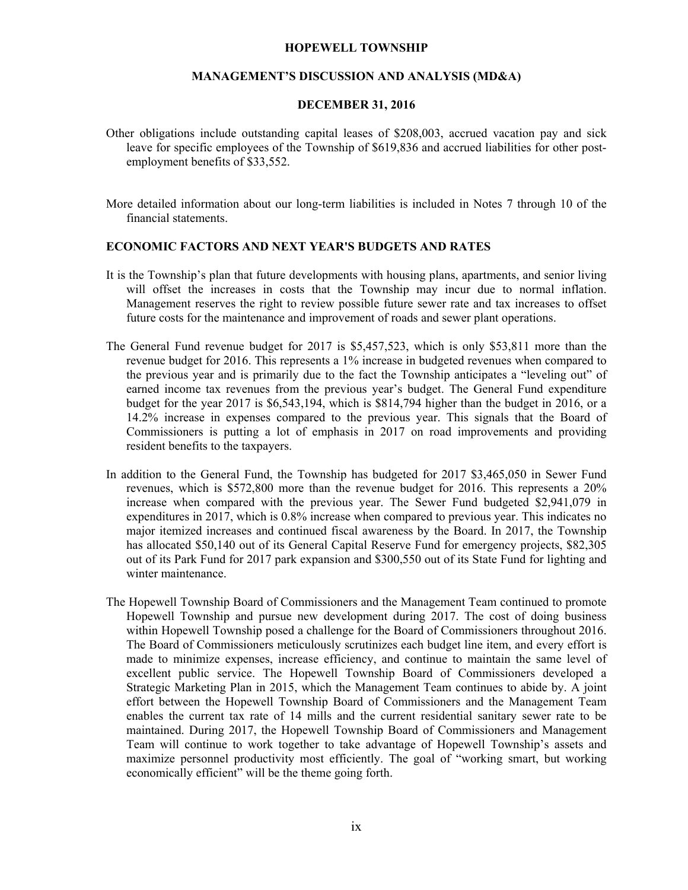Other obligations include outstanding capital leases of $208,003, accrued vacation pay and sick leave for specific employees of the Township of $619,836 and accrued liabilities for other post-employment benefits of $33,552.

More detailed information about our long-term liabilities is included in Notes 7 through 10 of the financial statements.

## ECONOMIC FACTORS AND NEXT YEAR'S BUDGETS AND RATES

It is the Township's plan that future developments with housing plans, apartments, and senior living will offset the increases in costs that the Township may incur due to normal inflation. Management reserves the right to review possible future sewer rate and tax increases to offset future costs for the maintenance and improvement of roads and sewer plant operations.

The General Fund revenue budget for 2017 is $5,457,523, which is only $53,811 more than the revenue budget for 2016. This represents a 1% increase in budgeted revenues when compared to the previous year and is primarily due to the fact the Township anticipates a "leveling out" of earned income tax revenues from the previous year's budget. The General Fund expenditure budget for the year 2017 is $6,543,194, which is $814,794 higher than the budget in 2016, or a 14.2% increase in expenses compared to the previous year. This signals that the Board of Commissioners is putting a lot of emphasis in 2017 on road improvements and providing resident benefits to the taxpayers.

In addition to the General Fund, the Township has budgeted for 2017 $3,465,050 in Sewer Fund revenues, which is $572,800 more than the revenue budget for 2016. This represents a 20% increase when compared with the previous year. The Sewer Fund budgeted $2,941,079 in expenditures in 2017, which is 0.8% increase when compared to previous year. This indicates no major itemized increases and continued fiscal awareness by the Board. In 2017, the Township has allocated $50,140 out of its General Capital Reserve Fund for emergency projects, $82,305 out of its Park Fund for 2017 park expansion and $300,550 out of its State Fund for lighting and winter maintenance.

The Hopewell Township Board of Commissioners and the Management Team continued to promote Hopewell Township and pursue new development during 2017. The cost of doing business within Hopewell Township posed a challenge for the Board of Commissioners throughout 2016. The Board of Commissioners meticulously scrutinizes each budget line item, and every effort is made to minimize expenses, increase efficiency, and continue to maintain the same level of excellent public service. The Hopewell Township Board of Commissioners developed a Strategic Marketing Plan in 2015, which the Management Team continues to abide by. A joint effort between the Hopewell Township Board of Commissioners and the Management Team enables the current tax rate of 14 mills and the current residential sanitary sewer rate to be maintained. During 2017, the Hopewell Township Board of Commissioners and Management Team will continue to work together to take advantage of Hopewell Township's assets and maximize personnel productivity most efficiently. The goal of "working smart, but working economically efficient" will be the theme going forth.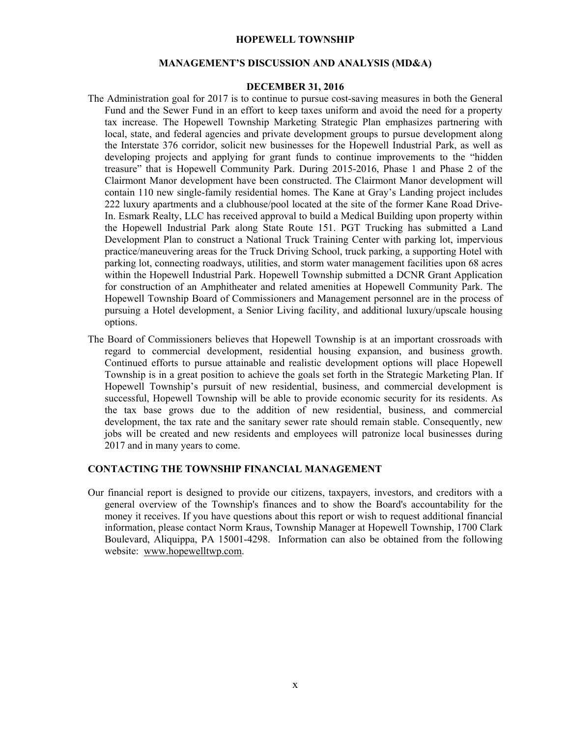The Administration goal for 2017 is to continue to pursue cost-saving measures in both the General Fund and the Sewer Fund in an effort to keep taxes uniform and avoid the need for a property tax increase. The Hopewell Township Marketing Strategic Plan emphasizes partnering with local, state, and federal agencies and private development groups to pursue development along the Interstate 376 corridor, solicit new businesses for the Hopewell Industrial Park, as well as developing projects and applying for grant funds to continue improvements to the "hidden treasure" that is Hopewell Community Park. During 2015-2016, Phase 1 and Phase 2 of the Clairmont Manor development have been constructed. The Clairmont Manor development will contain 110 new single-family residential homes. The Kane at Gray's Landing project includes 222 luxury apartments and a clubhouse/pool located at the site of the former Kane Road Drive-In. Esmark Realty, LLC has received approval to build a Medical Building upon property within the Hopewell Industrial Park along State Route 151. PGT Trucking has submitted a Land Development Plan to construct a National Truck Training Center with parking lot, impervious practice/maneuvering areas for the Truck Driving School, truck parking, a supporting Hotel with parking lot, connecting roadways, utilities, and storm water management facilities upon 68 acres within the Hopewell Industrial Park. Hopewell Township submitted a DCNR Grant Application for construction of an Amphitheater and related amenities at Hopewell Community Park. The Hopewell Township Board of Commissioners and Management personnel are in the process of pursuing a Hotel development, a Senior Living facility, and additional luxury/upscale housing options.

The Board of Commissioners believes that Hopewell Township is at an important crossroads with regard to commercial development, residential housing expansion, and business growth. Continued efforts to pursue attainable and realistic development options will place Hopewell Township is in a great position to achieve the goals set forth in the Strategic Marketing Plan. If Hopewell Township's pursuit of new residential, business, and commercial development is successful, Hopewell Township will be able to provide economic security for its residents. As the tax base grows due to the addition of new residential, business, and commercial development, the tax rate and the sanitary sewer rate should remain stable. Consequently, new jobs will be created and new residents and employees will patronize local businesses during 2017 and in many years to come.

## CONTACTING THE TOWNSHIP FINANCIAL MANAGEMENT

Our financial report is designed to provide our citizens, taxpayers, investors, and creditors with a general overview of the Township's finances and to show the Board's accountability for the money it receives. If you have questions about this report or wish to request additional financial information, please contact Norm Kraus, Township Manager at Hopewell Township, 1700 Clark Boulevard, Aliquippa, PA 15001-4298. Information can also be obtained from the following website: www.hopewelltwp.com.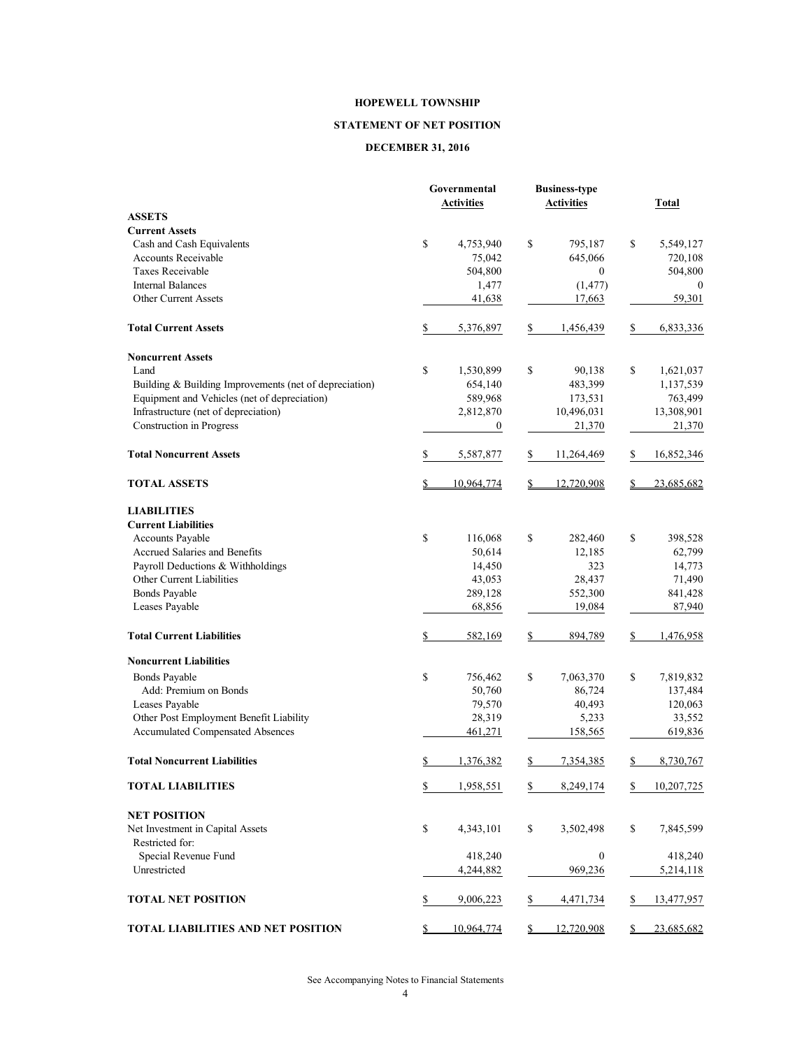# HOPEWELL TOWNSHIP

## STATEMENT OF NET POSITION

## DECEMBER 31, 2016

| | Governmental Activities | Business-type Activities | Total |
|---|---|---|---|
| **ASSETS** | | | |
| **Current Assets** | | | |
| Cash and Cash Equivalents | $ 4,753,940 | $ 795,187 | $ 5,549,127 |
| Accounts Receivable | 75,042 | 645,066 | 720,108 |
| Taxes Receivable | 504,800 | 0 | 504,800 |
| Internal Balances | 1,477 | (1,477) | 0 |
| Other Current Assets | 41,638 | 17,663 | 59,301 |
| **Total Current Assets** | $ 5,376,897 | $ 1,456,439 | $ 6,833,336 |
| **Noncurrent Assets** | | | |
| Land | $ 1,530,899 | $ 90,138 | $ 1,621,037 |
| Building & Building Improvements (net of depreciation) | 654,140 | 483,399 | 1,137,539 |
| Equipment and Vehicles (net of depreciation) | 589,968 | 173,531 | 763,499 |
| Infrastructure (net of depreciation) | 2,812,870 | 10,496,031 | 13,308,901 |
| Construction in Progress | 0 | 21,370 | 21,370 |
| **Total Noncurrent Assets** | $ 5,587,877 | $ 11,264,469 | $ 16,852,346 |
| **TOTAL ASSETS** | $ 10,964,774 | $ 12,720,908 | $ 23,685,682 |
| **LIABILITIES** | | | |
| **Current Liabilities** | | | |
| Accounts Payable | $ 116,068 | $ 282,460 | $ 398,528 |
| Accrued Salaries and Benefits | 50,614 | 12,185 | 62,799 |
| Payroll Deductions & Withholdings | 14,450 | 323 | 14,773 |
| Other Current Liabilities | 43,053 | 28,437 | 71,490 |
| Bonds Payable | 289,128 | 552,300 | 841,428 |
| Leases Payable | 68,856 | 19,084 | 87,940 |
| **Total Current Liabilities** | $ 582,169 | $ 894,789 | $ 1,476,958 |
| **Noncurrent Liabilities** | | | |
| Bonds Payable | $ 756,462 | $ 7,063,370 | $ 7,819,832 |
| Add: Premium on Bonds | 50,760 | 86,724 | 137,484 |
| Leases Payable | 79,570 | 40,493 | 120,063 |
| Other Post Employment Benefit Liability | 28,319 | 5,233 | 33,552 |
| Accumulated Compensated Absences | 461,271 | 158,565 | 619,836 |
| **Total Noncurrent Liabilities** | $ 1,376,382 | $ 7,354,385 | $ 8,730,767 |
| **TOTAL LIABILITIES** | $ 1,958,551 | $ 8,249,174 | $ 10,207,725 |
| **NET POSITION** | | | |
| Net Investment in Capital Assets | $ 4,343,101 | $ 3,502,498 | $ 7,845,599 |
| Restricted for: | | | |
| Special Revenue Fund | 418,240 | 0 | 418,240 |
| Unrestricted | 4,244,882 | 969,236 | 5,214,118 |
| **TOTAL NET POSITION** | $ 9,006,223 | $ 4,471,734 | $ 13,477,957 |
| **TOTAL LIABILITIES AND NET POSITION** | $ 10,964,774 | $ 12,720,908 | $ 23,685,682 |

See Accompanying Notes to Financial Statements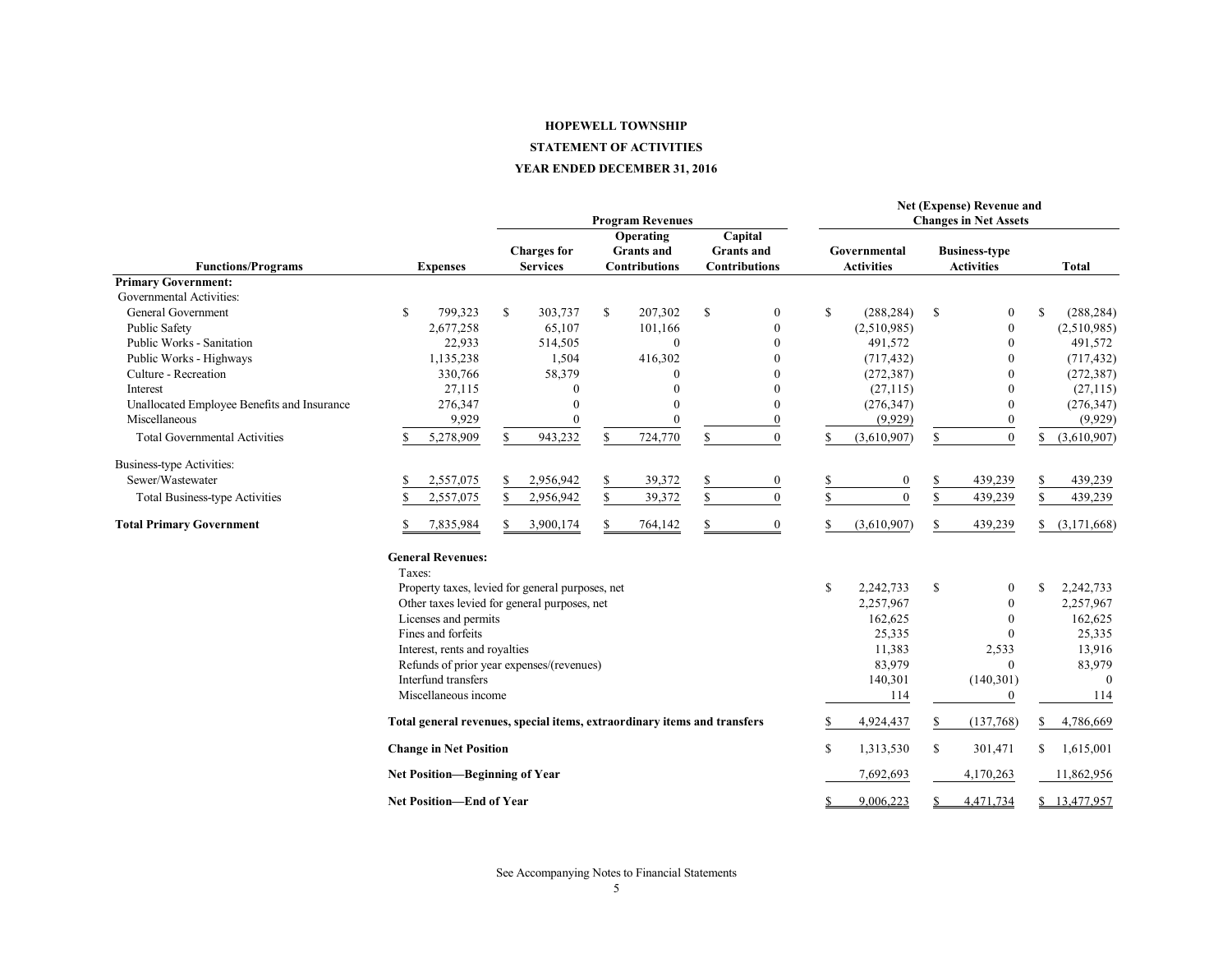**HOPEWELL TOWNSHIP**

**STATEMENT OF ACTIVITIES**

**YEAR ENDED DECEMBER 31, 2016**

| | | Program Revenues | | | Net (Expense) Revenue and Changes in Net Assets | | |
|---|---|---|---|---|---|---|---|
| **Functions/Programs** | **Expenses** | **Charges for Services** | **Operating Grants and Contributions** | **Capital Grants and Contributions** | **Governmental Activities** | **Business-type Activities** | **Total** |
| **Primary Government:** | | | | | | | |
| Governmental Activities: | | | | | | | |
| General Government | $ 799,323 | $ 303,737 | $ 207,302 | $ 0 | $ (288,284) | $ 0 | $ (288,284) |
| Public Safety | 2,677,258 | 65,107 | 101,166 | 0 | (2,510,985) | 0 | (2,510,985) |
| Public Works - Sanitation | 22,933 | 514,505 | 0 | 0 | 491,572 | 0 | 491,572 |
| Public Works - Highways | 1,135,238 | 1,504 | 416,302 | 0 | (717,432) | 0 | (717,432) |
| Culture - Recreation | 330,766 | 58,379 | 0 | 0 | (272,387) | 0 | (272,387) |
| Interest | 27,115 | 0 | 0 | 0 | (27,115) | 0 | (27,115) |
| Unallocated Employee Benefits and Insurance | 276,347 | 0 | 0 | 0 | (276,347) | 0 | (276,347) |
| Miscellaneous | 9,929 | 0 | 0 | 0 | (9,929) | 0 | (9,929) |
| Total Governmental Activities | $ 5,278,909 | $ 943,232 | $ 724,770 | $ 0 | $ (3,610,907) | $ 0 | $ (3,610,907) |
| Business-type Activities: | | | | | | | |
| Sewer/Wastewater | $ 2,557,075 | $ 2,956,942 | $ 39,372 | $ 0 | $ 0 | $ 439,239 | $ 439,239 |
| Total Business-type Activities | $ 2,557,075 | $ 2,956,942 | $ 39,372 | $ 0 | $ 0 | $ 439,239 | $ 439,239 |
| **Total Primary Government** | $ 7,835,984 | $ 3,900,174 | $ 764,142 | $ 0 | $ (3,610,907) | $ 439,239 | $ (3,171,668) |
| **General Revenues:** | | | | | | | |
| Taxes: | | | | | | | |
| Property taxes, levied for general purposes, net | | | | | $ 2,242,733 | $ 0 | $ 2,242,733 |
| Other taxes levied for general purposes, net | | | | | 2,257,967 | 0 | 2,257,967 |
| Licenses and permits | | | | | 162,625 | 0 | 162,625 |
| Fines and forfeits | | | | | 25,335 | 0 | 25,335 |
| Interest, rents and royalties | | | | | 11,383 | 2,533 | 13,916 |
| Refunds of prior year expenses/(revenues) | | | | | 83,979 | 0 | 83,979 |
| Interfund transfers | | | | | 140,301 | (140,301) | 0 |
| Miscellaneous income | | | | | 114 | 0 | 114 |
| **Total general revenues, special items, extraordinary items and transfers** | | | | | $ 4,924,437 | $ (137,768) | $ 4,786,669 |
| **Change in Net Position** | | | | | $ 1,313,530 | $ 301,471 | $ 1,615,001 |
| **Net Position—Beginning of Year** | | | | | 7,692,693 | 4,170,263 | 11,862,956 |
| **Net Position—End of Year** | | | | | $ 9,006,223 | $ 4,471,734 | $ 13,477,957 |

See Accompanying Notes to Financial Statements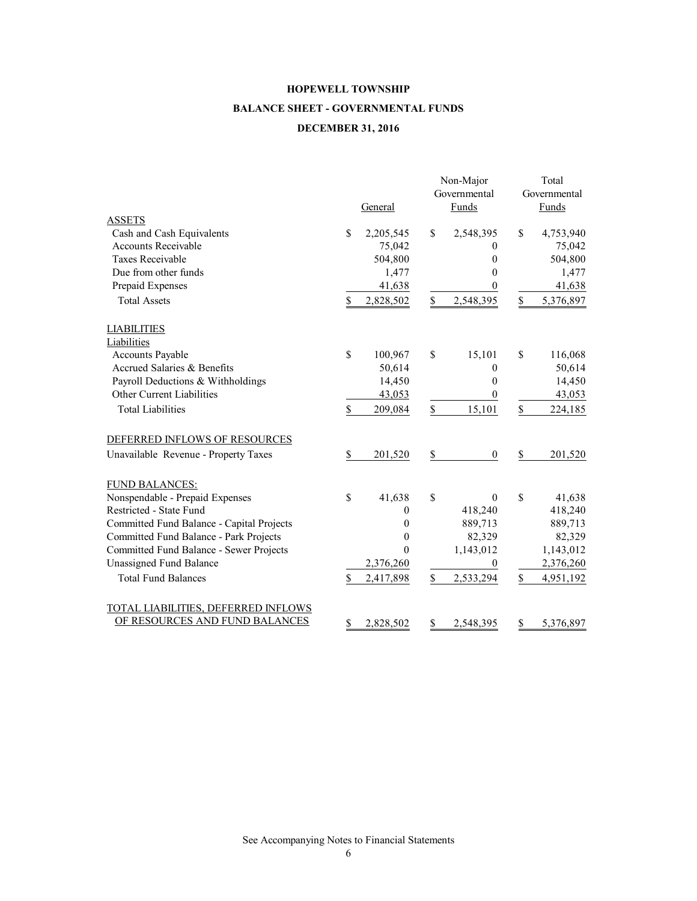**HOPEWELL TOWNSHIP**

**BALANCE SHEET - GOVERNMENTAL FUNDS**

**DECEMBER 31, 2016**

| | General | Non-Major Governmental Funds | Total Governmental Funds |
|---|---|---|---|
| ASSETS | | | |
| Cash and Cash Equivalents | $ 2,205,545 | $ 2,548,395 | $ 4,753,940 |
| Accounts Receivable | 75,042 | 0 | 75,042 |
| Taxes Receivable | 504,800 | 0 | 504,800 |
| Due from other funds | 1,477 | 0 | 1,477 |
| Prepaid Expenses | 41,638 | 0 | 41,638 |
| Total Assets | $ 2,828,502 | $ 2,548,395 | $ 5,376,897 |
| LIABILITIES | | | |
| Liabilities | | | |
| Accounts Payable | $ 100,967 | $ 15,101 | $ 116,068 |
| Accrued Salaries & Benefits | 50,614 | 0 | 50,614 |
| Payroll Deductions & Withholdings | 14,450 | 0 | 14,450 |
| Other Current Liabilities | 43,053 | 0 | 43,053 |
| Total Liabilities | $ 209,084 | $ 15,101 | $ 224,185 |
| DEFERRED INFLOWS OF RESOURCES | | | |
| Unavailable Revenue - Property Taxes | $ 201,520 | $ 0 | $ 201,520 |
| FUND BALANCES: | | | |
| Nonspendable - Prepaid Expenses | $ 41,638 | $ 0 | $ 41,638 |
| Restricted - State Fund | 0 | 418,240 | 418,240 |
| Committed Fund Balance - Capital Projects | 0 | 889,713 | 889,713 |
| Committed Fund Balance - Park Projects | 0 | 82,329 | 82,329 |
| Committed Fund Balance - Sewer Projects | 0 | 1,143,012 | 1,143,012 |
| Unassigned Fund Balance | 2,376,260 | 0 | 2,376,260 |
| Total Fund Balances | $ 2,417,898 | $ 2,533,294 | $ 4,951,192 |
| TOTAL LIABILITIES, DEFERRED INFLOWS OF RESOURCES AND FUND BALANCES | $ 2,828,502 | $ 2,548,395 | $ 5,376,897 |

See Accompanying Notes to Financial Statements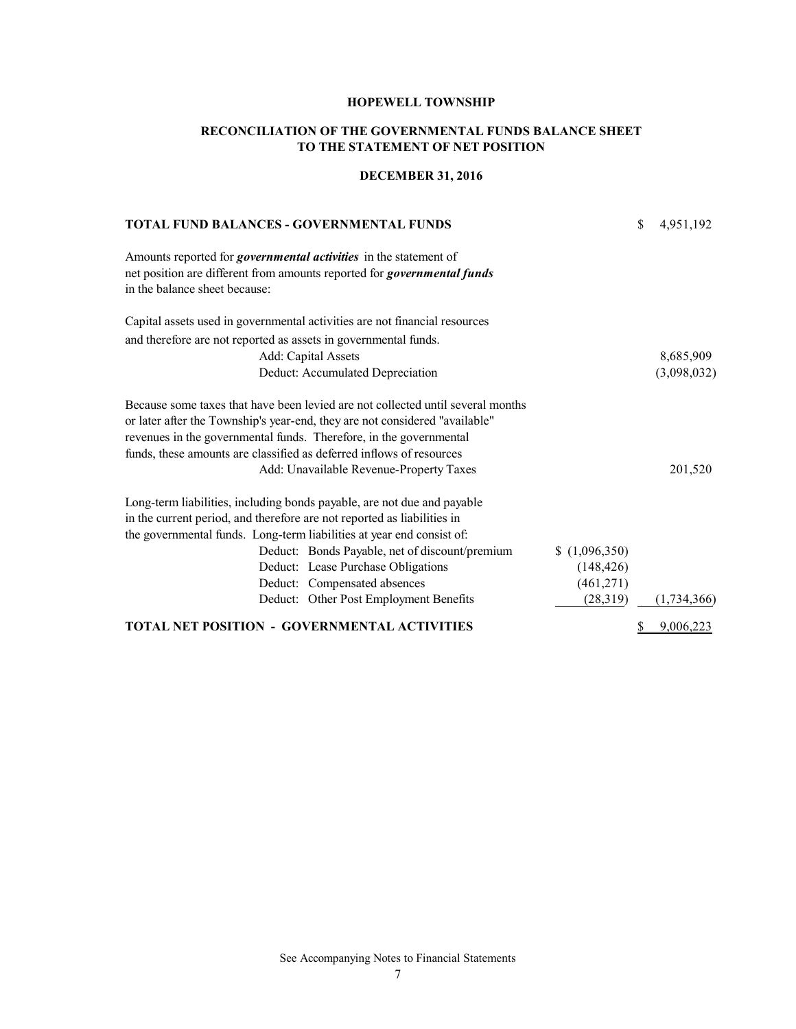**HOPEWELL TOWNSHIP**

**RECONCILIATION OF THE GOVERNMENTAL FUNDS BALANCE SHEET TO THE STATEMENT OF NET POSITION**

**DECEMBER 31, 2016**

| | | |
|---|---|---|
| **TOTAL FUND BALANCES - GOVERNMENTAL FUNDS** | | $ 4,951,192 |
| Amounts reported for ***governmental activities*** in the statement of net position are different from amounts reported for ***governmental funds*** in the balance sheet because: | | |
| Capital assets used in governmental activities are not financial resources and therefore are not reported as assets in governmental funds. | | |
| Add: Capital Assets | | 8,685,909 |
| Deduct: Accumulated Depreciation | | (3,098,032) |
| Because some taxes that have been levied are not collected until several months or later after the Township's year-end, they are not considered "available" revenues in the governmental funds. Therefore, in the governmental funds, these amounts are classified as deferred inflows of resources | | |
| Add: Unavailable Revenue-Property Taxes | | 201,520 |
| Long-term liabilities, including bonds payable, are not due and payable in the current period, and therefore are not reported as liabilities in the governmental funds. Long-term liabilities at year end consist of: | | |
| Deduct: Bonds Payable, net of discount/premium | $ (1,096,350) | |
| Deduct: Lease Purchase Obligations | (148,426) | |
| Deduct: Compensated absences | (461,271) | |
| Deduct: Other Post Employment Benefits | (28,319) | (1,734,366) |
| **TOTAL NET POSITION - GOVERNMENTAL ACTIVITIES** | | $ 9,006,223 |

See Accompanying Notes to Financial Statements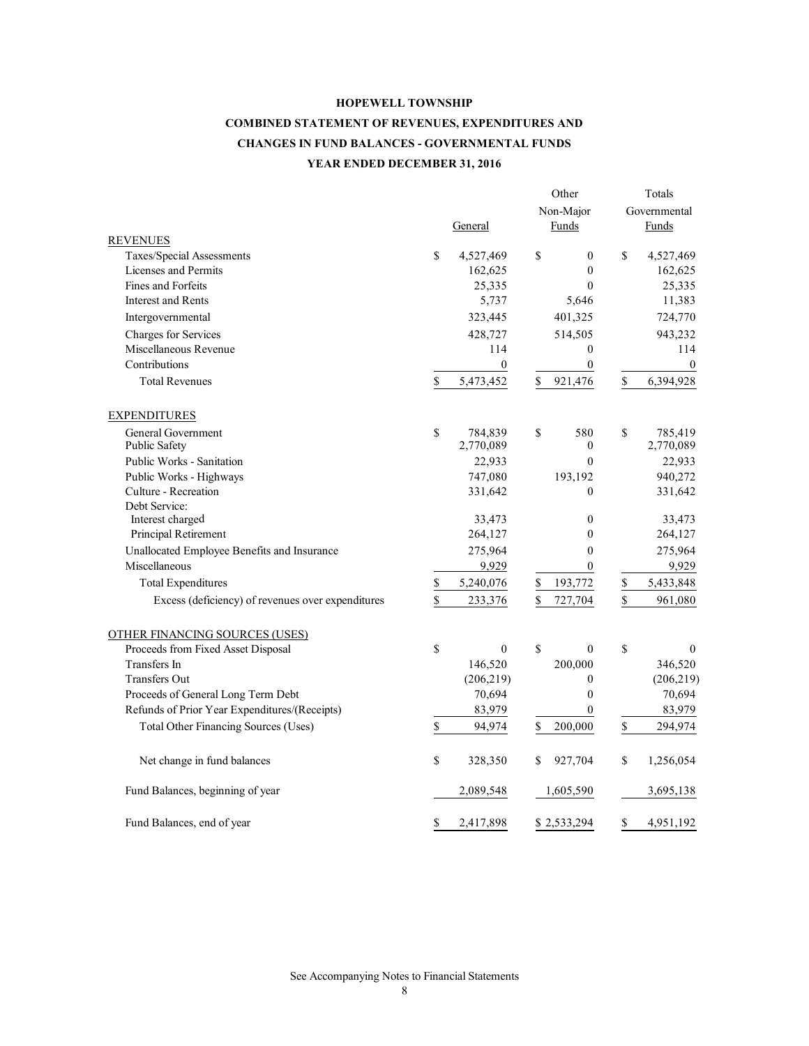**HOPEWELL TOWNSHIP**

**COMBINED STATEMENT OF REVENUES, EXPENDITURES AND CHANGES IN FUND BALANCES - GOVERNMENTAL FUNDS**

**YEAR ENDED DECEMBER 31, 2016**

| | General | Other Non-Major Funds | Totals Governmental Funds |
|---|---|---|---|
| REVENUES | | | |
| Taxes/Special Assessments | $ 4,527,469 | $ 0 | $ 4,527,469 |
| Licenses and Permits | 162,625 | 0 | 162,625 |
| Fines and Forfeits | 25,335 | 0 | 25,335 |
| Interest and Rents | 5,737 | 5,646 | 11,383 |
| Intergovernmental | 323,445 | 401,325 | 724,770 |
| Charges for Services | 428,727 | 514,505 | 943,232 |
| Miscellaneous Revenue | 114 | 0 | 114 |
| Contributions | 0 | 0 | 0 |
| Total Revenues | $ 5,473,452 | $ 921,476 | $ 6,394,928 |
| EXPENDITURES | | | |
| General Government | $ 784,839 | $ 580 | $ 785,419 |
| Public Safety | 2,770,089 | 0 | 2,770,089 |
| Public Works - Sanitation | 22,933 | 0 | 22,933 |
| Public Works - Highways | 747,080 | 193,192 | 940,272 |
| Culture - Recreation | 331,642 | 0 | 331,642 |
| Debt Service: | | | |
| Interest charged | 33,473 | 0 | 33,473 |
| Principal Retirement | 264,127 | 0 | 264,127 |
| Unallocated Employee Benefits and Insurance | 275,964 | 0 | 275,964 |
| Miscellaneous | 9,929 | 0 | 9,929 |
| Total Expenditures | $ 5,240,076 | $ 193,772 | $ 5,433,848 |
| Excess (deficiency) of revenues over expenditures | $ 233,376 | $ 727,704 | $ 961,080 |
| OTHER FINANCING SOURCES (USES) | | | |
| Proceeds from Fixed Asset Disposal | $ 0 | $ 0 | $ 0 |
| Transfers In | 146,520 | 200,000 | 346,520 |
| Transfers Out | (206,219) | 0 | (206,219) |
| Proceeds of General Long Term Debt | 70,694 | 0 | 70,694 |
| Refunds of Prior Year Expenditures/(Receipts) | 83,979 | 0 | 83,979 |
| Total Other Financing Sources (Uses) | $ 94,974 | $ 200,000 | $ 294,974 |
| Net change in fund balances | $ 328,350 | $ 927,704 | $ 1,256,054 |
| Fund Balances, beginning of year | 2,089,548 | 1,605,590 | 3,695,138 |
| Fund Balances, end of year | $ 2,417,898 | $ 2,533,294 | $ 4,951,192 |

See Accompanying Notes to Financial Statements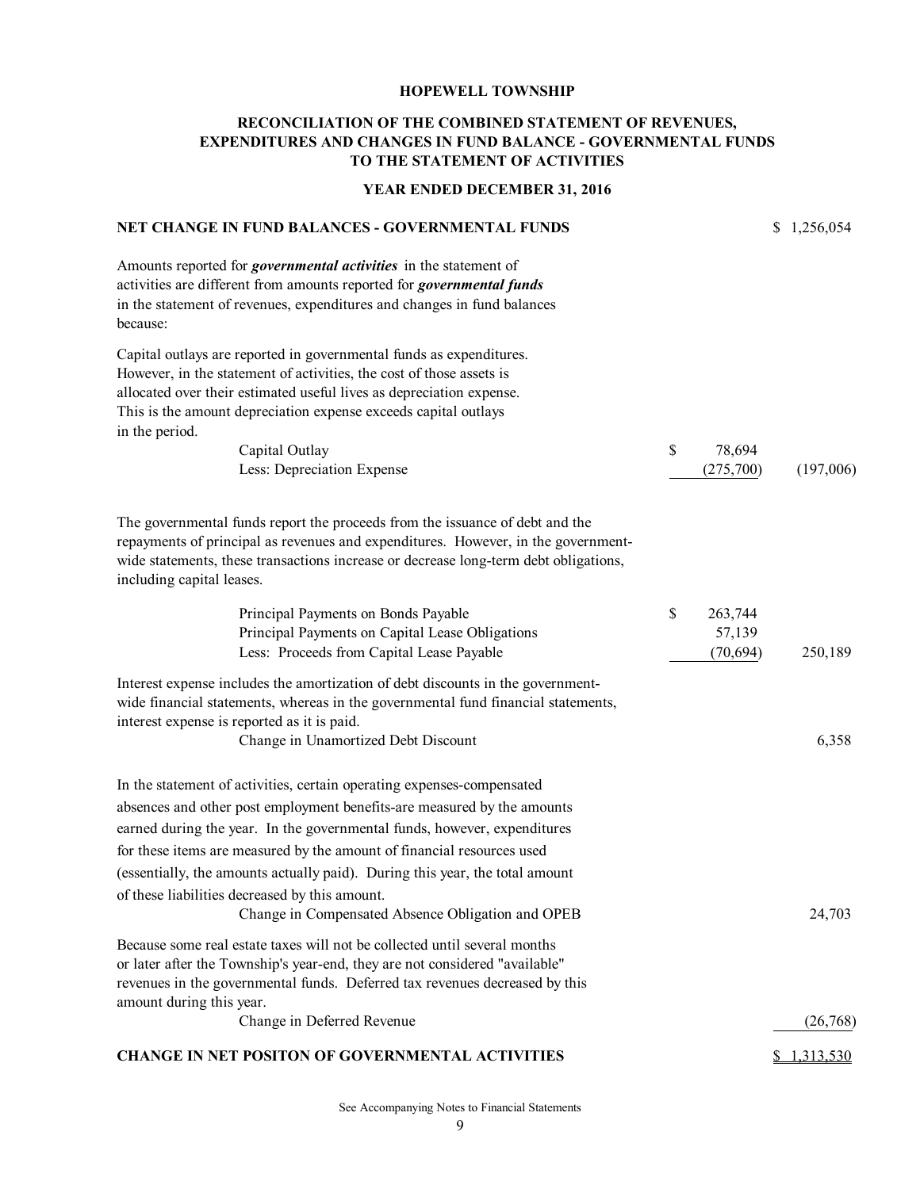# HOPEWELL TOWNSHIP

## RECONCILIATION OF THE COMBINED STATEMENT OF REVENUES, EXPENDITURES AND CHANGES IN FUND BALANCE - GOVERNMENTAL FUNDS TO THE STATEMENT OF ACTIVITIES

### YEAR ENDED DECEMBER 31, 2016

| | | |
|---|---|---|
| **NET CHANGE IN FUND BALANCES - GOVERNMENTAL FUNDS** | | $ 1,256,054 |
| Amounts reported for ***governmental activities*** in the statement of activities are different from amounts reported for ***governmental funds*** in the statement of revenues, expenditures and changes in fund balances because: | | |
| Capital outlays are reported in governmental funds as expenditures. However, in the statement of activities, the cost of those assets is allocated over their estimated useful lives as depreciation expense. This is the amount depreciation expense exceeds capital outlays in the period. | | |
| Capital Outlay | $ 78,694 | |
| Less: Depreciation Expense | (275,700) | (197,006) |
| The governmental funds report the proceeds from the issuance of debt and the repayments of principal as revenues and expenditures. However, in the government-wide statements, these transactions increase or decrease long-term debt obligations, including capital leases. | | |
| Principal Payments on Bonds Payable | $ 263,744 | |
| Principal Payments on Capital Lease Obligations | 57,139 | |
| Less: Proceeds from Capital Lease Payable | (70,694) | 250,189 |
| Interest expense includes the amortization of debt discounts in the government-wide financial statements, whereas in the governmental fund financial statements, interest expense is reported as it is paid. | | |
| Change in Unamortized Debt Discount | | 6,358 |
| In the statement of activities, certain operating expenses-compensated absences and other post employment benefits-are measured by the amounts earned during the year. In the governmental funds, however, expenditures for these items are measured by the amount of financial resources used (essentially, the amounts actually paid). During this year, the total amount of these liabilities decreased by this amount. | | |
| Change in Compensated Absence Obligation and OPEB | | 24,703 |
| Because some real estate taxes will not be collected until several months or later after the Township's year-end, they are not considered "available" revenues in the governmental funds. Deferred tax revenues decreased by this amount during this year. | | |
| Change in Deferred Revenue | | (26,768) |
| **CHANGE IN NET POSITON OF GOVERNMENTAL ACTIVITIES** | | $ 1,313,530 |

See Accompanying Notes to Financial Statements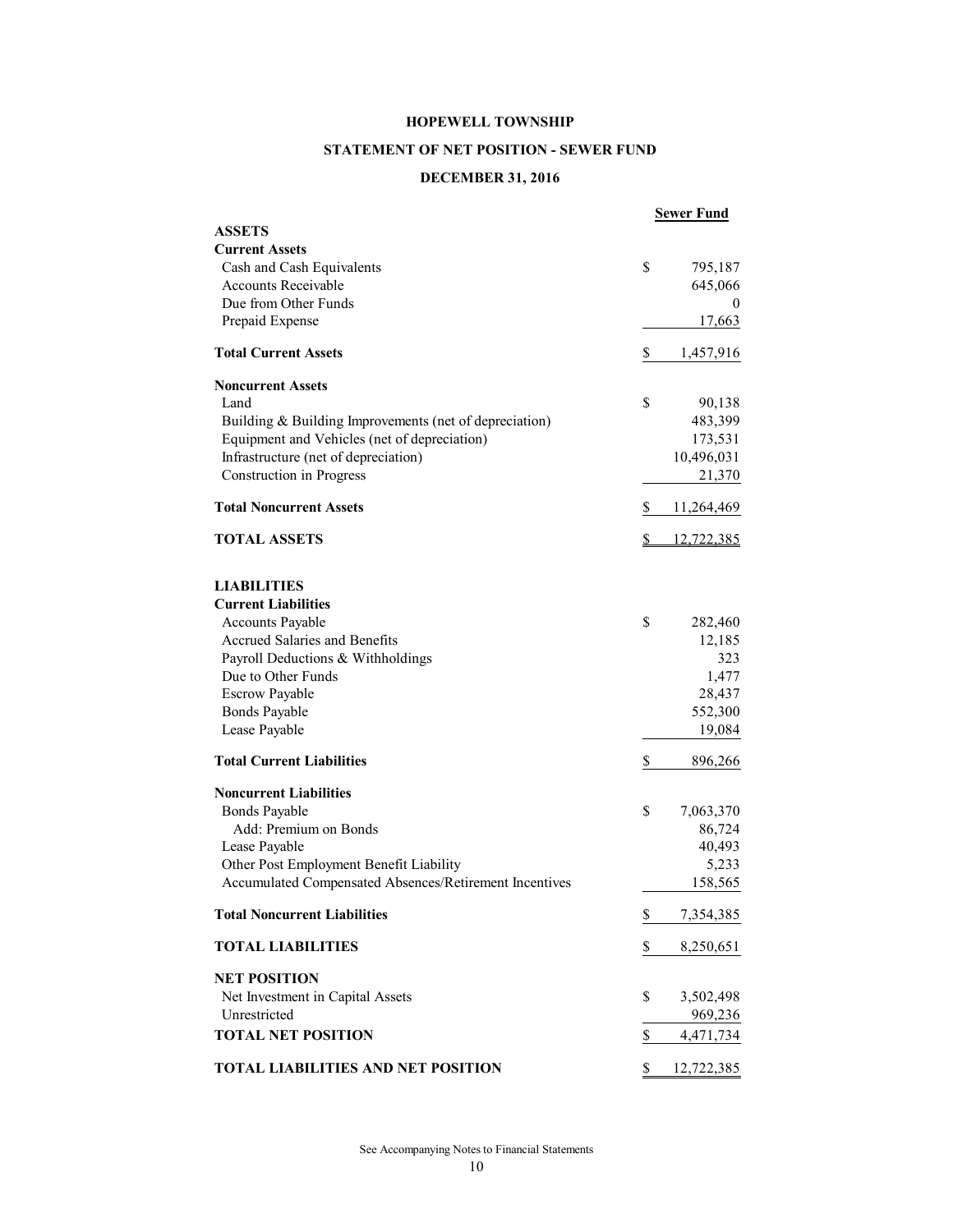**HOPEWELL TOWNSHIP**

**STATEMENT OF NET POSITION - SEWER FUND**

**DECEMBER 31, 2016**

| | Sewer Fund |
|---|---|
| **ASSETS** | |
| **Current Assets** | |
| Cash and Cash Equivalents | $ 795,187 |
| Accounts Receivable | 645,066 |
| Due from Other Funds | 0 |
| Prepaid Expense | 17,663 |
| **Total Current Assets** | $ 1,457,916 |
| **Noncurrent Assets** | |
| Land | $ 90,138 |
| Building & Building Improvements (net of depreciation) | 483,399 |
| Equipment and Vehicles (net of depreciation) | 173,531 |
| Infrastructure (net of depreciation) | 10,496,031 |
| Construction in Progress | 21,370 |
| **Total Noncurrent Assets** | $ 11,264,469 |
| **TOTAL ASSETS** | $ 12,722,385 |
| **LIABILITIES** | |
| **Current Liabilities** | |
| Accounts Payable | $ 282,460 |
| Accrued Salaries and Benefits | 12,185 |
| Payroll Deductions & Withholdings | 323 |
| Due to Other Funds | 1,477 |
| Escrow Payable | 28,437 |
| Bonds Payable | 552,300 |
| Lease Payable | 19,084 |
| **Total Current Liabilities** | $ 896,266 |
| **Noncurrent Liabilities** | |
| Bonds Payable | $ 7,063,370 |
| Add: Premium on Bonds | 86,724 |
| Lease Payable | 40,493 |
| Other Post Employment Benefit Liability | 5,233 |
| Accumulated Compensated Absences/Retirement Incentives | 158,565 |
| **Total Noncurrent Liabilities** | $ 7,354,385 |
| **TOTAL LIABILITIES** | $ 8,250,651 |
| **NET POSITION** | |
| Net Investment in Capital Assets | $ 3,502,498 |
| Unrestricted | 969,236 |
| **TOTAL NET POSITION** | $ 4,471,734 |
| **TOTAL LIABILITIES AND NET POSITION** | $ 12,722,385 |

See Accompanying Notes to Financial Statements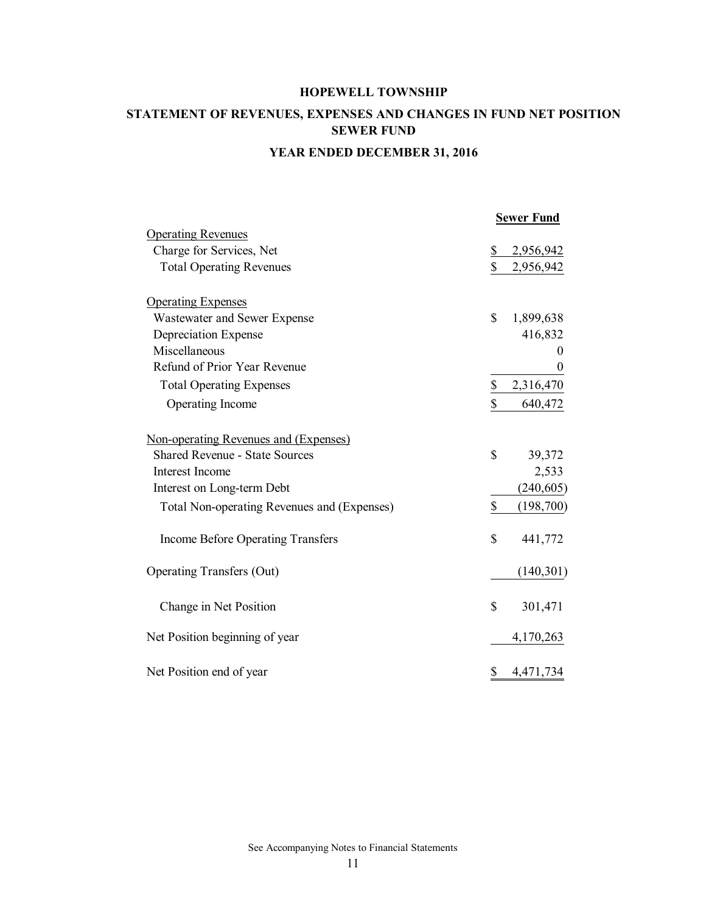# HOPEWELL TOWNSHIP

## STATEMENT OF REVENUES, EXPENSES AND CHANGES IN FUND NET POSITION
## SEWER FUND

### YEAR ENDED DECEMBER 31, 2016

| | **Sewer Fund** |
|---|---|
| Operating Revenues | |
| Charge for Services, Net | $ 2,956,942 |
| Total Operating Revenues | $ 2,956,942 |
| | |
| Operating Expenses | |
| Wastewater and Sewer Expense | $ 1,899,638 |
| Depreciation Expense | 416,832 |
| Miscellaneous | 0 |
| Refund of Prior Year Revenue | 0 |
| Total Operating Expenses | $ 2,316,470 |
| Operating Income | $ 640,472 |
| | |
| Non-operating Revenues and (Expenses) | |
| Shared Revenue - State Sources | $ 39,372 |
| Interest Income | 2,533 |
| Interest on Long-term Debt | (240,605) |
| Total Non-operating Revenues and (Expenses) | $ (198,700) |
| | |
| Income Before Operating Transfers | $ 441,772 |
| | |
| Operating Transfers (Out) | (140,301) |
| | |
| Change in Net Position | $ 301,471 |
| | |
| Net Position beginning of year | 4,170,263 |
| | |
| Net Position end of year | $ 4,471,734 |

See Accompanying Notes to Financial Statements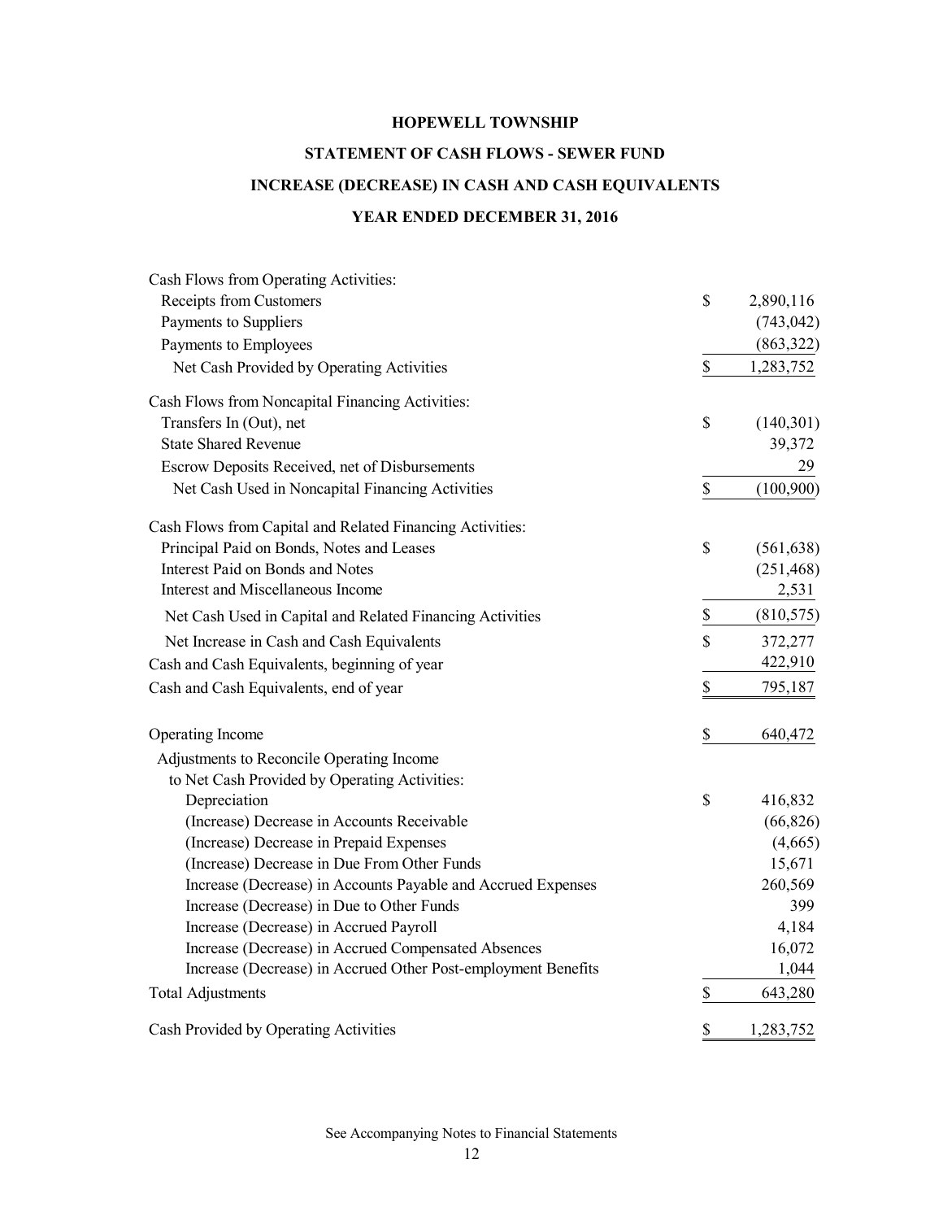**HOPEWELL TOWNSHIP**

**STATEMENT OF CASH FLOWS - SEWER FUND**

**INCREASE (DECREASE) IN CASH AND CASH EQUIVALENTS**

**YEAR ENDED DECEMBER 31, 2016**

| | | |
|---|---|---|
| Cash Flows from Operating Activities: | | |
| Receipts from Customers | $ | 2,890,116 |
| Payments to Suppliers | | (743,042) |
| Payments to Employees | | (863,322) |
| Net Cash Provided by Operating Activities | $ | 1,283,752 |
| Cash Flows from Noncapital Financing Activities: | | |
| Transfers In (Out), net | $ | (140,301) |
| State Shared Revenue | | 39,372 |
| Escrow Deposits Received, net of Disbursements | | 29 |
| Net Cash Used in Noncapital Financing Activities | $ | (100,900) |
| Cash Flows from Capital and Related Financing Activities: | | |
| Principal Paid on Bonds, Notes and Leases | $ | (561,638) |
| Interest Paid on Bonds and Notes | | (251,468) |
| Interest and Miscellaneous Income | | 2,531 |
| Net Cash Used in Capital and Related Financing Activities | $ | (810,575) |
| Net Increase in Cash and Cash Equivalents | $ | 372,277 |
| Cash and Cash Equivalents, beginning of year | | 422,910 |
| Cash and Cash Equivalents, end of year | $ | 795,187 |
| Operating Income | $ | 640,472 |
| Adjustments to Reconcile Operating Income to Net Cash Provided by Operating Activities: | | |
| Depreciation | $ | 416,832 |
| (Increase) Decrease in Accounts Receivable | | (66,826) |
| (Increase) Decrease in Prepaid Expenses | | (4,665) |
| (Increase) Decrease in Due From Other Funds | | 15,671 |
| Increase (Decrease) in Accounts Payable and Accrued Expenses | | 260,569 |
| Increase (Decrease) in Due to Other Funds | | 399 |
| Increase (Decrease) in Accrued Payroll | | 4,184 |
| Increase (Decrease) in Accrued Compensated Absences | | 16,072 |
| Increase (Decrease) in Accrued Other Post-employment Benefits | | 1,044 |
| Total Adjustments | $ | 643,280 |
| Cash Provided by Operating Activities | $ | 1,283,752 |

See Accompanying Notes to Financial Statements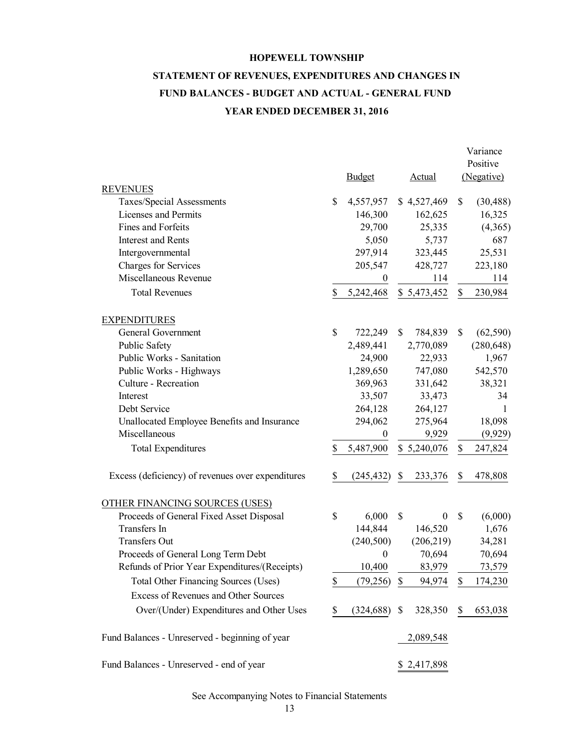# HOPEWELL TOWNSHIP

## STATEMENT OF REVENUES, EXPENDITURES AND CHANGES IN FUND BALANCES - BUDGET AND ACTUAL - GENERAL FUND

### YEAR ENDED DECEMBER 31, 2016

| | Budget | Actual | Variance Positive (Negative) |
|---|---|---|---|
| REVENUES | | | |
| Taxes/Special Assessments | $ 4,557,957 | $ 4,527,469 | $ (30,488) |
| Licenses and Permits | 146,300 | 162,625 | 16,325 |
| Fines and Forfeits | 29,700 | 25,335 | (4,365) |
| Interest and Rents | 5,050 | 5,737 | 687 |
| Intergovernmental | 297,914 | 323,445 | 25,531 |
| Charges for Services | 205,547 | 428,727 | 223,180 |
| Miscellaneous Revenue | 0 | 114 | 114 |
| Total Revenues | $ 5,242,468 | $ 5,473,452 | $ 230,984 |
| EXPENDITURES | | | |
| General Government | $ 722,249 | $ 784,839 | $ (62,590) |
| Public Safety | 2,489,441 | 2,770,089 | (280,648) |
| Public Works - Sanitation | 24,900 | 22,933 | 1,967 |
| Public Works - Highways | 1,289,650 | 747,080 | 542,570 |
| Culture - Recreation | 369,963 | 331,642 | 38,321 |
| Interest | 33,507 | 33,473 | 34 |
| Debt Service | 264,128 | 264,127 | 1 |
| Unallocated Employee Benefits and Insurance | 294,062 | 275,964 | 18,098 |
| Miscellaneous | 0 | 9,929 | (9,929) |
| Total Expenditures | $ 5,487,900 | $ 5,240,076 | $ 247,824 |
| Excess (deficiency) of revenues over expenditures | $ (245,432) | $ 233,376 | $ 478,808 |
| OTHER FINANCING SOURCES (USES) | | | |
| Proceeds of General Fixed Asset Disposal | $ 6,000 | $ 0 | $ (6,000) |
| Transfers In | 144,844 | 146,520 | 1,676 |
| Transfers Out | (240,500) | (206,219) | 34,281 |
| Proceeds of General Long Term Debt | 0 | 70,694 | 70,694 |
| Refunds of Prior Year Expenditures/(Receipts) | 10,400 | 83,979 | 73,579 |
| Total Other Financing Sources (Uses) | $ (79,256) | $ 94,974 | $ 174,230 |
| Excess of Revenues and Other Sources Over/(Under) Expenditures and Other Uses | $ (324,688) | $ 328,350 | $ 653,038 |
| Fund Balances - Unreserved - beginning of year | | 2,089,548 | |
| Fund Balances - Unreserved - end of year | | $ 2,417,898 | |

See Accompanying Notes to Financial Statements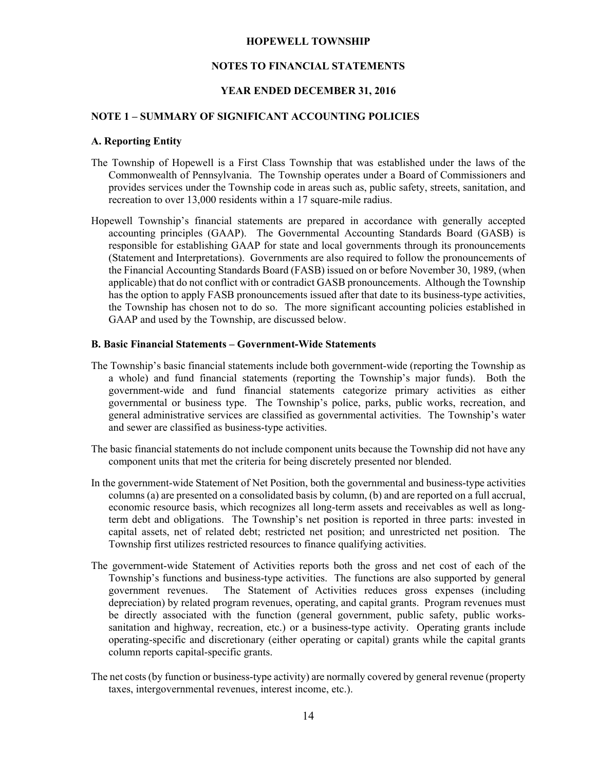# HOPEWELL TOWNSHIP

## NOTES TO FINANCIAL STATEMENTS

## YEAR ENDED DECEMBER 31, 2016

### NOTE 1 – SUMMARY OF SIGNIFICANT ACCOUNTING POLICIES

**A. Reporting Entity**

The Township of Hopewell is a First Class Township that was established under the laws of the Commonwealth of Pennsylvania. The Township operates under a Board of Commissioners and provides services under the Township code in areas such as, public safety, streets, sanitation, and recreation to over 13,000 residents within a 17 square-mile radius.

Hopewell Township's financial statements are prepared in accordance with generally accepted accounting principles (GAAP). The Governmental Accounting Standards Board (GASB) is responsible for establishing GAAP for state and local governments through its pronouncements (Statement and Interpretations). Governments are also required to follow the pronouncements of the Financial Accounting Standards Board (FASB) issued on or before November 30, 1989, (when applicable) that do not conflict with or contradict GASB pronouncements. Although the Township has the option to apply FASB pronouncements issued after that date to its business-type activities, the Township has chosen not to do so. The more significant accounting policies established in GAAP and used by the Township, are discussed below.

**B. Basic Financial Statements – Government-Wide Statements**

The Township's basic financial statements include both government-wide (reporting the Township as a whole) and fund financial statements (reporting the Township's major funds). Both the government-wide and fund financial statements categorize primary activities as either governmental or business type. The Township's police, parks, public works, recreation, and general administrative services are classified as governmental activities. The Township's water and sewer are classified as business-type activities.

The basic financial statements do not include component units because the Township did not have any component units that met the criteria for being discretely presented nor blended.

In the government-wide Statement of Net Position, both the governmental and business-type activities columns (a) are presented on a consolidated basis by column, (b) and are reported on a full accrual, economic resource basis, which recognizes all long-term assets and receivables as well as long-term debt and obligations. The Township's net position is reported in three parts: invested in capital assets, net of related debt; restricted net position; and unrestricted net position. The Township first utilizes restricted resources to finance qualifying activities.

The government-wide Statement of Activities reports both the gross and net cost of each of the Township's functions and business-type activities. The functions are also supported by general government revenues. The Statement of Activities reduces gross expenses (including depreciation) by related program revenues, operating, and capital grants. Program revenues must be directly associated with the function (general government, public safety, public works-sanitation and highway, recreation, etc.) or a business-type activity. Operating grants include operating-specific and discretionary (either operating or capital) grants while the capital grants column reports capital-specific grants.

The net costs (by function or business-type activity) are normally covered by general revenue (property taxes, intergovernmental revenues, interest income, etc.).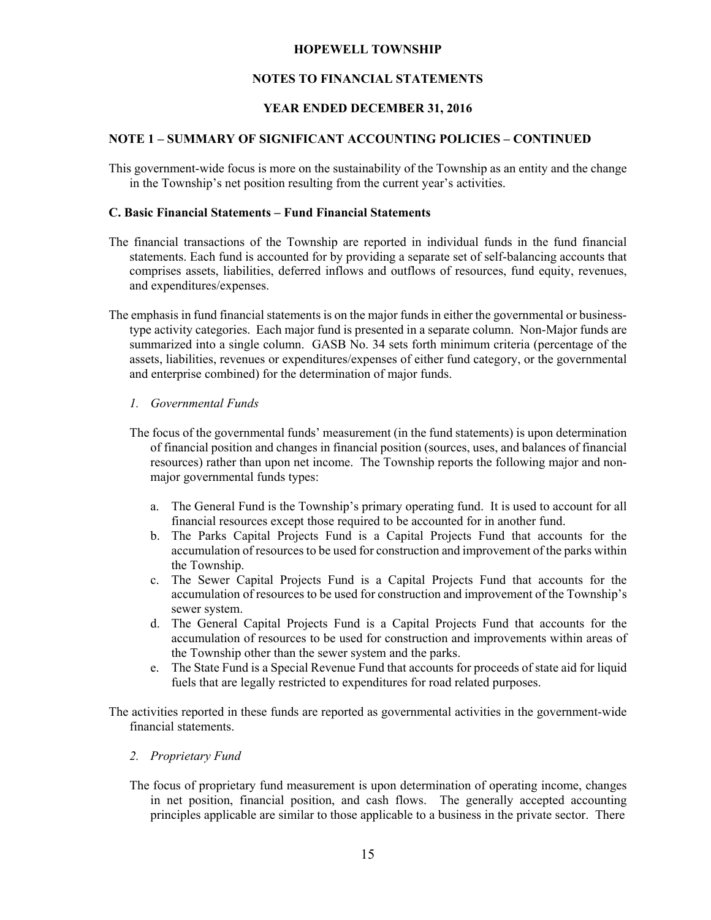# HOPEWELL TOWNSHIP

## NOTES TO FINANCIAL STATEMENTS

## YEAR ENDED DECEMBER 31, 2016

### NOTE 1 – SUMMARY OF SIGNIFICANT ACCOUNTING POLICIES – CONTINUED

This government-wide focus is more on the sustainability of the Township as an entity and the change in the Township's net position resulting from the current year's activities.

#### C. Basic Financial Statements – Fund Financial Statements

The financial transactions of the Township are reported in individual funds in the fund financial statements. Each fund is accounted for by providing a separate set of self-balancing accounts that comprises assets, liabilities, deferred inflows and outflows of resources, fund equity, revenues, and expenditures/expenses.

The emphasis in fund financial statements is on the major funds in either the governmental or business-type activity categories. Each major fund is presented in a separate column. Non-Major funds are summarized into a single column. GASB No. 34 sets forth minimum criteria (percentage of the assets, liabilities, revenues or expenditures/expenses of either fund category, or the governmental and enterprise combined) for the determination of major funds.

*1. Governmental Funds*

The focus of the governmental funds' measurement (in the fund statements) is upon determination of financial position and changes in financial position (sources, uses, and balances of financial resources) rather than upon net income. The Township reports the following major and non-major governmental funds types:

a. The General Fund is the Township's primary operating fund. It is used to account for all financial resources except those required to be accounted for in another fund.
b. The Parks Capital Projects Fund is a Capital Projects Fund that accounts for the accumulation of resources to be used for construction and improvement of the parks within the Township.
c. The Sewer Capital Projects Fund is a Capital Projects Fund that accounts for the accumulation of resources to be used for construction and improvement of the Township's sewer system.
d. The General Capital Projects Fund is a Capital Projects Fund that accounts for the accumulation of resources to be used for construction and improvements within areas of the Township other than the sewer system and the parks.
e. The State Fund is a Special Revenue Fund that accounts for proceeds of state aid for liquid fuels that are legally restricted to expenditures for road related purposes.

The activities reported in these funds are reported as governmental activities in the government-wide financial statements.

*2. Proprietary Fund*

The focus of proprietary fund measurement is upon determination of operating income, changes in net position, financial position, and cash flows. The generally accepted accounting principles applicable are similar to those applicable to a business in the private sector. There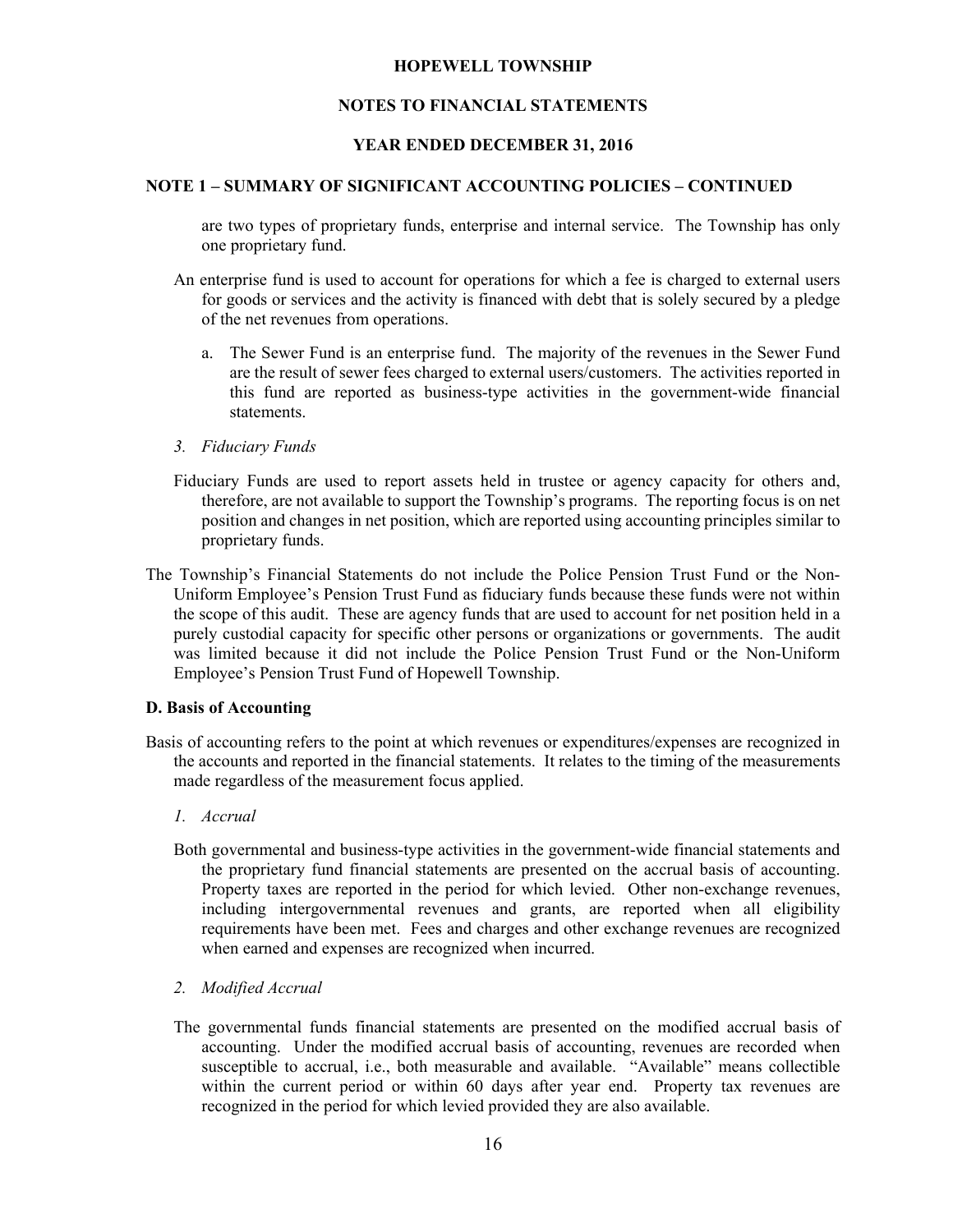are two types of proprietary funds, enterprise and internal service. The Township has only one proprietary fund.

An enterprise fund is used to account for operations for which a fee is charged to external users for goods or services and the activity is financed with debt that is solely secured by a pledge of the net revenues from operations.

a. The Sewer Fund is an enterprise fund. The majority of the revenues in the Sewer Fund are the result of sewer fees charged to external users/customers. The activities reported in this fund are reported as business-type activities in the government-wide financial statements.

*3. Fiduciary Funds*

Fiduciary Funds are used to report assets held in trustee or agency capacity for others and, therefore, are not available to support the Township's programs. The reporting focus is on net position and changes in net position, which are reported using accounting principles similar to proprietary funds.

The Township's Financial Statements do not include the Police Pension Trust Fund or the Non-Uniform Employee's Pension Trust Fund as fiduciary funds because these funds were not within the scope of this audit. These are agency funds that are used to account for net position held in a purely custodial capacity for specific other persons or organizations or governments. The audit was limited because it did not include the Police Pension Trust Fund or the Non-Uniform Employee's Pension Trust Fund of Hopewell Township.

**D. Basis of Accounting**

Basis of accounting refers to the point at which revenues or expenditures/expenses are recognized in the accounts and reported in the financial statements. It relates to the timing of the measurements made regardless of the measurement focus applied.

*1. Accrual*

Both governmental and business-type activities in the government-wide financial statements and the proprietary fund financial statements are presented on the accrual basis of accounting. Property taxes are reported in the period for which levied. Other non-exchange revenues, including intergovernmental revenues and grants, are reported when all eligibility requirements have been met. Fees and charges and other exchange revenues are recognized when earned and expenses are recognized when incurred.

*2. Modified Accrual*

The governmental funds financial statements are presented on the modified accrual basis of accounting. Under the modified accrual basis of accounting, revenues are recorded when susceptible to accrual, i.e., both measurable and available. "Available" means collectible within the current period or within 60 days after year end. Property tax revenues are recognized in the period for which levied provided they are also available.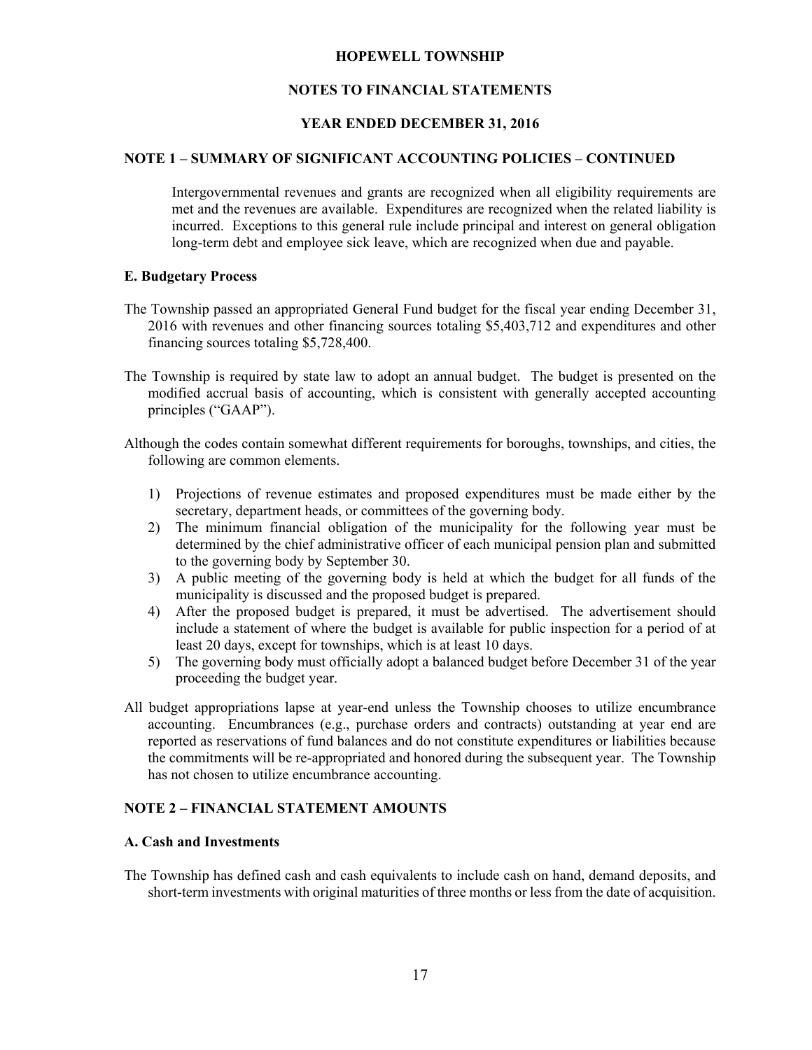# HOPEWELL TOWNSHIP

## NOTES TO FINANCIAL STATEMENTS

## YEAR ENDED DECEMBER 31, 2016

### NOTE 1 – SUMMARY OF SIGNIFICANT ACCOUNTING POLICIES – CONTINUED

Intergovernmental revenues and grants are recognized when all eligibility requirements are met and the revenues are available. Expenditures are recognized when the related liability is incurred. Exceptions to this general rule include principal and interest on general obligation long-term debt and employee sick leave, which are recognized when due and payable.

#### E. Budgetary Process

The Township passed an appropriated General Fund budget for the fiscal year ending December 31, 2016 with revenues and other financing sources totaling $5,403,712 and expenditures and other financing sources totaling $5,728,400.

The Township is required by state law to adopt an annual budget. The budget is presented on the modified accrual basis of accounting, which is consistent with generally accepted accounting principles ("GAAP").

Although the codes contain somewhat different requirements for boroughs, townships, and cities, the following are common elements.

1) Projections of revenue estimates and proposed expenditures must be made either by the secretary, department heads, or committees of the governing body.
2) The minimum financial obligation of the municipality for the following year must be determined by the chief administrative officer of each municipal pension plan and submitted to the governing body by September 30.
3) A public meeting of the governing body is held at which the budget for all funds of the municipality is discussed and the proposed budget is prepared.
4) After the proposed budget is prepared, it must be advertised. The advertisement should include a statement of where the budget is available for public inspection for a period of at least 20 days, except for townships, which is at least 10 days.
5) The governing body must officially adopt a balanced budget before December 31 of the year proceeding the budget year.

All budget appropriations lapse at year-end unless the Township chooses to utilize encumbrance accounting. Encumbrances (e.g., purchase orders and contracts) outstanding at year end are reported as reservations of fund balances and do not constitute expenditures or liabilities because the commitments will be re-appropriated and honored during the subsequent year. The Township has not chosen to utilize encumbrance accounting.

### NOTE 2 – FINANCIAL STATEMENT AMOUNTS

#### A. Cash and Investments

The Township has defined cash and cash equivalents to include cash on hand, demand deposits, and short-term investments with original maturities of three months or less from the date of acquisition.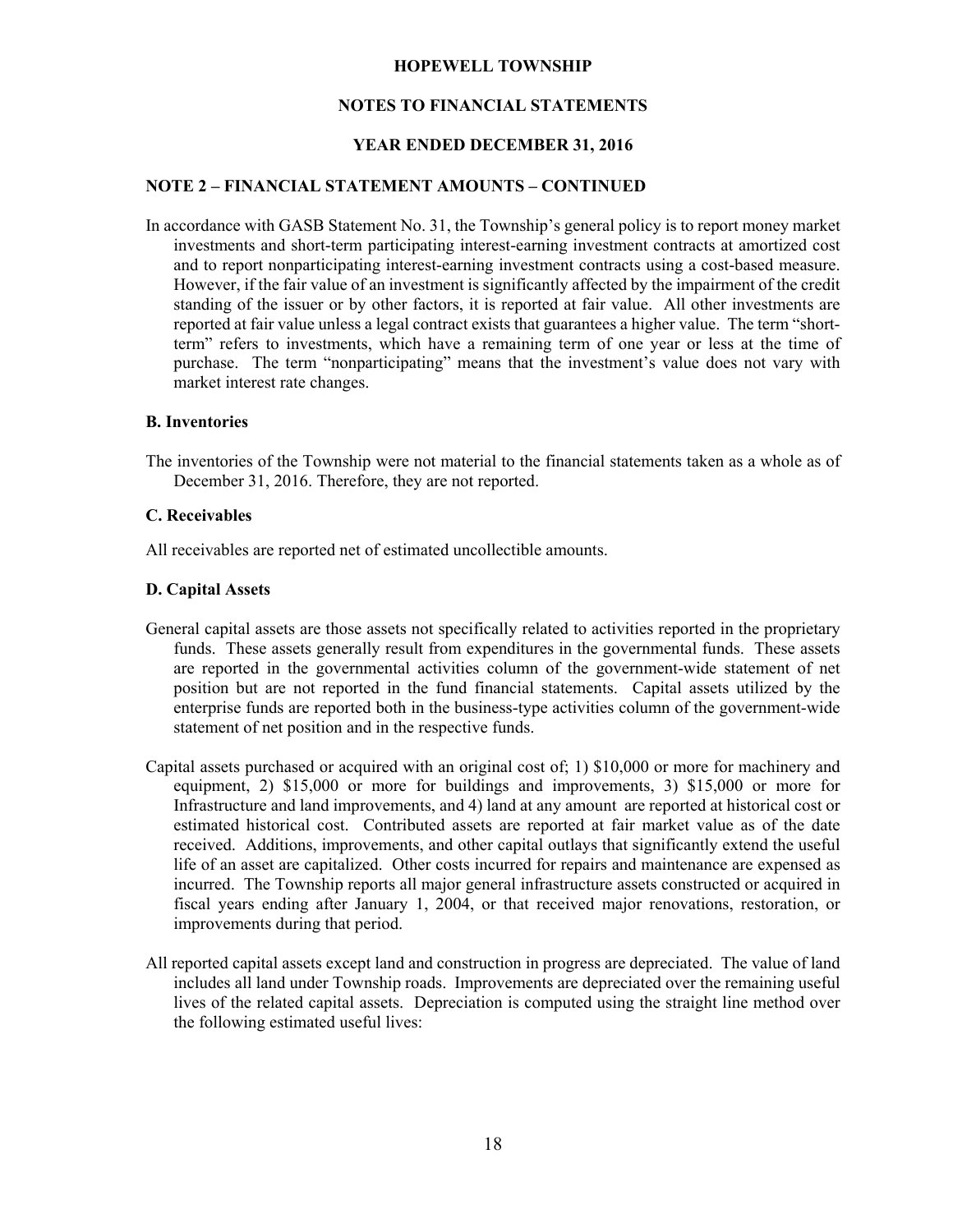## NOTE 2 – FINANCIAL STATEMENT AMOUNTS – CONTINUED

In accordance with GASB Statement No. 31, the Township's general policy is to report money market investments and short-term participating interest-earning investment contracts at amortized cost and to report nonparticipating interest-earning investment contracts using a cost-based measure. However, if the fair value of an investment is significantly affected by the impairment of the credit standing of the issuer or by other factors, it is reported at fair value. All other investments are reported at fair value unless a legal contract exists that guarantees a higher value. The term "short-term" refers to investments, which have a remaining term of one year or less at the time of purchase. The term "nonparticipating" means that the investment's value does not vary with market interest rate changes.

### B. Inventories

The inventories of the Township were not material to the financial statements taken as a whole as of December 31, 2016. Therefore, they are not reported.

### C. Receivables

All receivables are reported net of estimated uncollectible amounts.

### D. Capital Assets

General capital assets are those assets not specifically related to activities reported in the proprietary funds. These assets generally result from expenditures in the governmental funds. These assets are reported in the governmental activities column of the government-wide statement of net position but are not reported in the fund financial statements. Capital assets utilized by the enterprise funds are reported both in the business-type activities column of the government-wide statement of net position and in the respective funds.

Capital assets purchased or acquired with an original cost of; 1) $10,000 or more for machinery and equipment, 2) $15,000 or more for buildings and improvements, 3) $15,000 or more for Infrastructure and land improvements, and 4) land at any amount are reported at historical cost or estimated historical cost. Contributed assets are reported at fair market value as of the date received. Additions, improvements, and other capital outlays that significantly extend the useful life of an asset are capitalized. Other costs incurred for repairs and maintenance are expensed as incurred. The Township reports all major general infrastructure assets constructed or acquired in fiscal years ending after January 1, 2004, or that received major renovations, restoration, or improvements during that period.

All reported capital assets except land and construction in progress are depreciated. The value of land includes all land under Township roads. Improvements are depreciated over the remaining useful lives of the related capital assets. Depreciation is computed using the straight line method over the following estimated useful lives: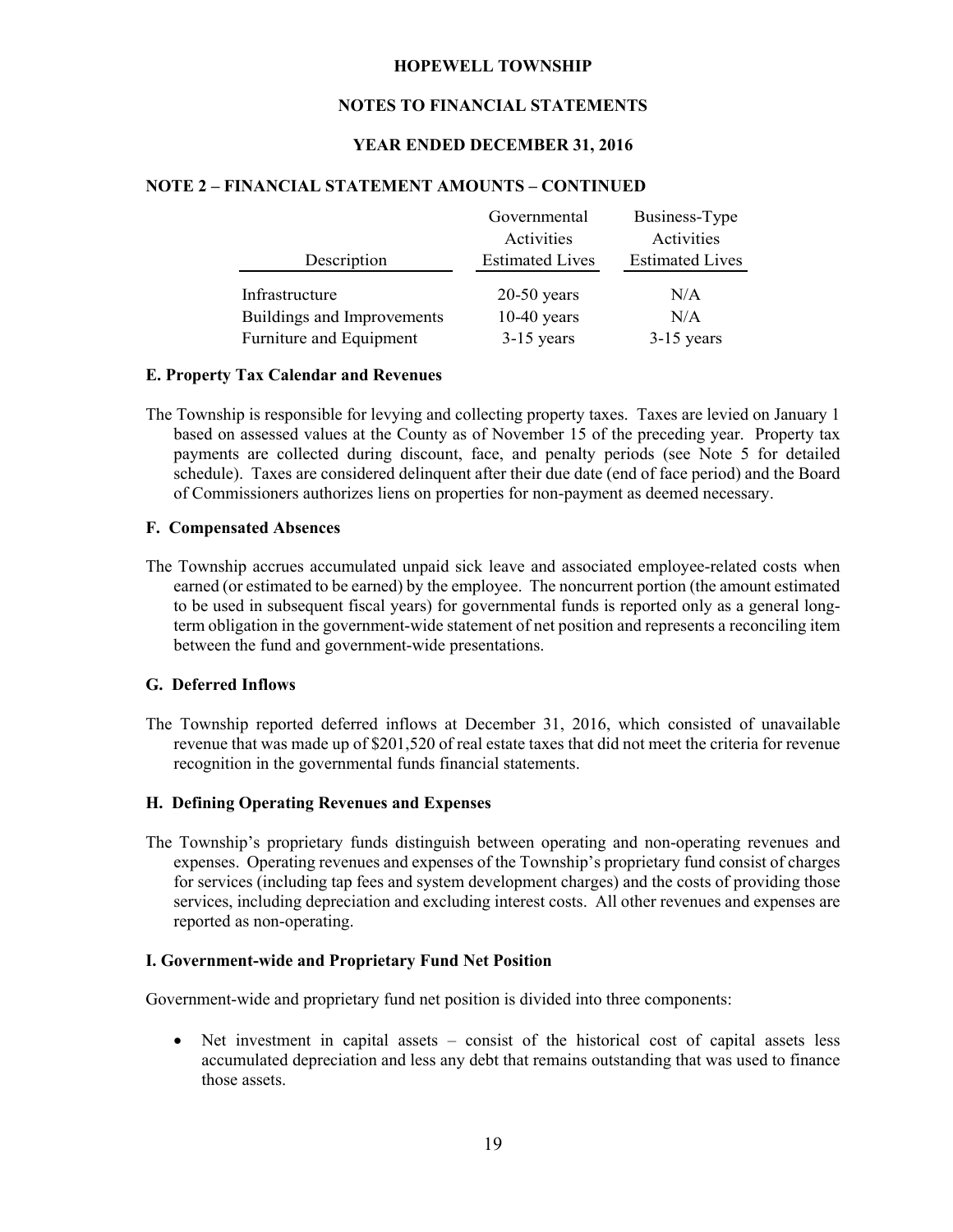## NOTE 2 – FINANCIAL STATEMENT AMOUNTS – CONTINUED

| Description | Governmental Activities Estimated Lives | Business-Type Activities Estimated Lives |
|---|---|---|
| Infrastructure | 20-50 years | N/A |
| Buildings and Improvements | 10-40 years | N/A |
| Furniture and Equipment | 3-15 years | 3-15 years |

### E. Property Tax Calendar and Revenues

The Township is responsible for levying and collecting property taxes. Taxes are levied on January 1 based on assessed values at the County as of November 15 of the preceding year. Property tax payments are collected during discount, face, and penalty periods (see Note 5 for detailed schedule). Taxes are considered delinquent after their due date (end of face period) and the Board of Commissioners authorizes liens on properties for non-payment as deemed necessary.

### F. Compensated Absences

The Township accrues accumulated unpaid sick leave and associated employee-related costs when earned (or estimated to be earned) by the employee. The noncurrent portion (the amount estimated to be used in subsequent fiscal years) for governmental funds is reported only as a general long-term obligation in the government-wide statement of net position and represents a reconciling item between the fund and government-wide presentations.

### G. Deferred Inflows

The Township reported deferred inflows at December 31, 2016, which consisted of unavailable revenue that was made up of $201,520 of real estate taxes that did not meet the criteria for revenue recognition in the governmental funds financial statements.

### H. Defining Operating Revenues and Expenses

The Township's proprietary funds distinguish between operating and non-operating revenues and expenses. Operating revenues and expenses of the Township's proprietary fund consist of charges for services (including tap fees and system development charges) and the costs of providing those services, including depreciation and excluding interest costs. All other revenues and expenses are reported as non-operating.

### I. Government-wide and Proprietary Fund Net Position

Government-wide and proprietary fund net position is divided into three components:

- Net investment in capital assets – consist of the historical cost of capital assets less accumulated depreciation and less any debt that remains outstanding that was used to finance those assets.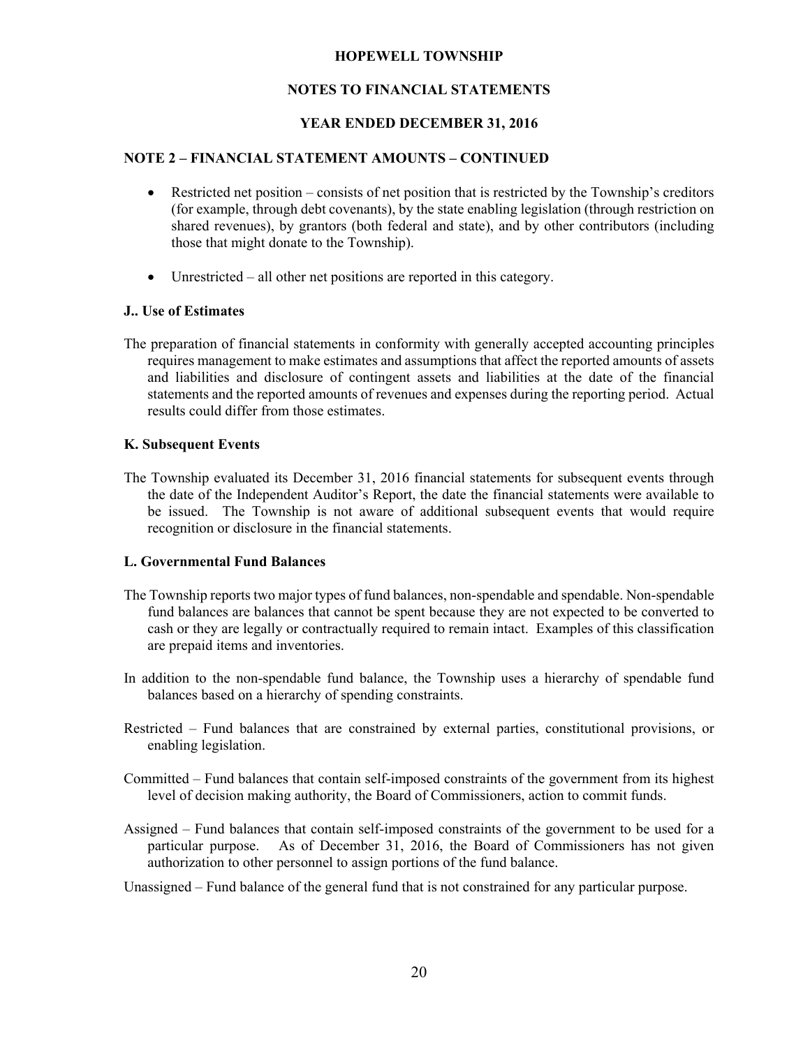## NOTE 2 – FINANCIAL STATEMENT AMOUNTS – CONTINUED

- Restricted net position – consists of net position that is restricted by the Township's creditors (for example, through debt covenants), by the state enabling legislation (through restriction on shared revenues), by grantors (both federal and state), and by other contributors (including those that might donate to the Township).
- Unrestricted – all other net positions are reported in this category.

### J.. Use of Estimates

The preparation of financial statements in conformity with generally accepted accounting principles requires management to make estimates and assumptions that affect the reported amounts of assets and liabilities and disclosure of contingent assets and liabilities at the date of the financial statements and the reported amounts of revenues and expenses during the reporting period. Actual results could differ from those estimates.

### K. Subsequent Events

The Township evaluated its December 31, 2016 financial statements for subsequent events through the date of the Independent Auditor's Report, the date the financial statements were available to be issued. The Township is not aware of additional subsequent events that would require recognition or disclosure in the financial statements.

### L. Governmental Fund Balances

The Township reports two major types of fund balances, non-spendable and spendable. Non-spendable fund balances are balances that cannot be spent because they are not expected to be converted to cash or they are legally or contractually required to remain intact. Examples of this classification are prepaid items and inventories.

In addition to the non-spendable fund balance, the Township uses a hierarchy of spendable fund balances based on a hierarchy of spending constraints.

Restricted – Fund balances that are constrained by external parties, constitutional provisions, or enabling legislation.

Committed – Fund balances that contain self-imposed constraints of the government from its highest level of decision making authority, the Board of Commissioners, action to commit funds.

Assigned – Fund balances that contain self-imposed constraints of the government to be used for a particular purpose. As of December 31, 2016, the Board of Commissioners has not given authorization to other personnel to assign portions of the fund balance.

Unassigned – Fund balance of the general fund that is not constrained for any particular purpose.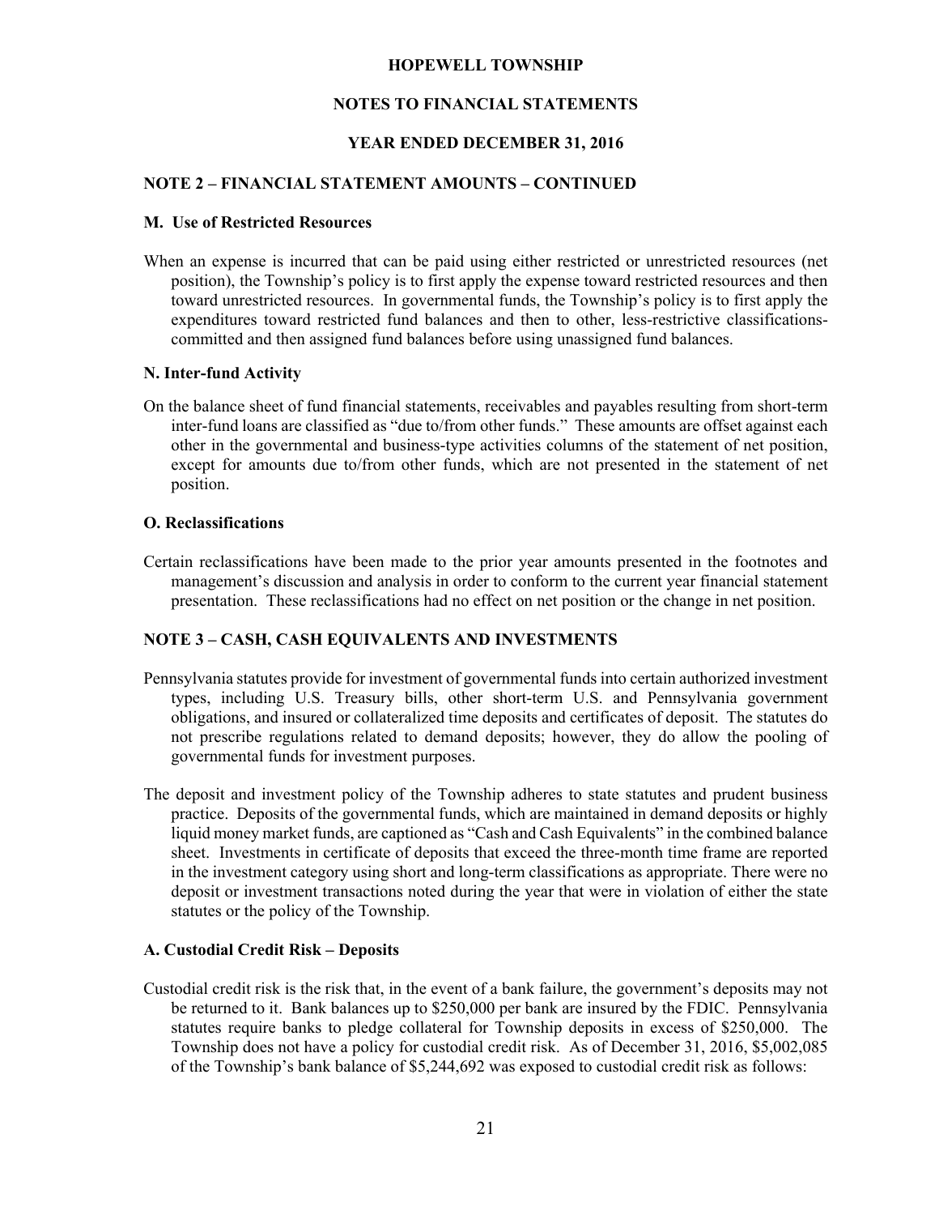## NOTE 2 – FINANCIAL STATEMENT AMOUNTS – CONTINUED

### M. Use of Restricted Resources

When an expense is incurred that can be paid using either restricted or unrestricted resources (net position), the Township's policy is to first apply the expense toward restricted resources and then toward unrestricted resources. In governmental funds, the Township's policy is to first apply the expenditures toward restricted fund balances and then to other, less-restrictive classifications-committed and then assigned fund balances before using unassigned fund balances.

### N. Inter-fund Activity

On the balance sheet of fund financial statements, receivables and payables resulting from short-term inter-fund loans are classified as "due to/from other funds." These amounts are offset against each other in the governmental and business-type activities columns of the statement of net position, except for amounts due to/from other funds, which are not presented in the statement of net position.

### O. Reclassifications

Certain reclassifications have been made to the prior year amounts presented in the footnotes and management's discussion and analysis in order to conform to the current year financial statement presentation. These reclassifications had no effect on net position or the change in net position.

## NOTE 3 – CASH, CASH EQUIVALENTS AND INVESTMENTS

Pennsylvania statutes provide for investment of governmental funds into certain authorized investment types, including U.S. Treasury bills, other short-term U.S. and Pennsylvania government obligations, and insured or collateralized time deposits and certificates of deposit. The statutes do not prescribe regulations related to demand deposits; however, they do allow the pooling of governmental funds for investment purposes.

The deposit and investment policy of the Township adheres to state statutes and prudent business practice. Deposits of the governmental funds, which are maintained in demand deposits or highly liquid money market funds, are captioned as "Cash and Cash Equivalents" in the combined balance sheet. Investments in certificate of deposits that exceed the three-month time frame are reported in the investment category using short and long-term classifications as appropriate. There were no deposit or investment transactions noted during the year that were in violation of either the state statutes or the policy of the Township.

### A. Custodial Credit Risk – Deposits

Custodial credit risk is the risk that, in the event of a bank failure, the government's deposits may not be returned to it. Bank balances up to $250,000 per bank are insured by the FDIC. Pennsylvania statutes require banks to pledge collateral for Township deposits in excess of $250,000. The Township does not have a policy for custodial credit risk. As of December 31, 2016, $5,002,085 of the Township's bank balance of $5,244,692 was exposed to custodial credit risk as follows: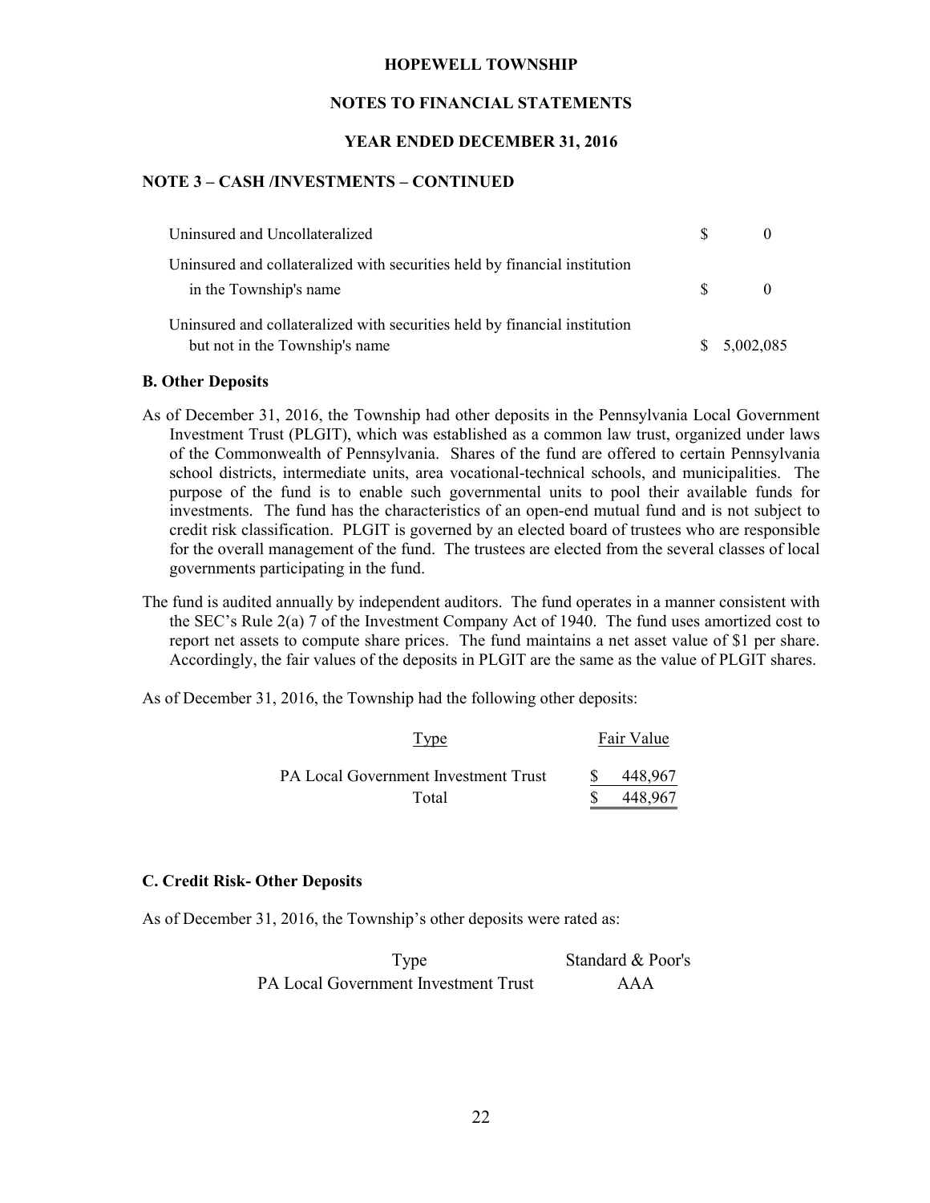## NOTE 3 – CASH /INVESTMENTS – CONTINUED

| | |
|---|---|
| Uninsured and Uncollateralized | $ 0 |
| Uninsured and collateralized with securities held by financial institution in the Township's name | $ 0 |
| Uninsured and collateralized with securities held by financial institution but not in the Township's name | $ 5,002,085 |

### B. Other Deposits

As of December 31, 2016, the Township had other deposits in the Pennsylvania Local Government Investment Trust (PLGIT), which was established as a common law trust, organized under laws of the Commonwealth of Pennsylvania. Shares of the fund are offered to certain Pennsylvania school districts, intermediate units, area vocational-technical schools, and municipalities. The purpose of the fund is to enable such governmental units to pool their available funds for investments. The fund has the characteristics of an open-end mutual fund and is not subject to credit risk classification. PLGIT is governed by an elected board of trustees who are responsible for the overall management of the fund. The trustees are elected from the several classes of local governments participating in the fund.

The fund is audited annually by independent auditors. The fund operates in a manner consistent with the SEC's Rule 2(a) 7 of the Investment Company Act of 1940. The fund uses amortized cost to report net assets to compute share prices. The fund maintains a net asset value of $1 per share. Accordingly, the fair values of the deposits in PLGIT are the same as the value of PLGIT shares.

As of December 31, 2016, the Township had the following other deposits:

| Type | Fair Value |
|---|---|
| PA Local Government Investment Trust | $ 448,967 |
| Total | $ 448,967 |

### C. Credit Risk- Other Deposits

As of December 31, 2016, the Township's other deposits were rated as:

| Type | Standard & Poor's |
|---|---|
| PA Local Government Investment Trust | AAA |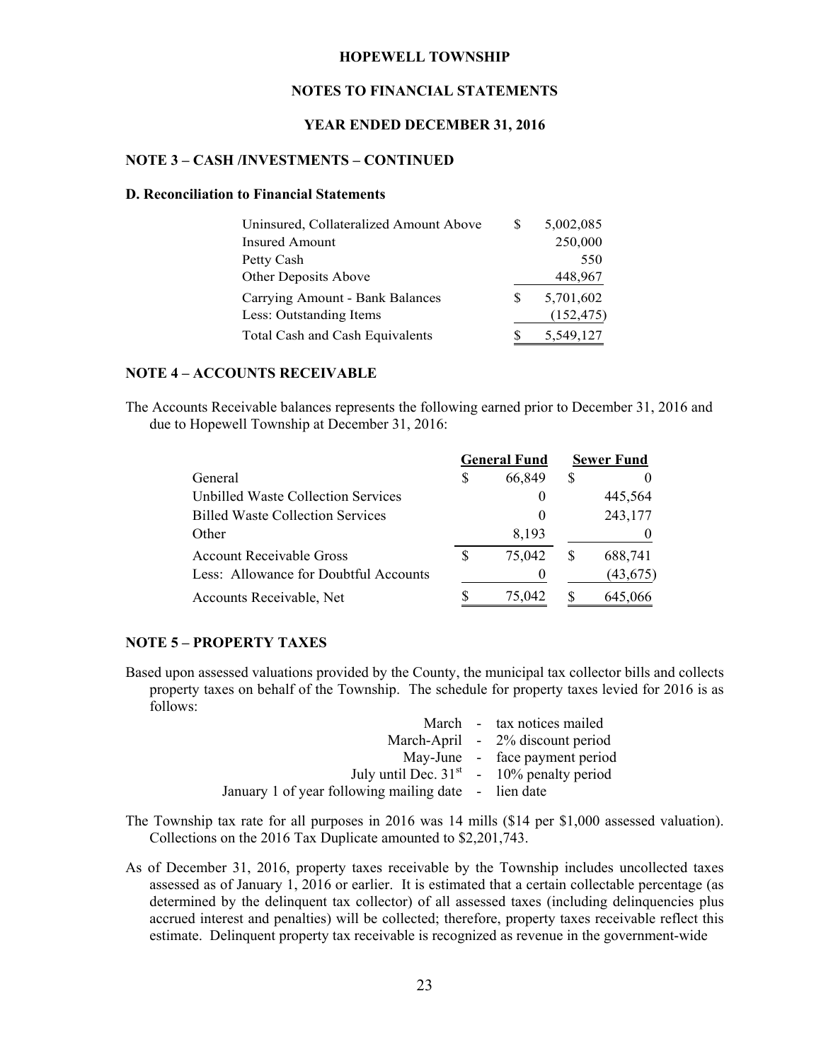# HOPEWELL TOWNSHIP

## NOTES TO FINANCIAL STATEMENTS

## YEAR ENDED DECEMBER 31, 2016

### NOTE 3 – CASH /INVESTMENTS – CONTINUED

#### D. Reconciliation to Financial Statements

| | |
|---|---|
| Uninsured, Collateralized Amount Above | $ 5,002,085 |
| Insured Amount | 250,000 |
| Petty Cash | 550 |
| Other Deposits Above | 448,967 |
| Carrying Amount - Bank Balances | $ 5,701,602 |
| Less: Outstanding Items | (152,475) |
| Total Cash and Cash Equivalents | $ 5,549,127 |

### NOTE 4 – ACCOUNTS RECEIVABLE

The Accounts Receivable balances represents the following earned prior to December 31, 2016 and due to Hopewell Township at December 31, 2016:

| | General Fund | Sewer Fund |
|---|---|---|
| General | $ 66,849 | $ 0 |
| Unbilled Waste Collection Services | 0 | 445,564 |
| Billed Waste Collection Services | 0 | 243,177 |
| Other | 8,193 | 0 |
| Account Receivable Gross | $ 75,042 | $ 688,741 |
| Less: Allowance for Doubtful Accounts | 0 | (43,675) |
| Accounts Receivable, Net | $ 75,042 | $ 645,066 |

### NOTE 5 – PROPERTY TAXES

Based upon assessed valuations provided by the County, the municipal tax collector bills and collects property taxes on behalf of the Township. The schedule for property taxes levied for 2016 is as follows:

| | | |
|---|---|---|
| March | - | tax notices mailed |
| March-April | - | 2% discount period |
| May-June | - | face payment period |
| July until Dec. 31st | - | 10% penalty period |
| January 1 of year following mailing date | - | lien date |

The Township tax rate for all purposes in 2016 was 14 mills ($14 per $1,000 assessed valuation). Collections on the 2016 Tax Duplicate amounted to $2,201,743.

As of December 31, 2016, property taxes receivable by the Township includes uncollected taxes assessed as of January 1, 2016 or earlier. It is estimated that a certain collectable percentage (as determined by the delinquent tax collector) of all assessed taxes (including delinquencies plus accrued interest and penalties) will be collected; therefore, property taxes receivable reflect this estimate. Delinquent property tax receivable is recognized as revenue in the government-wide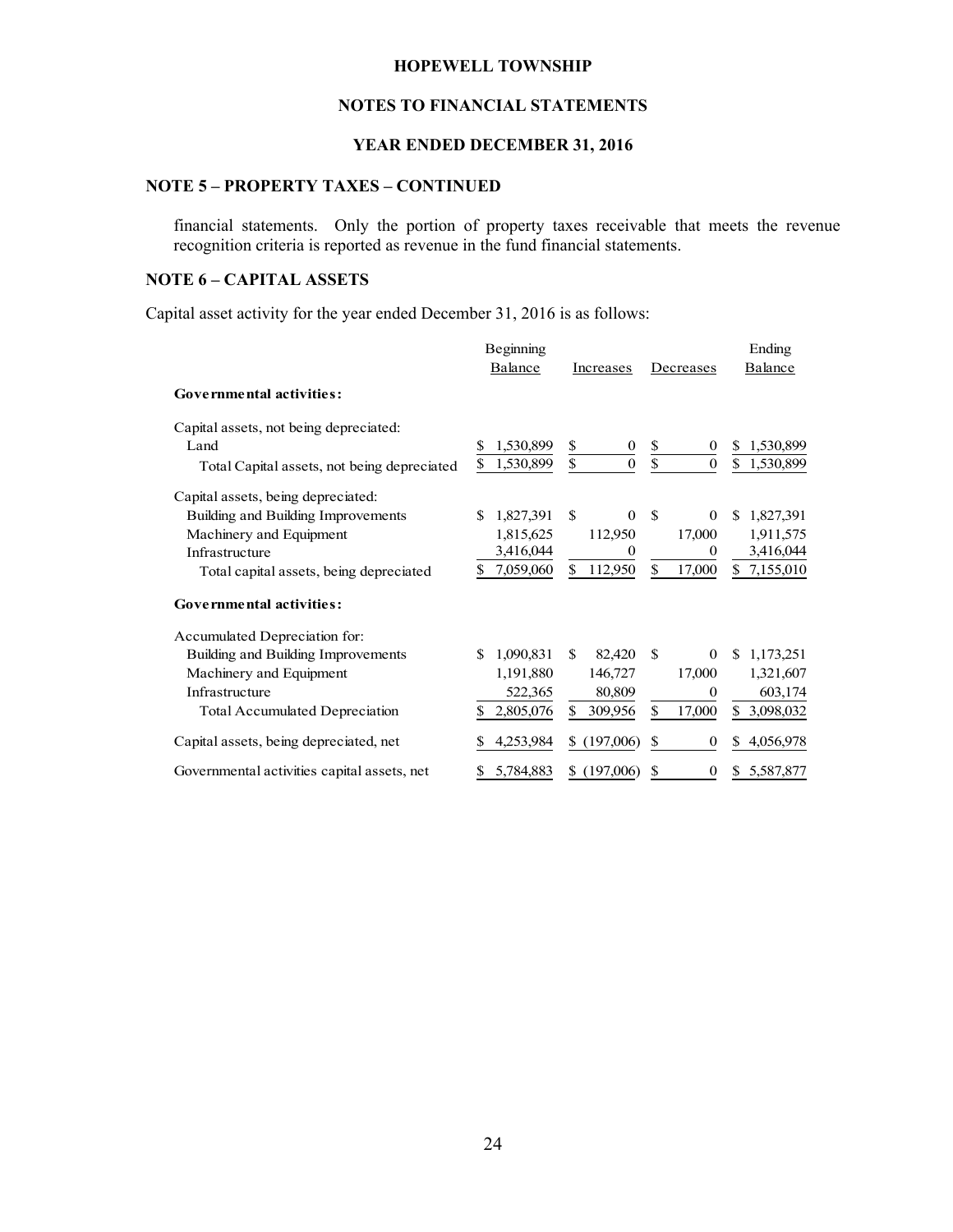## NOTE 5 – PROPERTY TAXES – CONTINUED

financial statements. Only the portion of property taxes receivable that meets the revenue recognition criteria is reported as revenue in the fund financial statements.

## NOTE 6 – CAPITAL ASSETS

Capital asset activity for the year ended December 31, 2016 is as follows:

| | Beginning Balance | Increases | Decreases | Ending Balance |
|---|---|---|---|---|
| **Governmental activities:** | | | | |
| Capital assets, not being depreciated: | | | | |
| Land | $ 1,530,899 | $ 0 | $ 0 | $ 1,530,899 |
| Total Capital assets, not being depreciated | $ 1,530,899 | $ 0 | $ 0 | $ 1,530,899 |
| Capital assets, being depreciated: | | | | |
| Building and Building Improvements | $ 1,827,391 | $ 0 | $ 0 | $ 1,827,391 |
| Machinery and Equipment | 1,815,625 | 112,950 | 17,000 | 1,911,575 |
| Infrastructure | 3,416,044 | 0 | 0 | 3,416,044 |
| Total capital assets, being depreciated | $ 7,059,060 | $ 112,950 | $ 17,000 | $ 7,155,010 |
| **Governmental activities:** | | | | |
| Accumulated Depreciation for: | | | | |
| Building and Building Improvements | $ 1,090,831 | $ 82,420 | $ 0 | $ 1,173,251 |
| Machinery and Equipment | 1,191,880 | 146,727 | 17,000 | 1,321,607 |
| Infrastructure | 522,365 | 80,809 | 0 | 603,174 |
| Total Accumulated Depreciation | $ 2,805,076 | $ 309,956 | $ 17,000 | $ 3,098,032 |
| Capital assets, being depreciated, net | $ 4,253,984 | $ (197,006) | $ 0 | $ 4,056,978 |
| Governmental activities capital assets, net | $ 5,784,883 | $ (197,006) | $ 0 | $ 5,587,877 |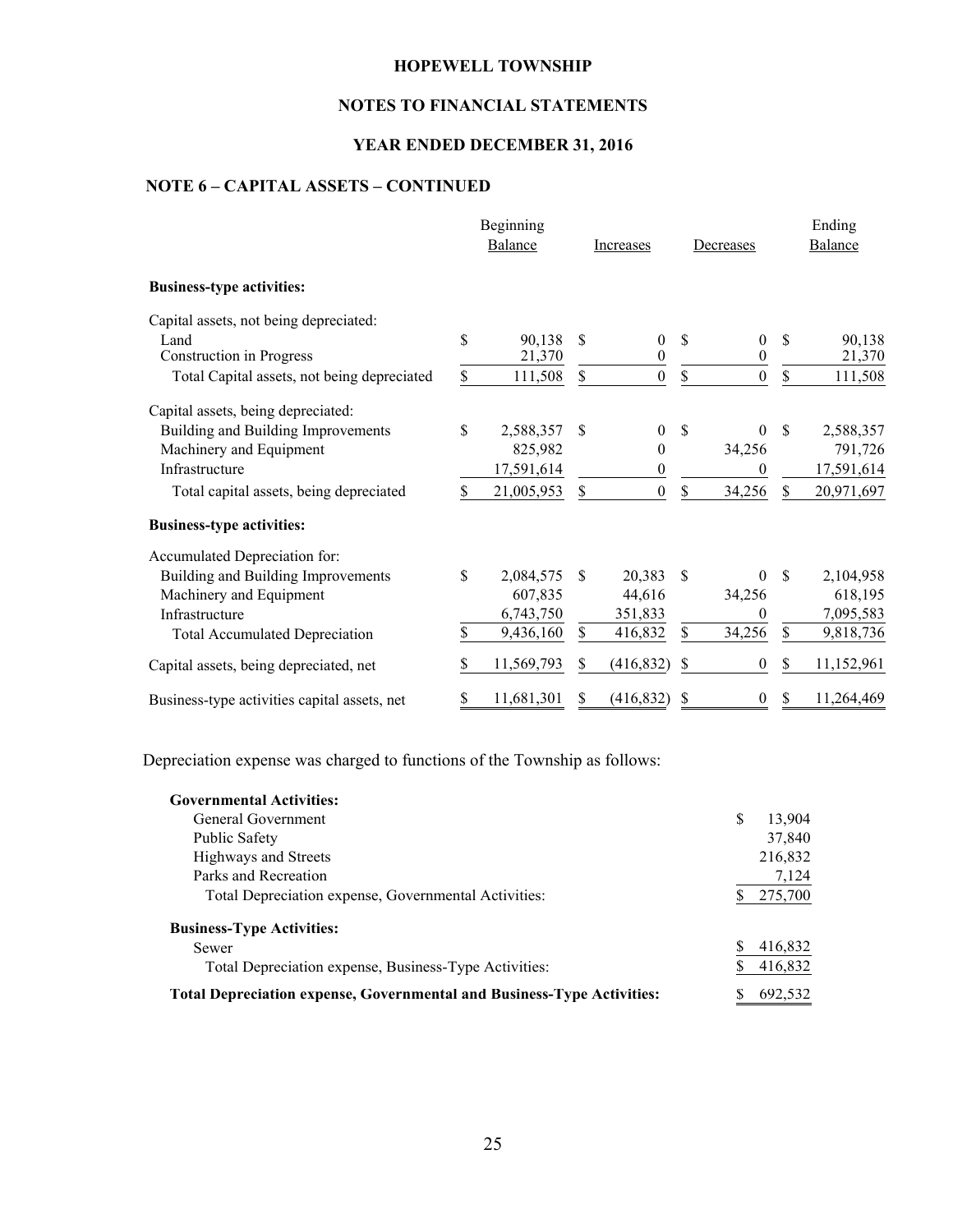HOPEWELL TOWNSHIP

NOTES TO FINANCIAL STATEMENTS

YEAR ENDED DECEMBER 31, 2016

## NOTE 6 – CAPITAL ASSETS – CONTINUED

| | Beginning Balance | Increases | Decreases | Ending Balance |
|---|---|---|---|---|
| **Business-type activities:** | | | | |
| Capital assets, not being depreciated: | | | | |
| Land | $ 90,138 | $ 0 | $ 0 | $ 90,138 |
| Construction in Progress | 21,370 | 0 | 0 | 21,370 |
| Total Capital assets, not being depreciated | $ 111,508 | $ 0 | $ 0 | $ 111,508 |
| Capital assets, being depreciated: | | | | |
| Building and Building Improvements | $ 2,588,357 | $ 0 | $ 0 | $ 2,588,357 |
| Machinery and Equipment | 825,982 | 0 | 34,256 | 791,726 |
| Infrastructure | 17,591,614 | 0 | 0 | 17,591,614 |
| Total capital assets, being depreciated | $ 21,005,953 | $ 0 | $ 34,256 | $ 20,971,697 |
| **Business-type activities:** | | | | |
| Accumulated Depreciation for: | | | | |
| Building and Building Improvements | $ 2,084,575 | $ 20,383 | $ 0 | $ 2,104,958 |
| Machinery and Equipment | 607,835 | 44,616 | 34,256 | 618,195 |
| Infrastructure | 6,743,750 | 351,833 | 0 | 7,095,583 |
| Total Accumulated Depreciation | $ 9,436,160 | $ 416,832 | $ 34,256 | $ 9,818,736 |
| Capital assets, being depreciated, net | $ 11,569,793 | $ (416,832) | $ 0 | $ 11,152,961 |
| Business-type activities capital assets, net | $ 11,681,301 | $ (416,832) | $ 0 | $ 11,264,469 |

Depreciation expense was charged to functions of the Township as follows:

| | |
|---|---|
| **Governmental Activities:** | |
| General Government | $ 13,904 |
| Public Safety | 37,840 |
| Highways and Streets | 216,832 |
| Parks and Recreation | 7,124 |
| Total Depreciation expense, Governmental Activities: | $ 275,700 |
| **Business-Type Activities:** | |
| Sewer | $ 416,832 |
| Total Depreciation expense, Business-Type Activities: | $ 416,832 |
| **Total Depreciation expense, Governmental and Business-Type Activities:** | $ 692,532 |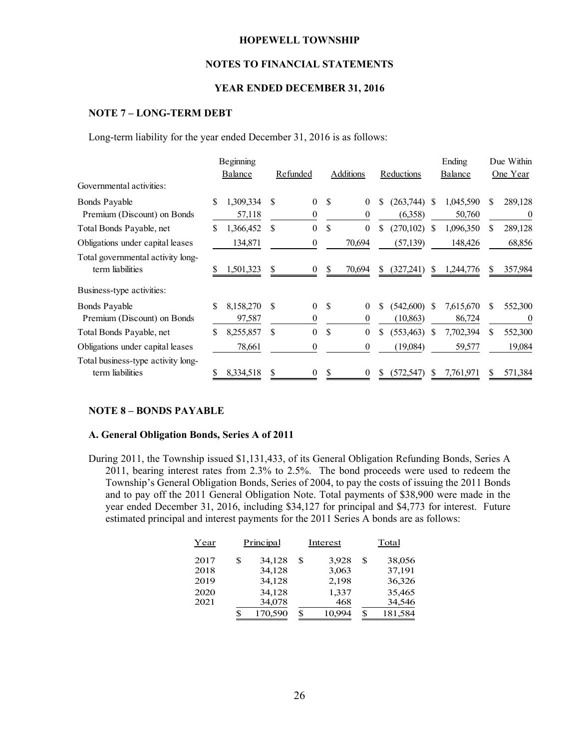HOPEWELL TOWNSHIP

NOTES TO FINANCIAL STATEMENTS

YEAR ENDED DECEMBER 31, 2016

## NOTE 7 – LONG-TERM DEBT

Long-term liability for the year ended December 31, 2016 is as follows:

| | Beginning Balance | Refunded | Additions | Reductions | Ending Balance | Due Within One Year |
|---|---|---|---|---|---|---|
| Governmental activities: | | | | | | |
| Bonds Payable | $ 1,309,334 | $ 0 | $ 0 | $ (263,744) | $ 1,045,590 | $ 289,128 |
| Premium (Discount) on Bonds | 57,118 | 0 | 0 | (6,358) | 50,760 | 0 |
| Total Bonds Payable, net | $ 1,366,452 | $ 0 | $ 0 | $ (270,102) | $ 1,096,350 | $ 289,128 |
| Obligations under capital leases | 134,871 | 0 | 70,694 | (57,139) | 148,426 | 68,856 |
| Total governmental activity long-term liabilities | $ 1,501,323 | $ 0 | $ 70,694 | $ (327,241) | $ 1,244,776 | $ 357,984 |
| Business-type activities: | | | | | | |
| Bonds Payable | $ 8,158,270 | $ 0 | $ 0 | $ (542,600) | $ 7,615,670 | $ 552,300 |
| Premium (Discount) on Bonds | 97,587 | 0 | 0 | (10,863) | 86,724 | 0 |
| Total Bonds Payable, net | $ 8,255,857 | $ 0 | $ 0 | $ (553,463) | $ 7,702,394 | $ 552,300 |
| Obligations under capital leases | 78,661 | 0 | 0 | (19,084) | 59,577 | 19,084 |
| Total business-type activity long-term liabilities | $ 8,334,518 | $ 0 | $ 0 | $ (572,547) | $ 7,761,971 | $ 571,384 |

## NOTE 8 – BONDS PAYABLE

### A. General Obligation Bonds, Series A of 2011

During 2011, the Township issued $1,131,433, of its General Obligation Refunding Bonds, Series A 2011, bearing interest rates from 2.3% to 2.5%. The bond proceeds were used to redeem the Township's General Obligation Bonds, Series of 2004, to pay the costs of issuing the 2011 Bonds and to pay off the 2011 General Obligation Note. Total payments of $38,900 were made in the year ended December 31, 2016, including $34,127 for principal and $4,773 for interest. Future estimated principal and interest payments for the 2011 Series A bonds are as follows:

| Year | Principal | Interest | Total |
|---|---|---|---|
| 2017 | $ 34,128 | $ 3,928 | $ 38,056 |
| 2018 | 34,128 | 3,063 | 37,191 |
| 2019 | 34,128 | 2,198 | 36,326 |
| 2020 | 34,128 | 1,337 | 35,465 |
| 2021 | 34,078 | 468 | 34,546 |
| | $ 170,590 | $ 10,994 | $ 181,584 |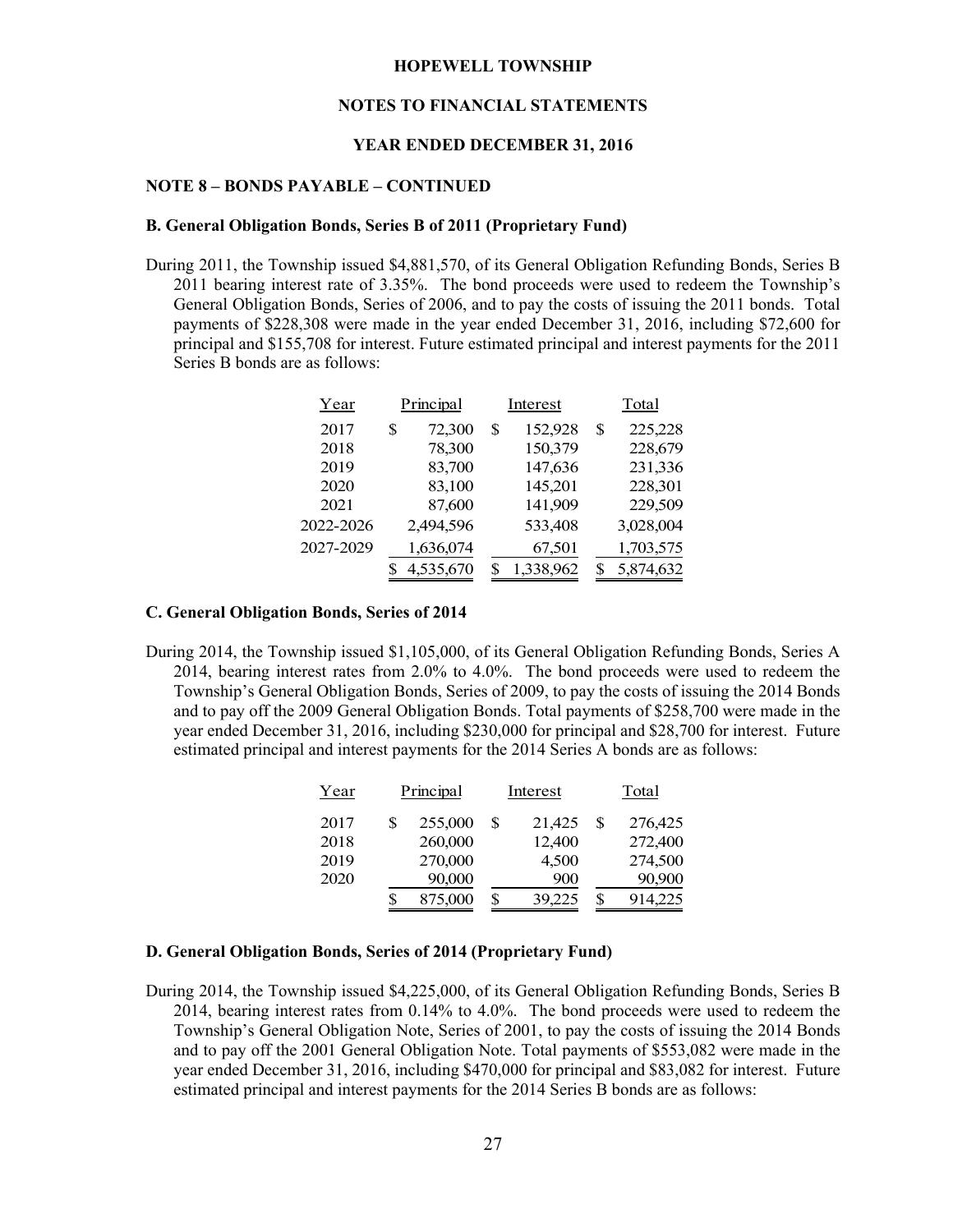## HOPEWELL TOWNSHIP

## NOTES TO FINANCIAL STATEMENTS

## YEAR ENDED DECEMBER 31, 2016

### NOTE 8 – BONDS PAYABLE – CONTINUED

#### B. General Obligation Bonds, Series B of 2011 (Proprietary Fund)

During 2011, the Township issued $4,881,570, of its General Obligation Refunding Bonds, Series B 2011 bearing interest rate of 3.35%. The bond proceeds were used to redeem the Township's General Obligation Bonds, Series of 2006, and to pay the costs of issuing the 2011 bonds. Total payments of $228,308 were made in the year ended December 31, 2016, including $72,600 for principal and $155,708 for interest. Future estimated principal and interest payments for the 2011 Series B bonds are as follows:

| Year | Principal | Interest | Total |
|---|---|---|---|
| 2017 | $ 72,300 | $ 152,928 | $ 225,228 |
| 2018 | 78,300 | 150,379 | 228,679 |
| 2019 | 83,700 | 147,636 | 231,336 |
| 2020 | 83,100 | 145,201 | 228,301 |
| 2021 | 87,600 | 141,909 | 229,509 |
| 2022-2026 | 2,494,596 | 533,408 | 3,028,004 |
| 2027-2029 | 1,636,074 | 67,501 | 1,703,575 |
| | $ 4,535,670 | $ 1,338,962 | $ 5,874,632 |

#### C. General Obligation Bonds, Series of 2014

During 2014, the Township issued $1,105,000, of its General Obligation Refunding Bonds, Series A 2014, bearing interest rates from 2.0% to 4.0%. The bond proceeds were used to redeem the Township's General Obligation Bonds, Series of 2009, to pay the costs of issuing the 2014 Bonds and to pay off the 2009 General Obligation Bonds. Total payments of $258,700 were made in the year ended December 31, 2016, including $230,000 for principal and $28,700 for interest. Future estimated principal and interest payments for the 2014 Series A bonds are as follows:

| Year | Principal | Interest | Total |
|---|---|---|---|
| 2017 | $ 255,000 | $ 21,425 | $ 276,425 |
| 2018 | 260,000 | 12,400 | 272,400 |
| 2019 | 270,000 | 4,500 | 274,500 |
| 2020 | 90,000 | 900 | 90,900 |
| | $ 875,000 | $ 39,225 | $ 914,225 |

#### D. General Obligation Bonds, Series of 2014 (Proprietary Fund)

During 2014, the Township issued $4,225,000, of its General Obligation Refunding Bonds, Series B 2014, bearing interest rates from 0.14% to 4.0%. The bond proceeds were used to redeem the Township's General Obligation Note, Series of 2001, to pay the costs of issuing the 2014 Bonds and to pay off the 2001 General Obligation Note. Total payments of $553,082 were made in the year ended December 31, 2016, including $470,000 for principal and $83,082 for interest. Future estimated principal and interest payments for the 2014 Series B bonds are as follows: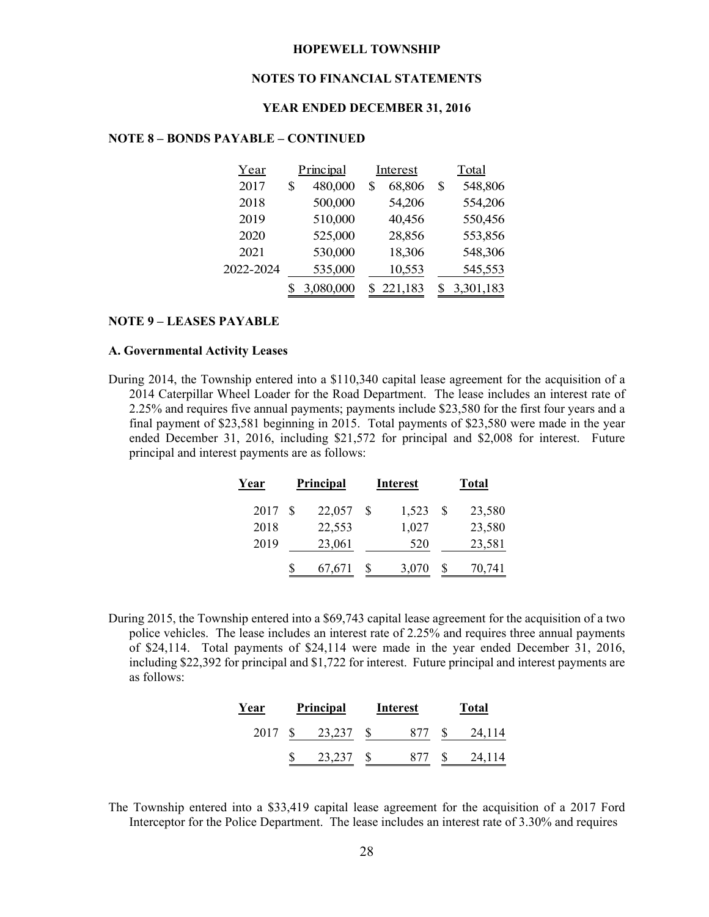**HOPEWELL TOWNSHIP**

**NOTES TO FINANCIAL STATEMENTS**

**YEAR ENDED DECEMBER 31, 2016**

**NOTE 8 – BONDS PAYABLE – CONTINUED**

| Year | Principal | Interest | Total |
|---|---|---|---|
| 2017 | $ 480,000 | $ 68,806 | $ 548,806 |
| 2018 | 500,000 | 54,206 | 554,206 |
| 2019 | 510,000 | 40,456 | 550,456 |
| 2020 | 525,000 | 28,856 | 553,856 |
| 2021 | 530,000 | 18,306 | 548,306 |
| 2022-2024 | 535,000 | 10,553 | 545,553 |
| | $ 3,080,000 | $ 221,183 | $ 3,301,183 |

**NOTE 9 – LEASES PAYABLE**

**A. Governmental Activity Leases**

During 2014, the Township entered into a $110,340 capital lease agreement for the acquisition of a 2014 Caterpillar Wheel Loader for the Road Department. The lease includes an interest rate of 2.25% and requires five annual payments; payments include $23,580 for the first four years and a final payment of $23,581 beginning in 2015. Total payments of $23,580 were made in the year ended December 31, 2016, including $21,572 for principal and $2,008 for interest. Future principal and interest payments are as follows:

| Year | Principal | Interest | Total |
|---|---|---|---|
| 2017 | $ 22,057 | $ 1,523 | $ 23,580 |
| 2018 | 22,553 | 1,027 | 23,580 |
| 2019 | 23,061 | 520 | 23,581 |
| | $ 67,671 | $ 3,070 | $ 70,741 |

During 2015, the Township entered into a $69,743 capital lease agreement for the acquisition of a two police vehicles. The lease includes an interest rate of 2.25% and requires three annual payments of $24,114. Total payments of $24,114 were made in the year ended December 31, 2016, including $22,392 for principal and $1,722 for interest. Future principal and interest payments are as follows:

| Year | Principal | Interest | Total |
|---|---|---|---|
| 2017 | $ 23,237 | $ 877 | $ 24,114 |
| | $ 23,237 | $ 877 | $ 24,114 |

The Township entered into a $33,419 capital lease agreement for the acquisition of a 2017 Ford Interceptor for the Police Department. The lease includes an interest rate of 3.30% and requires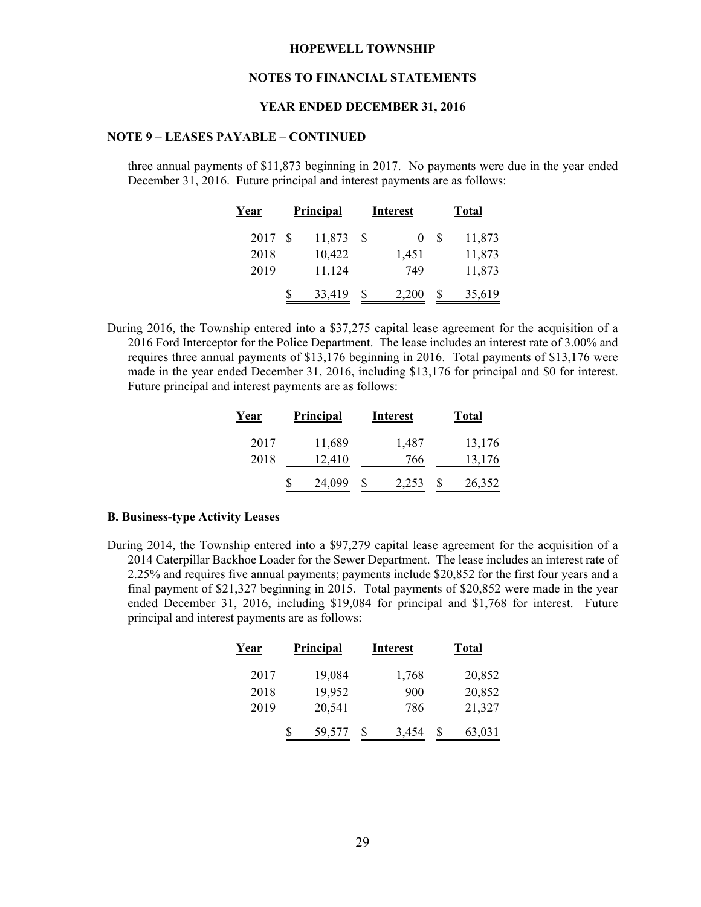## NOTE 9 – LEASES PAYABLE – CONTINUED

three annual payments of $11,873 beginning in 2017. No payments were due in the year ended December 31, 2016. Future principal and interest payments are as follows:

| Year | Principal | Interest | Total |
|---|---|---|---|
| 2017 | $ 11,873 | $ 0 | $ 11,873 |
| 2018 | 10,422 | 1,451 | 11,873 |
| 2019 | 11,124 | 749 | 11,873 |
| | $ 33,419 | $ 2,200 | $ 35,619 |

During 2016, the Township entered into a $37,275 capital lease agreement for the acquisition of a 2016 Ford Interceptor for the Police Department. The lease includes an interest rate of 3.00% and requires three annual payments of $13,176 beginning in 2016. Total payments of $13,176 were made in the year ended December 31, 2016, including $13,176 for principal and $0 for interest. Future principal and interest payments are as follows:

| Year | Principal | Interest | Total |
|---|---|---|---|
| 2017 | 11,689 | 1,487 | 13,176 |
| 2018 | 12,410 | 766 | 13,176 |
| | $ 24,099 | $ 2,253 | $ 26,352 |

### B. Business-type Activity Leases

During 2014, the Township entered into a $97,279 capital lease agreement for the acquisition of a 2014 Caterpillar Backhoe Loader for the Sewer Department. The lease includes an interest rate of 2.25% and requires five annual payments; payments include $20,852 for the first four years and a final payment of $21,327 beginning in 2015. Total payments of $20,852 were made in the year ended December 31, 2016, including $19,084 for principal and $1,768 for interest. Future principal and interest payments are as follows:

| Year | Principal | Interest | Total |
|---|---|---|---|
| 2017 | 19,084 | 1,768 | 20,852 |
| 2018 | 19,952 | 900 | 20,852 |
| 2019 | 20,541 | 786 | 21,327 |
| | $ 59,577 | $ 3,454 | $ 63,031 |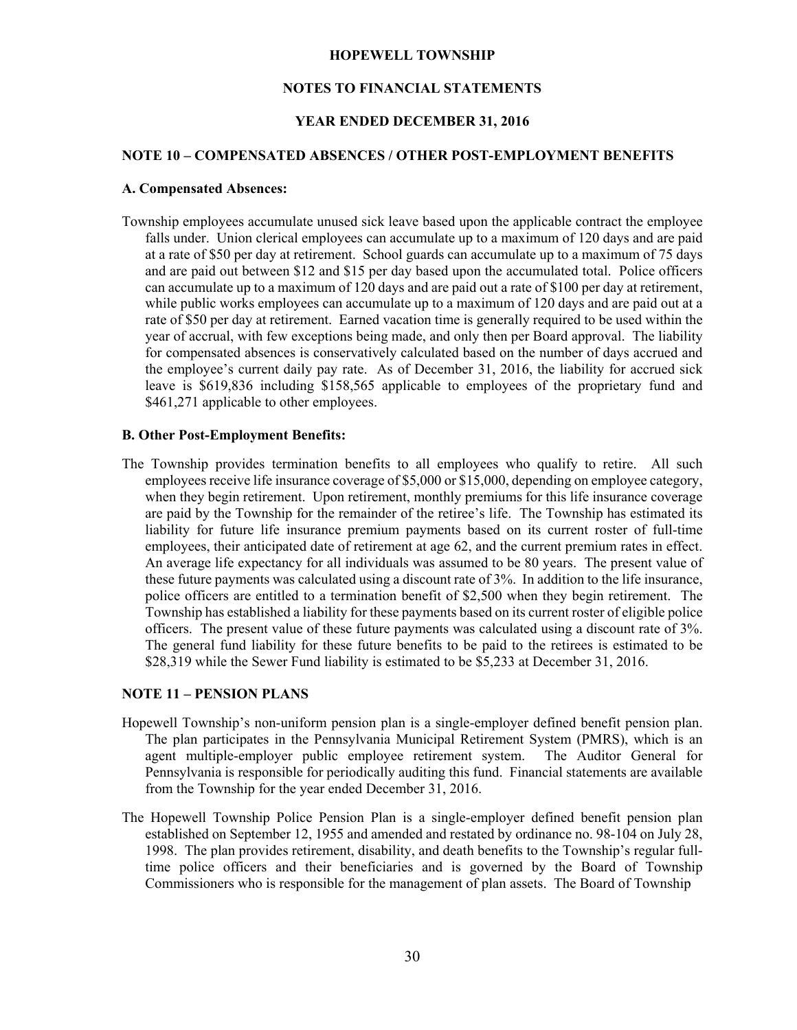**HOPEWELL TOWNSHIP**

**NOTES TO FINANCIAL STATEMENTS**

**YEAR ENDED DECEMBER 31, 2016**

## NOTE 10 – COMPENSATED ABSENCES / OTHER POST-EMPLOYMENT BENEFITS

### A. Compensated Absences:

Township employees accumulate unused sick leave based upon the applicable contract the employee falls under. Union clerical employees can accumulate up to a maximum of 120 days and are paid at a rate of $50 per day at retirement. School guards can accumulate up to a maximum of 75 days and are paid out between $12 and $15 per day based upon the accumulated total. Police officers can accumulate up to a maximum of 120 days and are paid out a rate of $100 per day at retirement, while public works employees can accumulate up to a maximum of 120 days and are paid out at a rate of $50 per day at retirement. Earned vacation time is generally required to be used within the year of accrual, with few exceptions being made, and only then per Board approval. The liability for compensated absences is conservatively calculated based on the number of days accrued and the employee's current daily pay rate. As of December 31, 2016, the liability for accrued sick leave is $619,836 including $158,565 applicable to employees of the proprietary fund and $461,271 applicable to other employees.

### B. Other Post-Employment Benefits:

The Township provides termination benefits to all employees who qualify to retire. All such employees receive life insurance coverage of $5,000 or $15,000, depending on employee category, when they begin retirement. Upon retirement, monthly premiums for this life insurance coverage are paid by the Township for the remainder of the retiree's life. The Township has estimated its liability for future life insurance premium payments based on its current roster of full-time employees, their anticipated date of retirement at age 62, and the current premium rates in effect. An average life expectancy for all individuals was assumed to be 80 years. The present value of these future payments was calculated using a discount rate of 3%. In addition to the life insurance, police officers are entitled to a termination benefit of $2,500 when they begin retirement. The Township has established a liability for these payments based on its current roster of eligible police officers. The present value of these future payments was calculated using a discount rate of 3%. The general fund liability for these future benefits to be paid to the retirees is estimated to be $28,319 while the Sewer Fund liability is estimated to be $5,233 at December 31, 2016.

## NOTE 11 – PENSION PLANS

Hopewell Township's non-uniform pension plan is a single-employer defined benefit pension plan. The plan participates in the Pennsylvania Municipal Retirement System (PMRS), which is an agent multiple-employer public employee retirement system. The Auditor General for Pennsylvania is responsible for periodically auditing this fund. Financial statements are available from the Township for the year ended December 31, 2016.

The Hopewell Township Police Pension Plan is a single-employer defined benefit pension plan established on September 12, 1955 and amended and restated by ordinance no. 98-104 on July 28, 1998. The plan provides retirement, disability, and death benefits to the Township's regular full-time police officers and their beneficiaries and is governed by the Board of Township Commissioners who is responsible for the management of plan assets. The Board of Township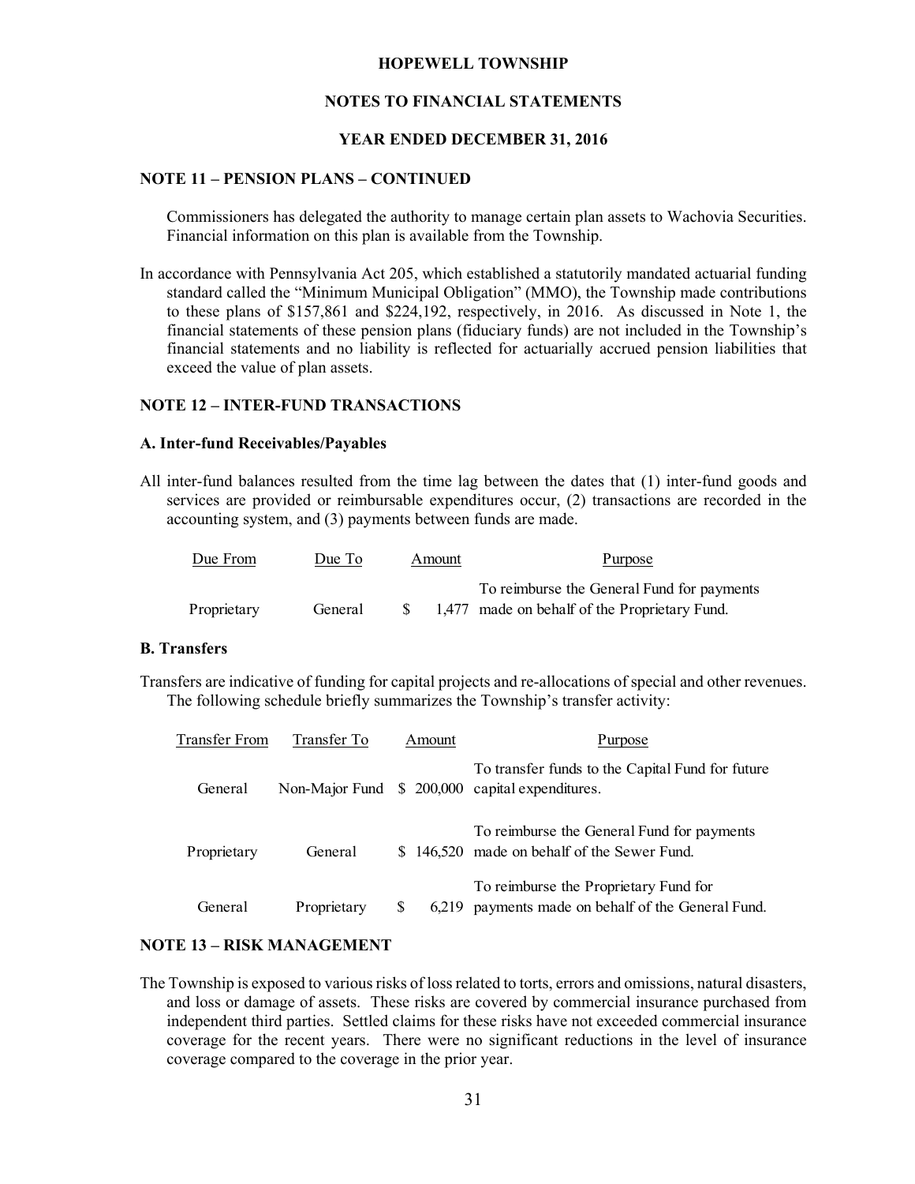HOPEWELL TOWNSHIP

NOTES TO FINANCIAL STATEMENTS

YEAR ENDED DECEMBER 31, 2016

## NOTE 11 – PENSION PLANS – CONTINUED

Commissioners has delegated the authority to manage certain plan assets to Wachovia Securities. Financial information on this plan is available from the Township.

In accordance with Pennsylvania Act 205, which established a statutorily mandated actuarial funding standard called the "Minimum Municipal Obligation" (MMO), the Township made contributions to these plans of $157,861 and $224,192, respectively, in 2016. As discussed in Note 1, the financial statements of these pension plans (fiduciary funds) are not included in the Township's financial statements and no liability is reflected for actuarially accrued pension liabilities that exceed the value of plan assets.

## NOTE 12 – INTER-FUND TRANSACTIONS

### A. Inter-fund Receivables/Payables

All inter-fund balances resulted from the time lag between the dates that (1) inter-fund goods and services are provided or reimbursable expenditures occur, (2) transactions are recorded in the accounting system, and (3) payments between funds are made.

| Due From | Due To | Amount | Purpose |
|---|---|---|---|
| Proprietary | General | $ 1,477 | To reimburse the General Fund for payments made on behalf of the Proprietary Fund. |

### B. Transfers

Transfers are indicative of funding for capital projects and re-allocations of special and other revenues. The following schedule briefly summarizes the Township's transfer activity:

| Transfer From | Transfer To | Amount | Purpose |
|---|---|---|---|
| General | Non-Major Fund | $ 200,000 | To transfer funds to the Capital Fund for future capital expenditures. |
| Proprietary | General | $ 146,520 | To reimburse the General Fund for payments made on behalf of the Sewer Fund. |
| General | Proprietary | $ 6,219 | To reimburse the Proprietary Fund for payments made on behalf of the General Fund. |

## NOTE 13 – RISK MANAGEMENT

The Township is exposed to various risks of loss related to torts, errors and omissions, natural disasters, and loss or damage of assets. These risks are covered by commercial insurance purchased from independent third parties. Settled claims for these risks have not exceeded commercial insurance coverage for the recent years. There were no significant reductions in the level of insurance coverage compared to the coverage in the prior year.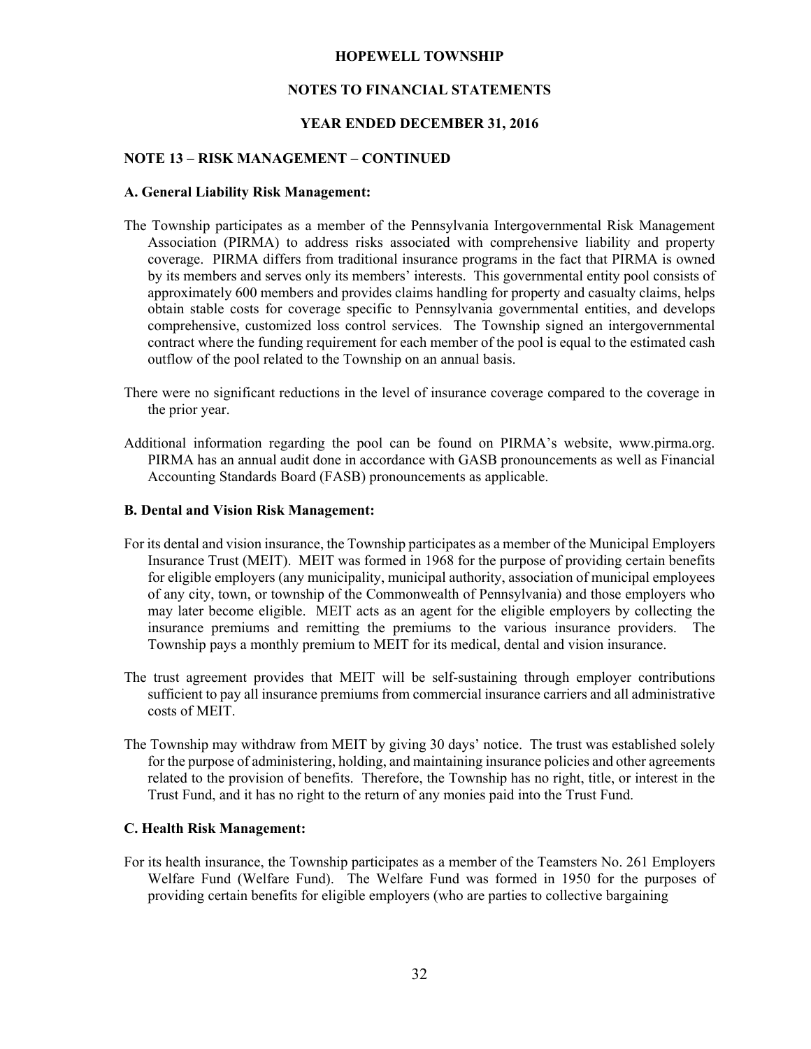## NOTE 13 – RISK MANAGEMENT – CONTINUED

### A. General Liability Risk Management:

The Township participates as a member of the Pennsylvania Intergovernmental Risk Management Association (PIRMA) to address risks associated with comprehensive liability and property coverage. PIRMA differs from traditional insurance programs in the fact that PIRMA is owned by its members and serves only its members' interests. This governmental entity pool consists of approximately 600 members and provides claims handling for property and casualty claims, helps obtain stable costs for coverage specific to Pennsylvania governmental entities, and develops comprehensive, customized loss control services. The Township signed an intergovernmental contract where the funding requirement for each member of the pool is equal to the estimated cash outflow of the pool related to the Township on an annual basis.

There were no significant reductions in the level of insurance coverage compared to the coverage in the prior year.

Additional information regarding the pool can be found on PIRMA's website, www.pirma.org. PIRMA has an annual audit done in accordance with GASB pronouncements as well as Financial Accounting Standards Board (FASB) pronouncements as applicable.

### B. Dental and Vision Risk Management:

For its dental and vision insurance, the Township participates as a member of the Municipal Employers Insurance Trust (MEIT). MEIT was formed in 1968 for the purpose of providing certain benefits for eligible employers (any municipality, municipal authority, association of municipal employees of any city, town, or township of the Commonwealth of Pennsylvania) and those employers who may later become eligible. MEIT acts as an agent for the eligible employers by collecting the insurance premiums and remitting the premiums to the various insurance providers. The Township pays a monthly premium to MEIT for its medical, dental and vision insurance.

The trust agreement provides that MEIT will be self-sustaining through employer contributions sufficient to pay all insurance premiums from commercial insurance carriers and all administrative costs of MEIT.

The Township may withdraw from MEIT by giving 30 days' notice. The trust was established solely for the purpose of administering, holding, and maintaining insurance policies and other agreements related to the provision of benefits. Therefore, the Township has no right, title, or interest in the Trust Fund, and it has no right to the return of any monies paid into the Trust Fund.

### C. Health Risk Management:

For its health insurance, the Township participates as a member of the Teamsters No. 261 Employers Welfare Fund (Welfare Fund). The Welfare Fund was formed in 1950 for the purposes of providing certain benefits for eligible employers (who are parties to collective bargaining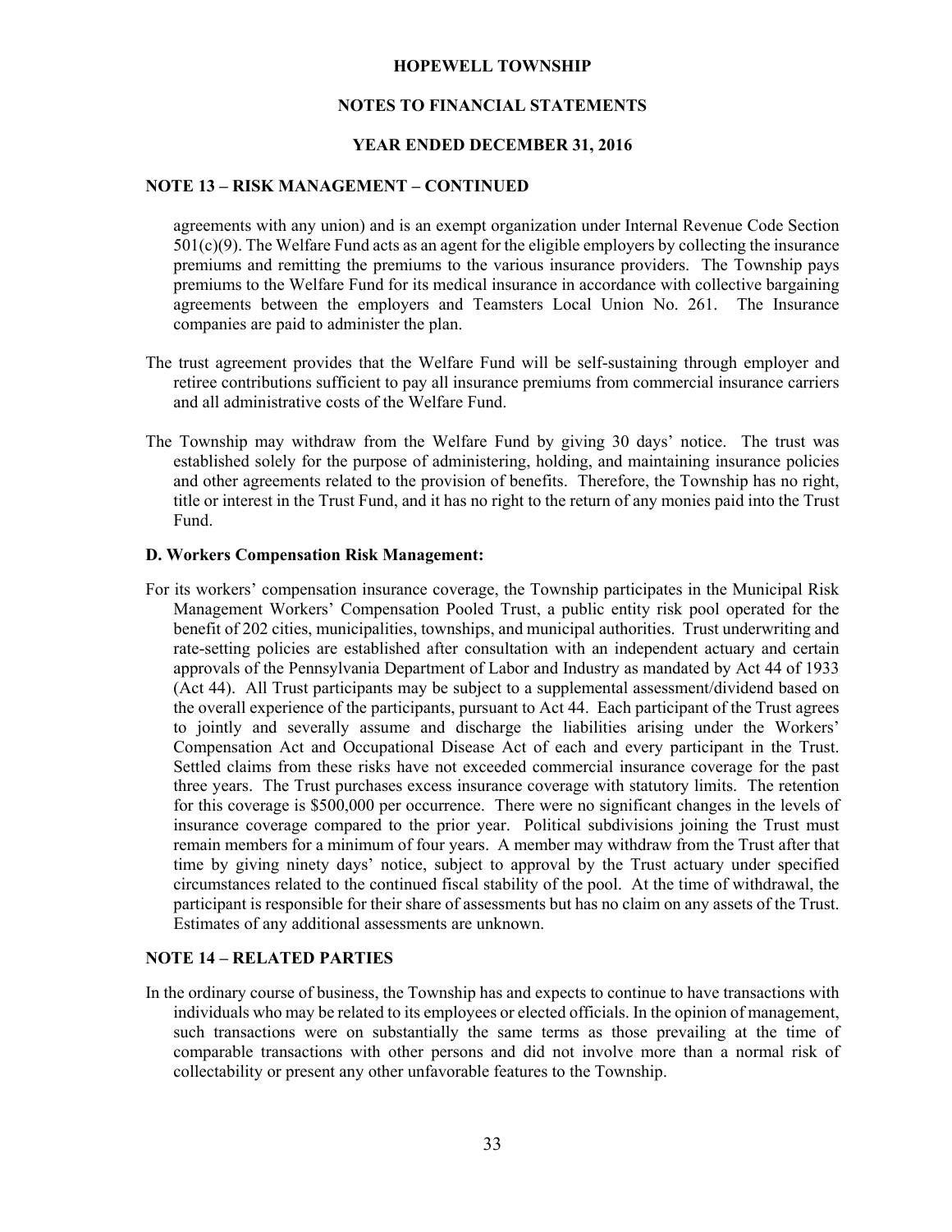## NOTE 13 – RISK MANAGEMENT – CONTINUED

agreements with any union) and is an exempt organization under Internal Revenue Code Section 501(c)(9). The Welfare Fund acts as an agent for the eligible employers by collecting the insurance premiums and remitting the premiums to the various insurance providers. The Township pays premiums to the Welfare Fund for its medical insurance in accordance with collective bargaining agreements between the employers and Teamsters Local Union No. 261. The Insurance companies are paid to administer the plan.

The trust agreement provides that the Welfare Fund will be self-sustaining through employer and retiree contributions sufficient to pay all insurance premiums from commercial insurance carriers and all administrative costs of the Welfare Fund.

The Township may withdraw from the Welfare Fund by giving 30 days' notice. The trust was established solely for the purpose of administering, holding, and maintaining insurance policies and other agreements related to the provision of benefits. Therefore, the Township has no right, title or interest in the Trust Fund, and it has no right to the return of any monies paid into the Trust Fund.

### D. Workers Compensation Risk Management:

For its workers' compensation insurance coverage, the Township participates in the Municipal Risk Management Workers' Compensation Pooled Trust, a public entity risk pool operated for the benefit of 202 cities, municipalities, townships, and municipal authorities. Trust underwriting and rate-setting policies are established after consultation with an independent actuary and certain approvals of the Pennsylvania Department of Labor and Industry as mandated by Act 44 of 1933 (Act 44). All Trust participants may be subject to a supplemental assessment/dividend based on the overall experience of the participants, pursuant to Act 44. Each participant of the Trust agrees to jointly and severally assume and discharge the liabilities arising under the Workers' Compensation Act and Occupational Disease Act of each and every participant in the Trust. Settled claims from these risks have not exceeded commercial insurance coverage for the past three years. The Trust purchases excess insurance coverage with statutory limits. The retention for this coverage is $500,000 per occurrence. There were no significant changes in the levels of insurance coverage compared to the prior year. Political subdivisions joining the Trust must remain members for a minimum of four years. A member may withdraw from the Trust after that time by giving ninety days' notice, subject to approval by the Trust actuary under specified circumstances related to the continued fiscal stability of the pool. At the time of withdrawal, the participant is responsible for their share of assessments but has no claim on any assets of the Trust. Estimates of any additional assessments are unknown.

## NOTE 14 – RELATED PARTIES

In the ordinary course of business, the Township has and expects to continue to have transactions with individuals who may be related to its employees or elected officials. In the opinion of management, such transactions were on substantially the same terms as those prevailing at the time of comparable transactions with other persons and did not involve more than a normal risk of collectability or present any other unfavorable features to the Township.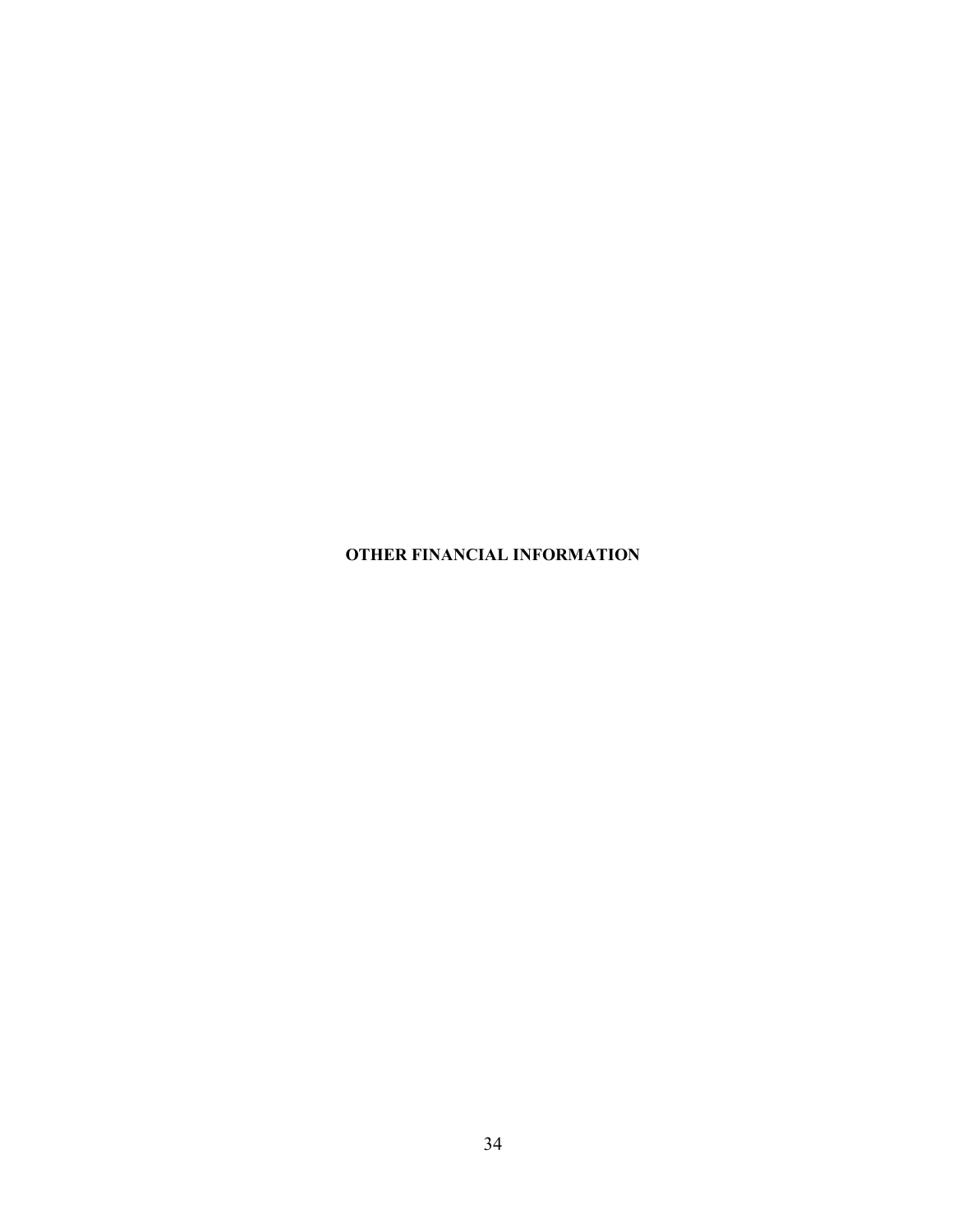# OTHER FINANCIAL INFORMATION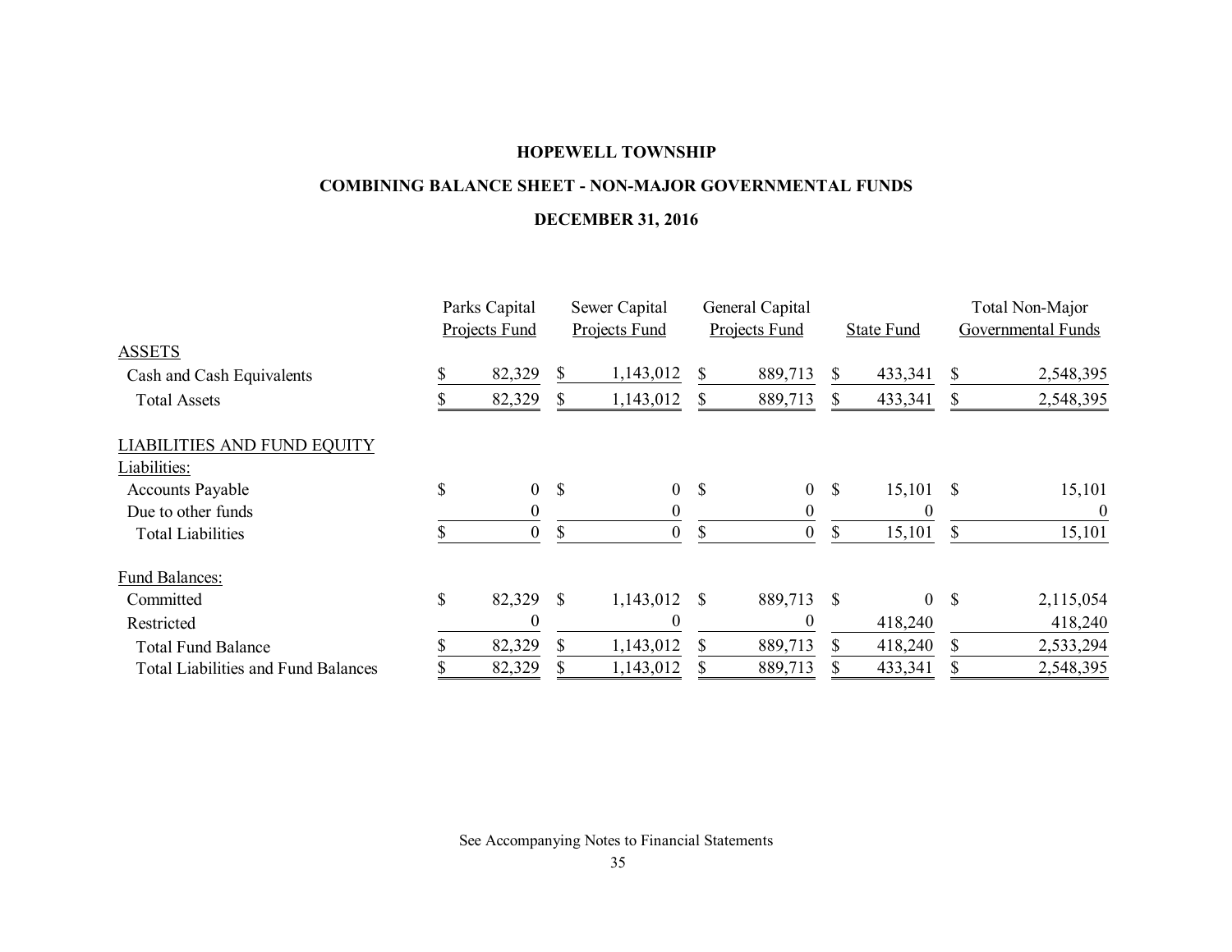**HOPEWELL TOWNSHIP**

**COMBINING BALANCE SHEET - NON-MAJOR GOVERNMENTAL FUNDS**

**DECEMBER 31, 2016**

| | Parks Capital Projects Fund | Sewer Capital Projects Fund | General Capital Projects Fund | State Fund | Total Non-Major Governmental Funds |
|---|---|---|---|---|---|
| ASSETS | | | | | |
| Cash and Cash Equivalents | $ 82,329 | $ 1,143,012 | $ 889,713 | $ 433,341 | $ 2,548,395 |
| Total Assets | $ 82,329 | $ 1,143,012 | $ 889,713 | $ 433,341 | $ 2,548,395 |
| LIABILITIES AND FUND EQUITY | | | | | |
| Liabilities: | | | | | |
| Accounts Payable | $ 0 | $ 0 | $ 0 | $ 15,101 | $ 15,101 |
| Due to other funds | 0 | 0 | 0 | 0 | 0 |
| Total Liabilities | $ 0 | $ 0 | $ 0 | $ 15,101 | $ 15,101 |
| Fund Balances: | | | | | |
| Committed | $ 82,329 | $ 1,143,012 | $ 889,713 | $ 0 | $ 2,115,054 |
| Restricted | 0 | 0 | 0 | 418,240 | 418,240 |
| Total Fund Balance | $ 82,329 | $ 1,143,012 | $ 889,713 | $ 418,240 | $ 2,533,294 |
| Total Liabilities and Fund Balances | $ 82,329 | $ 1,143,012 | $ 889,713 | $ 433,341 | $ 2,548,395 |

See Accompanying Notes to Financial Statements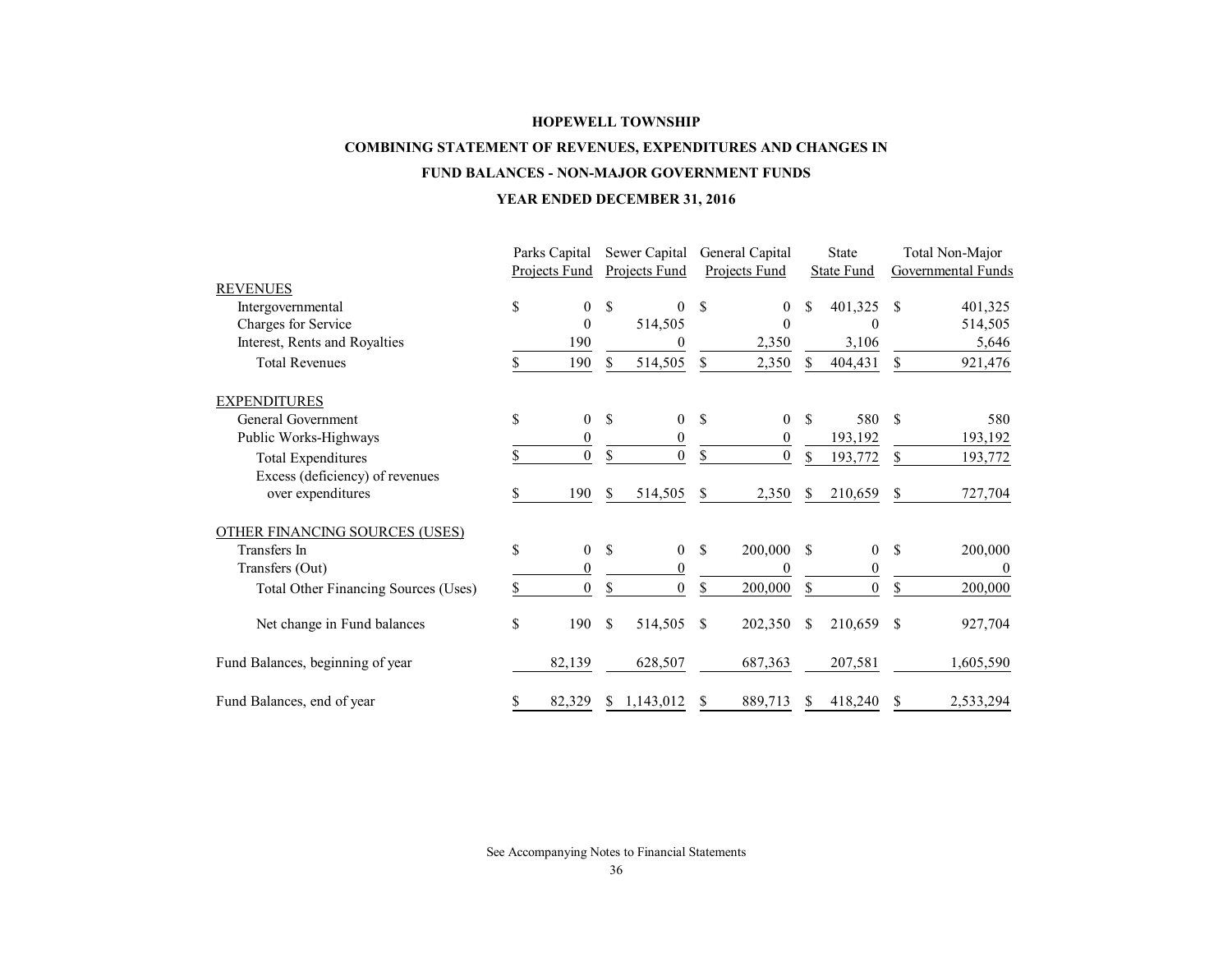**HOPEWELL TOWNSHIP**

**COMBINING STATEMENT OF REVENUES, EXPENDITURES AND CHANGES IN**

**FUND BALANCES - NON-MAJOR GOVERNMENT FUNDS**

**YEAR ENDED DECEMBER 31, 2016**

| | Parks Capital Projects Fund | Sewer Capital Projects Fund | General Capital Projects Fund | State State Fund | Total Non-Major Governmental Funds |
|---|---|---|---|---|---|
| REVENUES | | | | | |
| Intergovernmental | $ 0 | $ 0 | $ 0 | $ 401,325 | $ 401,325 |
| Charges for Service | 0 | 514,505 | 0 | 0 | 514,505 |
| Interest, Rents and Royalties | 190 | 0 | 2,350 | 3,106 | 5,646 |
| Total Revenues | $ 190 | $ 514,505 | $ 2,350 | $ 404,431 | $ 921,476 |
| EXPENDITURES | | | | | |
| General Government | $ 0 | $ 0 | $ 0 | $ 580 | $ 580 |
| Public Works-Highways | 0 | 0 | 0 | 193,192 | 193,192 |
| Total Expenditures | $ 0 | $ 0 | $ 0 | $ 193,772 | $ 193,772 |
| Excess (deficiency) of revenues over expenditures | $ 190 | $ 514,505 | $ 2,350 | $ 210,659 | $ 727,704 |
| OTHER FINANCING SOURCES (USES) | | | | | |
| Transfers In | $ 0 | $ 0 | $ 200,000 | $ 0 | $ 200,000 |
| Transfers (Out) | 0 | 0 | 0 | 0 | 0 |
| Total Other Financing Sources (Uses) | $ 0 | $ 0 | $ 200,000 | $ 0 | $ 200,000 |
| Net change in Fund balances | $ 190 | $ 514,505 | $ 202,350 | $ 210,659 | $ 927,704 |
| Fund Balances, beginning of year | 82,139 | 628,507 | 687,363 | 207,581 | 1,605,590 |
| Fund Balances, end of year | $ 82,329 | $ 1,143,012 | $ 889,713 | $ 418,240 | $ 2,533,294 |

See Accompanying Notes to Financial Statements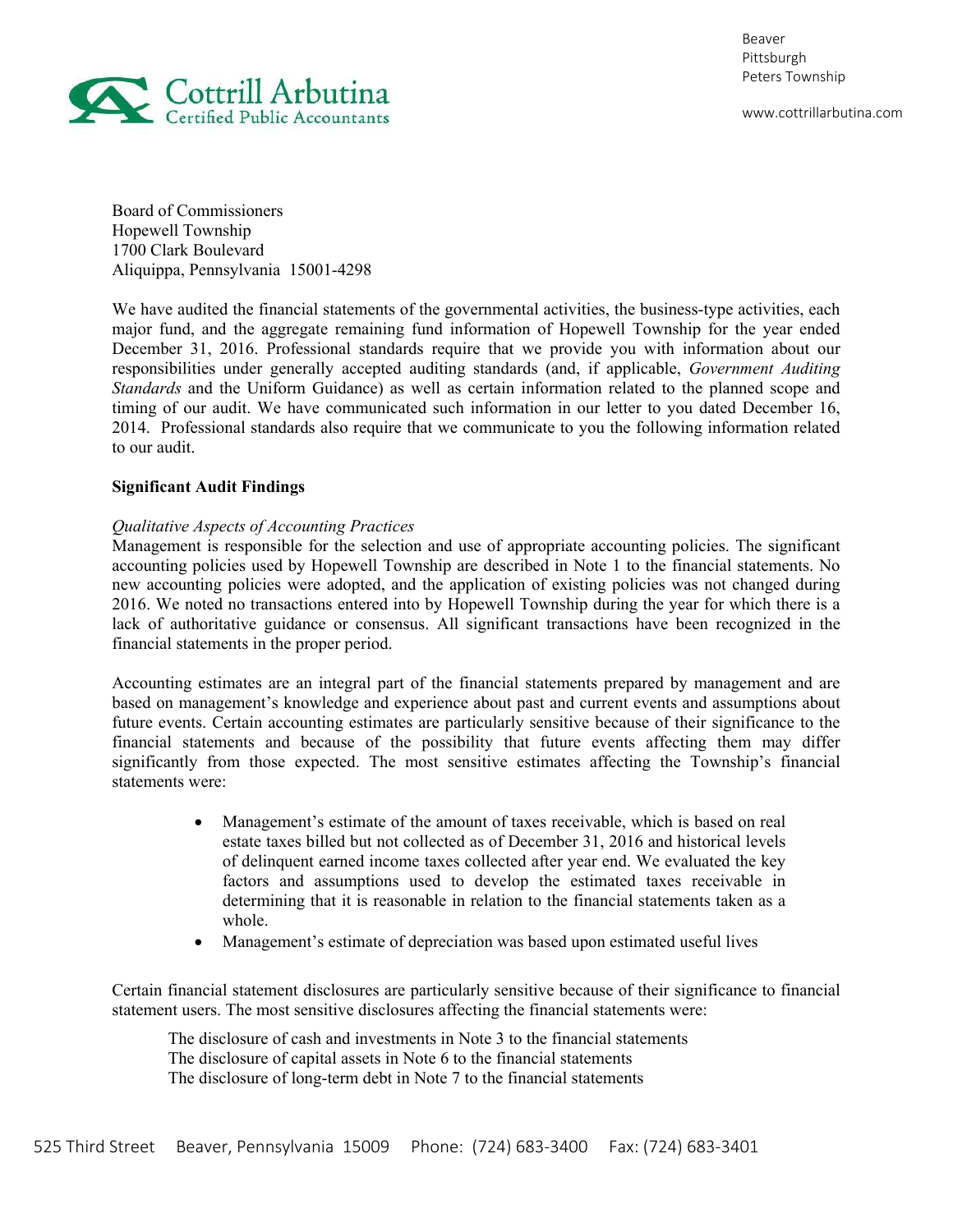Beaver
Pittsburgh
Peters Township

www.cottrillarbutina.com

Cottrill Arbutina
Certified Public Accountants

Board of Commissioners
Hopewell Township
1700 Clark Boulevard
Aliquippa, Pennsylvania 15001-4298

We have audited the financial statements of the governmental activities, the business-type activities, each major fund, and the aggregate remaining fund information of Hopewell Township for the year ended December 31, 2016. Professional standards require that we provide you with information about our responsibilities under generally accepted auditing standards (and, if applicable, *Government Auditing Standards* and the Uniform Guidance) as well as certain information related to the planned scope and timing of our audit. We have communicated such information in our letter to you dated December 16, 2014. Professional standards also require that we communicate to you the following information related to our audit.

**Significant Audit Findings**

*Qualitative Aspects of Accounting Practices*
Management is responsible for the selection and use of appropriate accounting policies. The significant accounting policies used by Hopewell Township are described in Note 1 to the financial statements. No new accounting policies were adopted, and the application of existing policies was not changed during 2016. We noted no transactions entered into by Hopewell Township during the year for which there is a lack of authoritative guidance or consensus. All significant transactions have been recognized in the financial statements in the proper period.

Accounting estimates are an integral part of the financial statements prepared by management and are based on management's knowledge and experience about past and current events and assumptions about future events. Certain accounting estimates are particularly sensitive because of their significance to the financial statements and because of the possibility that future events affecting them may differ significantly from those expected. The most sensitive estimates affecting the Township's financial statements were:

- Management's estimate of the amount of taxes receivable, which is based on real estate taxes billed but not collected as of December 31, 2016 and historical levels of delinquent earned income taxes collected after year end. We evaluated the key factors and assumptions used to develop the estimated taxes receivable in determining that it is reasonable in relation to the financial statements taken as a whole.
- Management's estimate of depreciation was based upon estimated useful lives

Certain financial statement disclosures are particularly sensitive because of their significance to financial statement users. The most sensitive disclosures affecting the financial statements were:

The disclosure of cash and investments in Note 3 to the financial statements
The disclosure of capital assets in Note 6 to the financial statements
The disclosure of long-term debt in Note 7 to the financial statements

525 Third Street Beaver, Pennsylvania 15009 Phone: (724) 683-3400 Fax: (724) 683-3401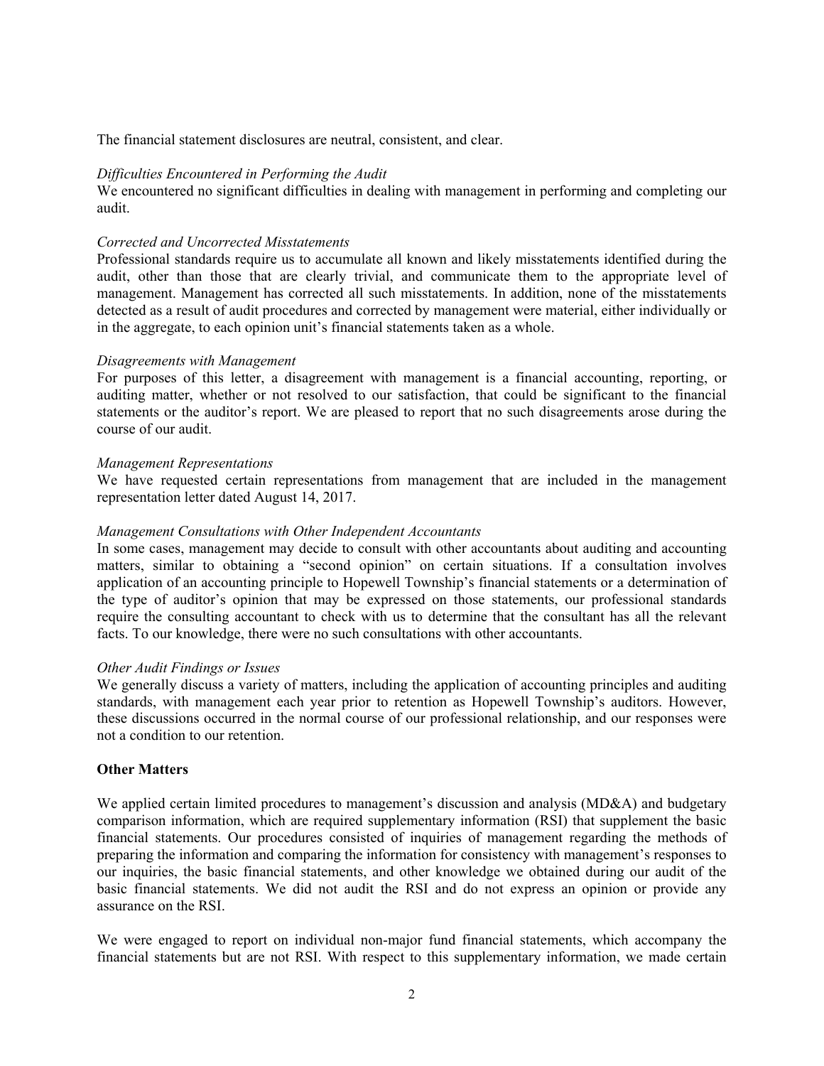The financial statement disclosures are neutral, consistent, and clear.

*Difficulties Encountered in Performing the Audit*
We encountered no significant difficulties in dealing with management in performing and completing our audit.

*Corrected and Uncorrected Misstatements*
Professional standards require us to accumulate all known and likely misstatements identified during the audit, other than those that are clearly trivial, and communicate them to the appropriate level of management. Management has corrected all such misstatements. In addition, none of the misstatements detected as a result of audit procedures and corrected by management were material, either individually or in the aggregate, to each opinion unit's financial statements taken as a whole.

*Disagreements with Management*
For purposes of this letter, a disagreement with management is a financial accounting, reporting, or auditing matter, whether or not resolved to our satisfaction, that could be significant to the financial statements or the auditor's report. We are pleased to report that no such disagreements arose during the course of our audit.

*Management Representations*
We have requested certain representations from management that are included in the management representation letter dated August 14, 2017.

*Management Consultations with Other Independent Accountants*
In some cases, management may decide to consult with other accountants about auditing and accounting matters, similar to obtaining a "second opinion" on certain situations. If a consultation involves application of an accounting principle to Hopewell Township's financial statements or a determination of the type of auditor's opinion that may be expressed on those statements, our professional standards require the consulting accountant to check with us to determine that the consultant has all the relevant facts. To our knowledge, there were no such consultations with other accountants.

*Other Audit Findings or Issues*
We generally discuss a variety of matters, including the application of accounting principles and auditing standards, with management each year prior to retention as Hopewell Township's auditors. However, these discussions occurred in the normal course of our professional relationship, and our responses were not a condition to our retention.

**Other Matters**

We applied certain limited procedures to management's discussion and analysis (MD&A) and budgetary comparison information, which are required supplementary information (RSI) that supplement the basic financial statements. Our procedures consisted of inquiries of management regarding the methods of preparing the information and comparing the information for consistency with management's responses to our inquiries, the basic financial statements, and other knowledge we obtained during our audit of the basic financial statements. We did not audit the RSI and do not express an opinion or provide any assurance on the RSI.

We were engaged to report on individual non-major fund financial statements, which accompany the financial statements but are not RSI. With respect to this supplementary information, we made certain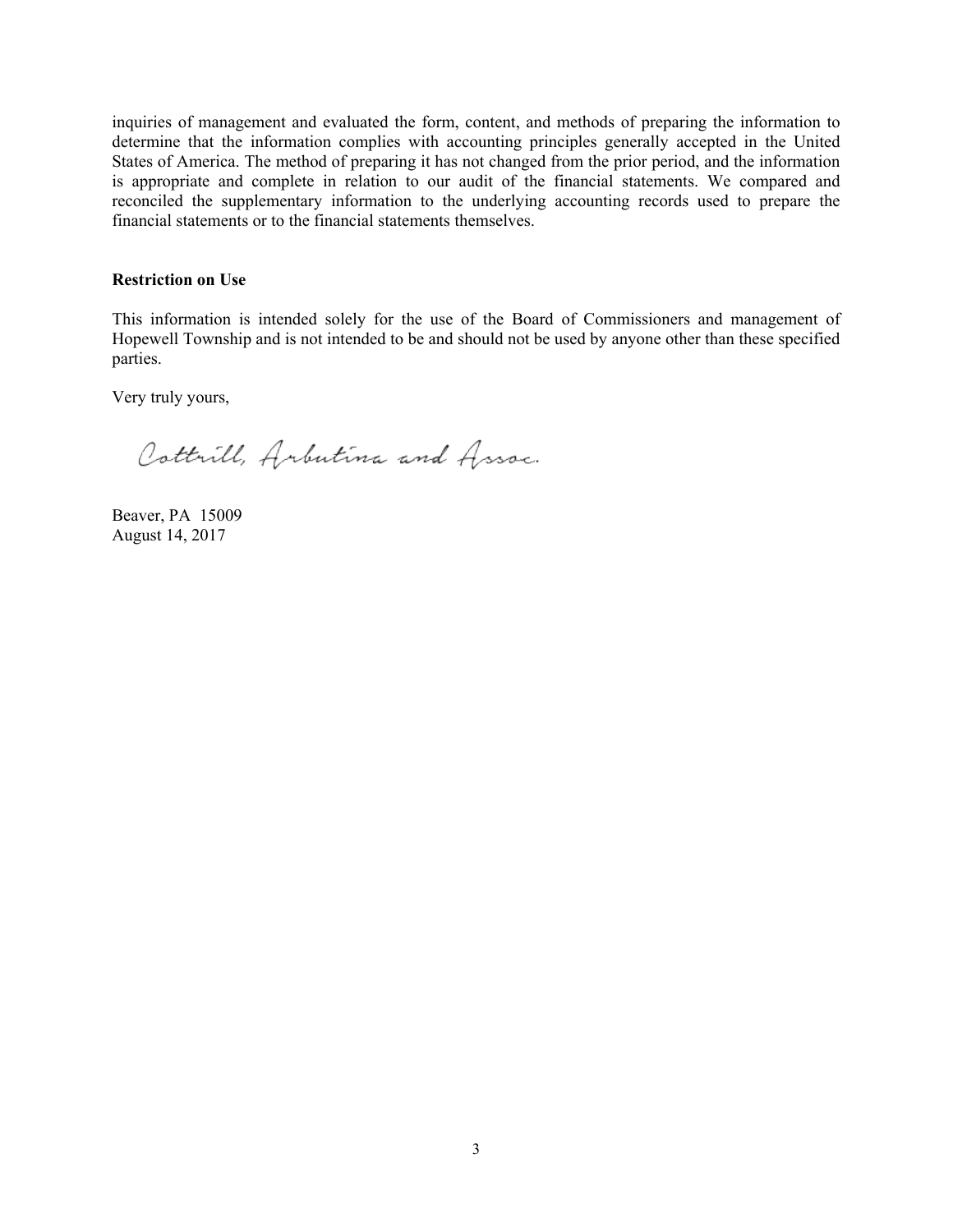inquiries of management and evaluated the form, content, and methods of preparing the information to determine that the information complies with accounting principles generally accepted in the United States of America. The method of preparing it has not changed from the prior period, and the information is appropriate and complete in relation to our audit of the financial statements. We compared and reconciled the supplementary information to the underlying accounting records used to prepare the financial statements or to the financial statements themselves.

**Restriction on Use**

This information is intended solely for the use of the Board of Commissioners and management of Hopewell Township and is not intended to be and should not be used by anyone other than these specified parties.

Very truly yours,

Cottrill, Arbutina and Assoc.

Beaver, PA 15009
August 14, 2017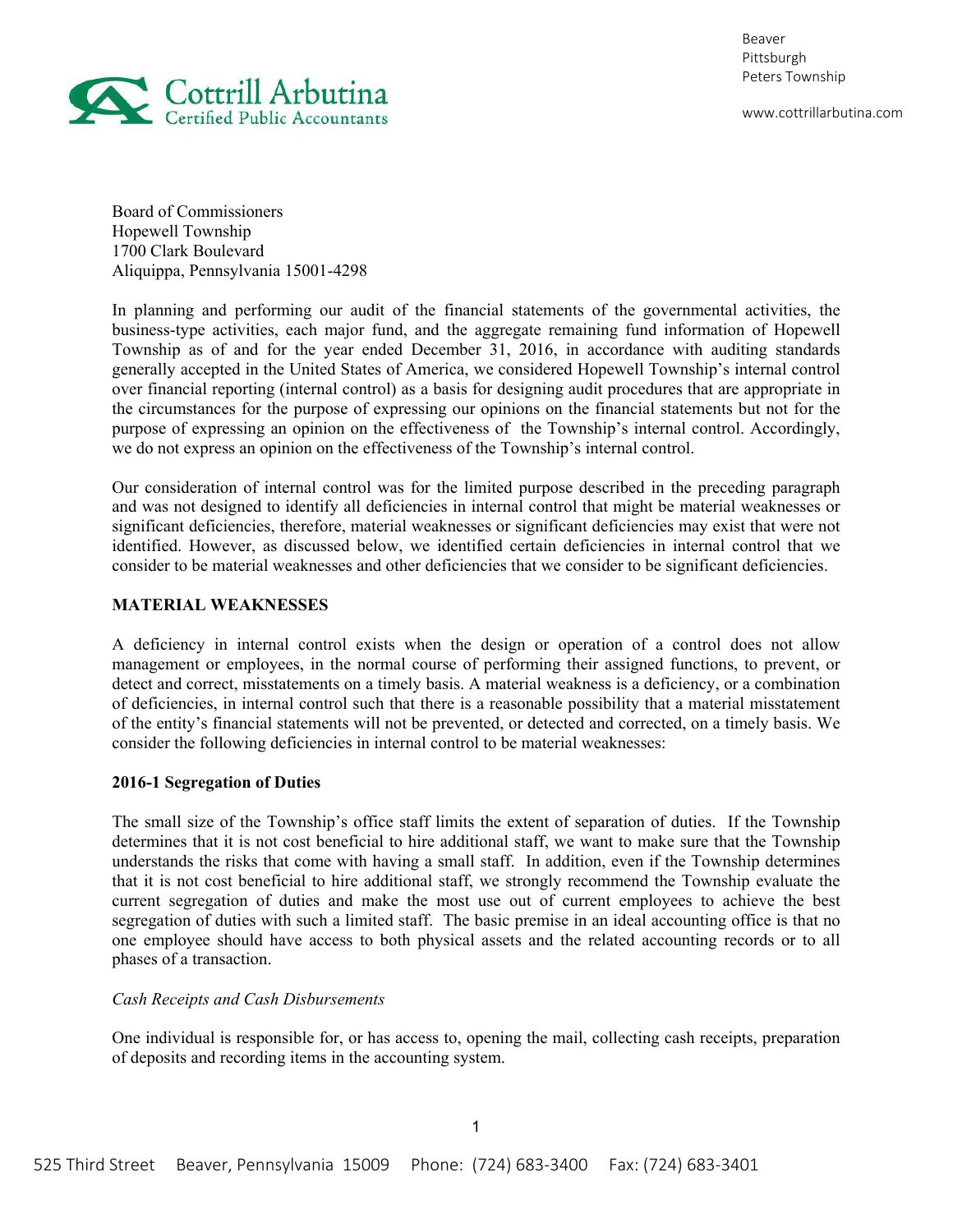Board of Commissioners
Hopewell Township
1700 Clark Boulevard
Aliquippa, Pennsylvania 15001-4298

In planning and performing our audit of the financial statements of the governmental activities, the business-type activities, each major fund, and the aggregate remaining fund information of Hopewell Township as of and for the year ended December 31, 2016, in accordance with auditing standards generally accepted in the United States of America, we considered Hopewell Township's internal control over financial reporting (internal control) as a basis for designing audit procedures that are appropriate in the circumstances for the purpose of expressing our opinions on the financial statements but not for the purpose of expressing an opinion on the effectiveness of the Township's internal control. Accordingly, we do not express an opinion on the effectiveness of the Township's internal control.

Our consideration of internal control was for the limited purpose described in the preceding paragraph and was not designed to identify all deficiencies in internal control that might be material weaknesses or significant deficiencies, therefore, material weaknesses or significant deficiencies may exist that were not identified. However, as discussed below, we identified certain deficiencies in internal control that we consider to be material weaknesses and other deficiencies that we consider to be significant deficiencies.

**MATERIAL WEAKNESSES**

A deficiency in internal control exists when the design or operation of a control does not allow management or employees, in the normal course of performing their assigned functions, to prevent, or detect and correct, misstatements on a timely basis. A material weakness is a deficiency, or a combination of deficiencies, in internal control such that there is a reasonable possibility that a material misstatement of the entity's financial statements will not be prevented, or detected and corrected, on a timely basis. We consider the following deficiencies in internal control to be material weaknesses:

**2016-1 Segregation of Duties**

The small size of the Township's office staff limits the extent of separation of duties. If the Township determines that it is not cost beneficial to hire additional staff, we want to make sure that the Township understands the risks that come with having a small staff. In addition, even if the Township determines that it is not cost beneficial to hire additional staff, we strongly recommend the Township evaluate the current segregation of duties and make the most use out of current employees to achieve the best segregation of duties with such a limited staff. The basic premise in an ideal accounting office is that no one employee should have access to both physical assets and the related accounting records or to all phases of a transaction.

*Cash Receipts and Cash Disbursements*

One individual is responsible for, or has access to, opening the mail, collecting cash receipts, preparation of deposits and recording items in the accounting system.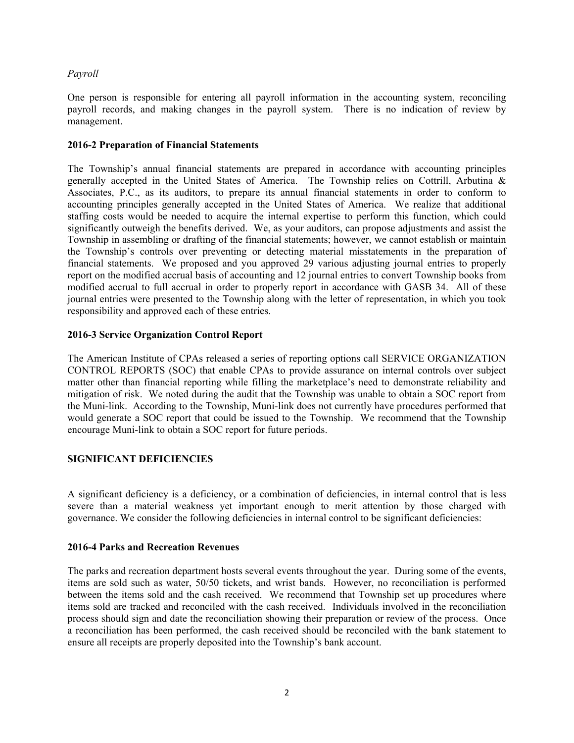*Payroll*

One person is responsible for entering all payroll information in the accounting system, reconciling payroll records, and making changes in the payroll system. There is no indication of review by management.

**2016-2 Preparation of Financial Statements**

The Township's annual financial statements are prepared in accordance with accounting principles generally accepted in the United States of America. The Township relies on Cottrill, Arbutina & Associates, P.C., as its auditors, to prepare its annual financial statements in order to conform to accounting principles generally accepted in the United States of America. We realize that additional staffing costs would be needed to acquire the internal expertise to perform this function, which could significantly outweigh the benefits derived. We, as your auditors, can propose adjustments and assist the Township in assembling or drafting of the financial statements; however, we cannot establish or maintain the Township's controls over preventing or detecting material misstatements in the preparation of financial statements. We proposed and you approved 29 various adjusting journal entries to properly report on the modified accrual basis of accounting and 12 journal entries to convert Township books from modified accrual to full accrual in order to properly report in accordance with GASB 34. All of these journal entries were presented to the Township along with the letter of representation, in which you took responsibility and approved each of these entries.

**2016-3 Service Organization Control Report**

The American Institute of CPAs released a series of reporting options call SERVICE ORGANIZATION CONTROL REPORTS (SOC) that enable CPAs to provide assurance on internal controls over subject matter other than financial reporting while filling the marketplace's need to demonstrate reliability and mitigation of risk. We noted during the audit that the Township was unable to obtain a SOC report from the Muni-link. According to the Township, Muni-link does not currently have procedures performed that would generate a SOC report that could be issued to the Township. We recommend that the Township encourage Muni-link to obtain a SOC report for future periods.

**SIGNIFICANT DEFICIENCIES**

A significant deficiency is a deficiency, or a combination of deficiencies, in internal control that is less severe than a material weakness yet important enough to merit attention by those charged with governance. We consider the following deficiencies in internal control to be significant deficiencies:

**2016-4 Parks and Recreation Revenues**

The parks and recreation department hosts several events throughout the year. During some of the events, items are sold such as water, 50/50 tickets, and wrist bands. However, no reconciliation is performed between the items sold and the cash received. We recommend that Township set up procedures where items sold are tracked and reconciled with the cash received. Individuals involved in the reconciliation process should sign and date the reconciliation showing their preparation or review of the process. Once a reconciliation has been performed, the cash received should be reconciled with the bank statement to ensure all receipts are properly deposited into the Township's bank account.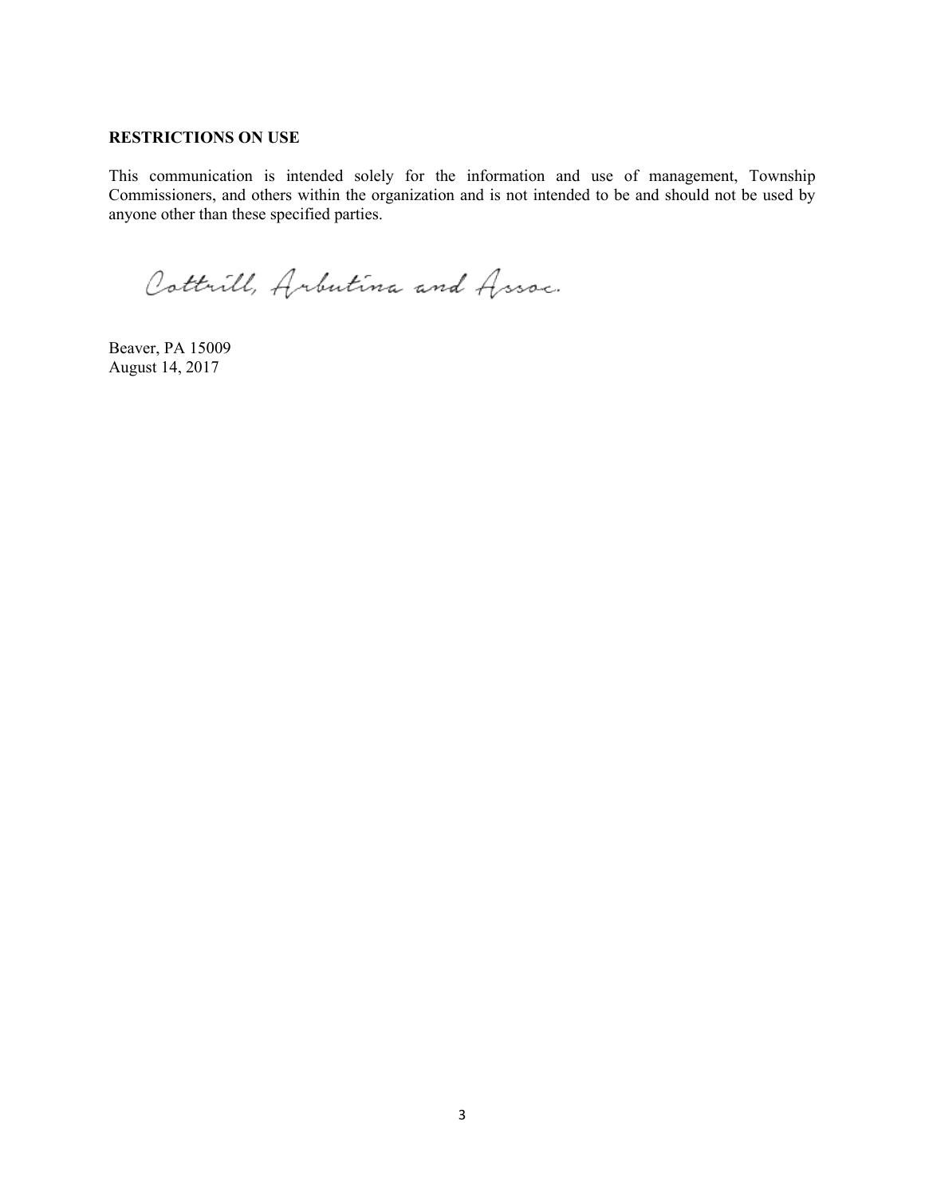**RESTRICTIONS ON USE**

This communication is intended solely for the information and use of management, Township Commissioners, and others within the organization and is not intended to be and should not be used by anyone other than these specified parties.

Cottrill, Arbutina and Assoc.

Beaver, PA 15009
August 14, 2017